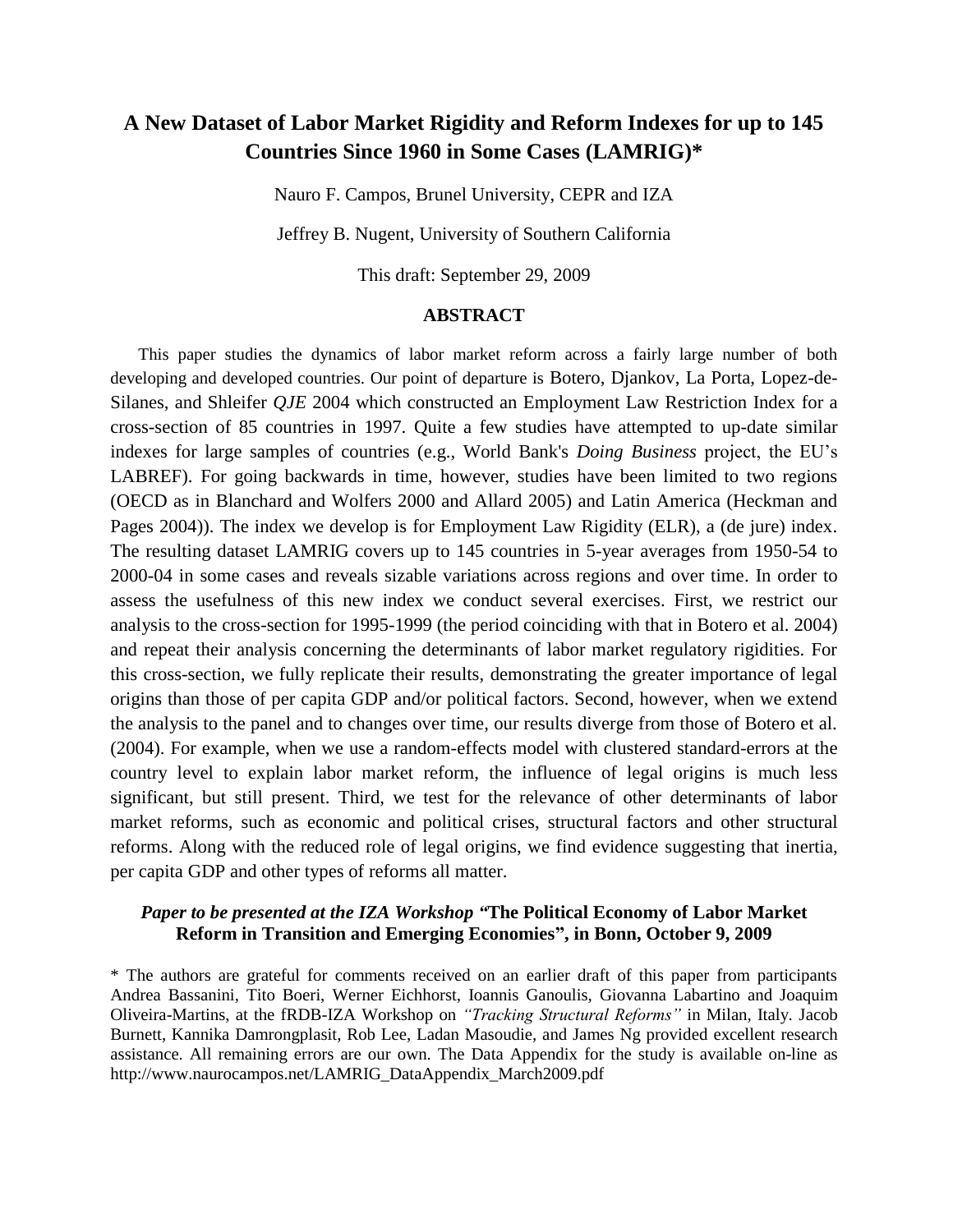# A New Dataset of Labor Market Rigidity and Reform Indexes for up to 145 Countries Since 1960 in Some Cases (LAMRIG)*

Nauro F. Campos, Brunel University, CEPR and IZA

Jeffrey B. Nugent, University of Southern California

This draft: September 29, 2009

## ABSTRACT

This paper studies the dynamics of labor market reform across a fairly large number of both developing and developed countries. Our point of departure is Botero, Djankov, La Porta, Lopez-de-Silanes, and Shleifer *QJE* 2004 which constructed an Employment Law Restriction Index for a cross-section of 85 countries in 1997. Quite a few studies have attempted to up-date similar indexes for large samples of countries (e.g., World Bank's *Doing Business* project, the EU's LABREF). For going backwards in time, however, studies have been limited to two regions (OECD as in Blanchard and Wolfers 2000 and Allard 2005) and Latin America (Heckman and Pages 2004)). The index we develop is for Employment Law Rigidity (ELR), a (de jure) index. The resulting dataset LAMRIG covers up to 145 countries in 5-year averages from 1950-54 to 2000-04 in some cases and reveals sizable variations across regions and over time. In order to assess the usefulness of this new index we conduct several exercises. First, we restrict our analysis to the cross-section for 1995-1999 (the period coinciding with that in Botero et al. 2004) and repeat their analysis concerning the determinants of labor market regulatory rigidities. For this cross-section, we fully replicate their results, demonstrating the greater importance of legal origins than those of per capita GDP and/or political factors. Second, however, when we extend the analysis to the panel and to changes over time, our results diverge from those of Botero et al. (2004). For example, when we use a random-effects model with clustered standard-errors at the country level to explain labor market reform, the influence of legal origins is much less significant, but still present. Third, we test for the relevance of other determinants of labor market reforms, such as economic and political crises, structural factors and other structural reforms. Along with the reduced role of legal origins, we find evidence suggesting that inertia, per capita GDP and other types of reforms all matter.

***Paper to be presented at the IZA Workshop* "The Political Economy of Labor Market Reform in Transition and Emerging Economies", in Bonn, October 9, 2009**

\* The authors are grateful for comments received on an earlier draft of this paper from participants Andrea Bassanini, Tito Boeri, Werner Eichhorst, Ioannis Ganoulis, Giovanna Labartino and Joaquim Oliveira-Martins, at the fRDB-IZA Workshop on *"Tracking Structural Reforms"* in Milan, Italy. Jacob Burnett, Kannika Damrongplasit, Rob Lee, Ladan Masoudie, and James Ng provided excellent research assistance. All remaining errors are our own. The Data Appendix for the study is available on-line as http://www.naurocampos.net/LAMRIG_DataAppendix_March2009.pdf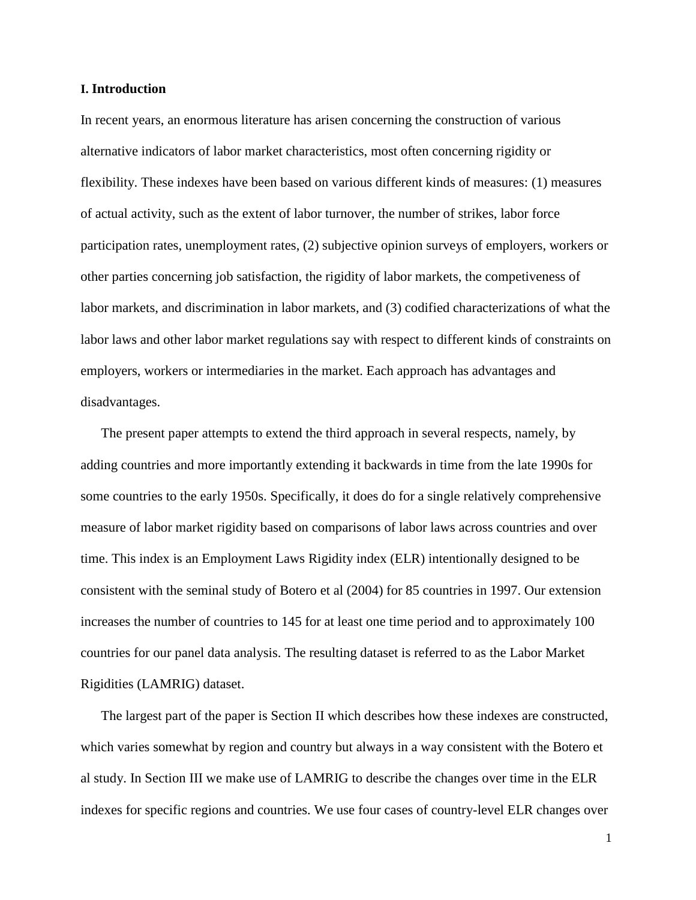## I. Introduction

In recent years, an enormous literature has arisen concerning the construction of various alternative indicators of labor market characteristics, most often concerning rigidity or flexibility. These indexes have been based on various different kinds of measures: (1) measures of actual activity, such as the extent of labor turnover, the number of strikes, labor force participation rates, unemployment rates, (2) subjective opinion surveys of employers, workers or other parties concerning job satisfaction, the rigidity of labor markets, the competiveness of labor markets, and discrimination in labor markets, and (3) codified characterizations of what the labor laws and other labor market regulations say with respect to different kinds of constraints on employers, workers or intermediaries in the market. Each approach has advantages and disadvantages.

The present paper attempts to extend the third approach in several respects, namely, by adding countries and more importantly extending it backwards in time from the late 1990s for some countries to the early 1950s. Specifically, it does do for a single relatively comprehensive measure of labor market rigidity based on comparisons of labor laws across countries and over time. This index is an Employment Laws Rigidity index (ELR) intentionally designed to be consistent with the seminal study of Botero et al (2004) for 85 countries in 1997. Our extension increases the number of countries to 145 for at least one time period and to approximately 100 countries for our panel data analysis. The resulting dataset is referred to as the Labor Market Rigidities (LAMRIG) dataset.

The largest part of the paper is Section II which describes how these indexes are constructed, which varies somewhat by region and country but always in a way consistent with the Botero et al study. In Section III we make use of LAMRIG to describe the changes over time in the ELR indexes for specific regions and countries. We use four cases of country-level ELR changes over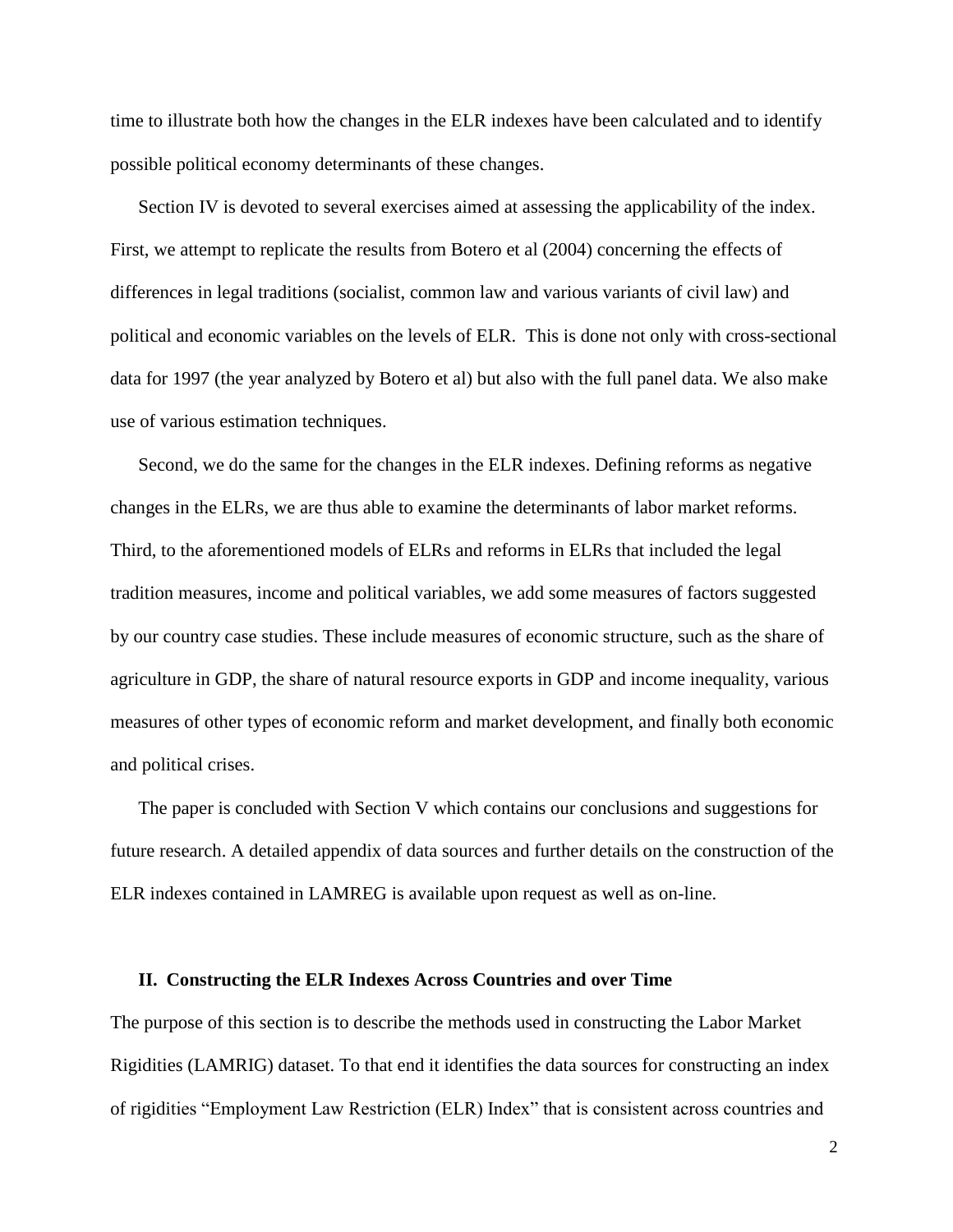time to illustrate both how the changes in the ELR indexes have been calculated and to identify possible political economy determinants of these changes.

Section IV is devoted to several exercises aimed at assessing the applicability of the index. First, we attempt to replicate the results from Botero et al (2004) concerning the effects of differences in legal traditions (socialist, common law and various variants of civil law) and political and economic variables on the levels of ELR. This is done not only with cross-sectional data for 1997 (the year analyzed by Botero et al) but also with the full panel data. We also make use of various estimation techniques.

Second, we do the same for the changes in the ELR indexes. Defining reforms as negative changes in the ELRs, we are thus able to examine the determinants of labor market reforms. Third, to the aforementioned models of ELRs and reforms in ELRs that included the legal tradition measures, income and political variables, we add some measures of factors suggested by our country case studies. These include measures of economic structure, such as the share of agriculture in GDP, the share of natural resource exports in GDP and income inequality, various measures of other types of economic reform and market development, and finally both economic and political crises.

The paper is concluded with Section V which contains our conclusions and suggestions for future research. A detailed appendix of data sources and further details on the construction of the ELR indexes contained in LAMREG is available upon request as well as on-line.

## II. Constructing the ELR Indexes Across Countries and over Time

The purpose of this section is to describe the methods used in constructing the Labor Market Rigidities (LAMRIG) dataset. To that end it identifies the data sources for constructing an index of rigidities "Employment Law Restriction (ELR) Index" that is consistent across countries and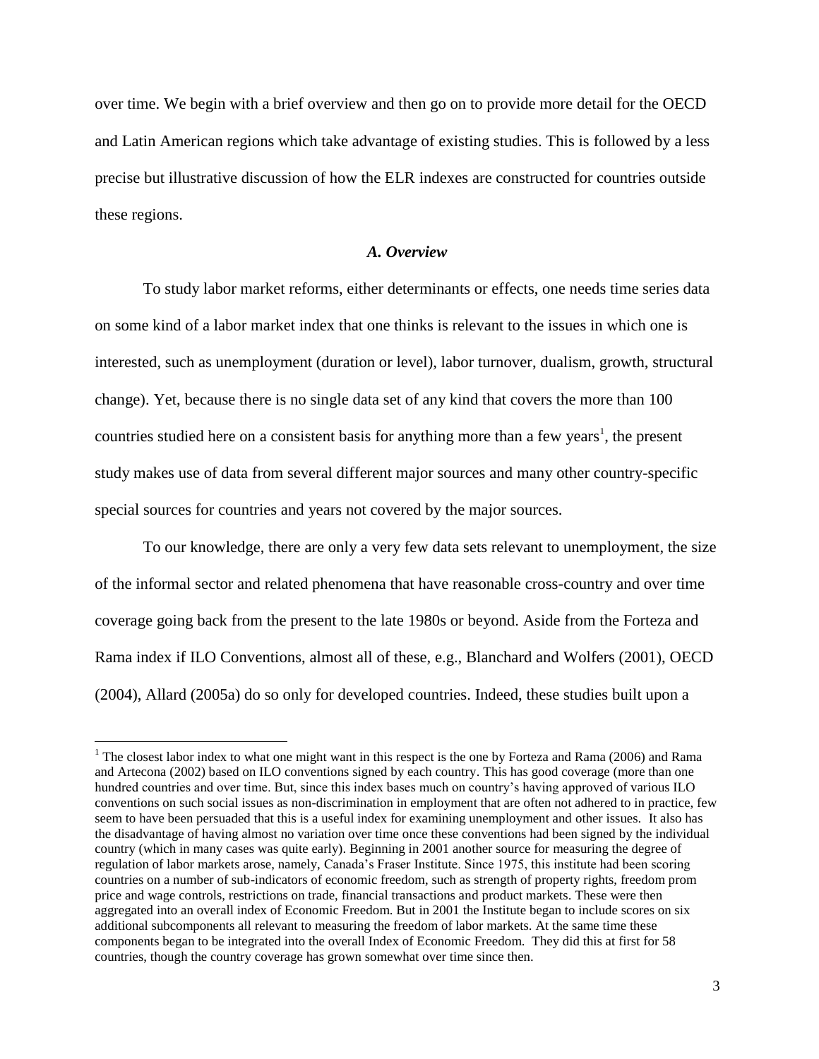over time. We begin with a brief overview and then go on to provide more detail for the OECD and Latin American regions which take advantage of existing studies. This is followed by a less precise but illustrative discussion of how the ELR indexes are constructed for countries outside these regions.

### *A. Overview*

To study labor market reforms, either determinants or effects, one needs time series data on some kind of a labor market index that one thinks is relevant to the issues in which one is interested, such as unemployment (duration or level), labor turnover, dualism, growth, structural change). Yet, because there is no single data set of any kind that covers the more than 100 countries studied here on a consistent basis for anything more than a few years[1], the present study makes use of data from several different major sources and many other country-specific special sources for countries and years not covered by the major sources.

To our knowledge, there are only a very few data sets relevant to unemployment, the size of the informal sector and related phenomena that have reasonable cross-country and over time coverage going back from the present to the late 1980s or beyond. Aside from the Forteza and Rama index if ILO Conventions, almost all of these, e.g., Blanchard and Wolfers (2001), OECD (2004), Allard (2005a) do so only for developed countries. Indeed, these studies built upon a

[1] The closest labor index to what one might want in this respect is the one by Forteza and Rama (2006) and Rama and Artecona (2002) based on ILO conventions signed by each country. This has good coverage (more than one hundred countries and over time. But, since this index bases much on country's having approved of various ILO conventions on such social issues as non-discrimination in employment that are often not adhered to in practice, few seem to have been persuaded that this is a useful index for examining unemployment and other issues. It also has the disadvantage of having almost no variation over time once these conventions had been signed by the individual country (which in many cases was quite early). Beginning in 2001 another source for measuring the degree of regulation of labor markets arose, namely, Canada's Fraser Institute. Since 1975, this institute had been scoring countries on a number of sub-indicators of economic freedom, such as strength of property rights, freedom prom price and wage controls, restrictions on trade, financial transactions and product markets. These were then aggregated into an overall index of Economic Freedom. But in 2001 the Institute began to include scores on six additional subcomponents all relevant to measuring the freedom of labor markets. At the same time these components began to be integrated into the overall Index of Economic Freedom. They did this at first for 58 countries, though the country coverage has grown somewhat over time since then.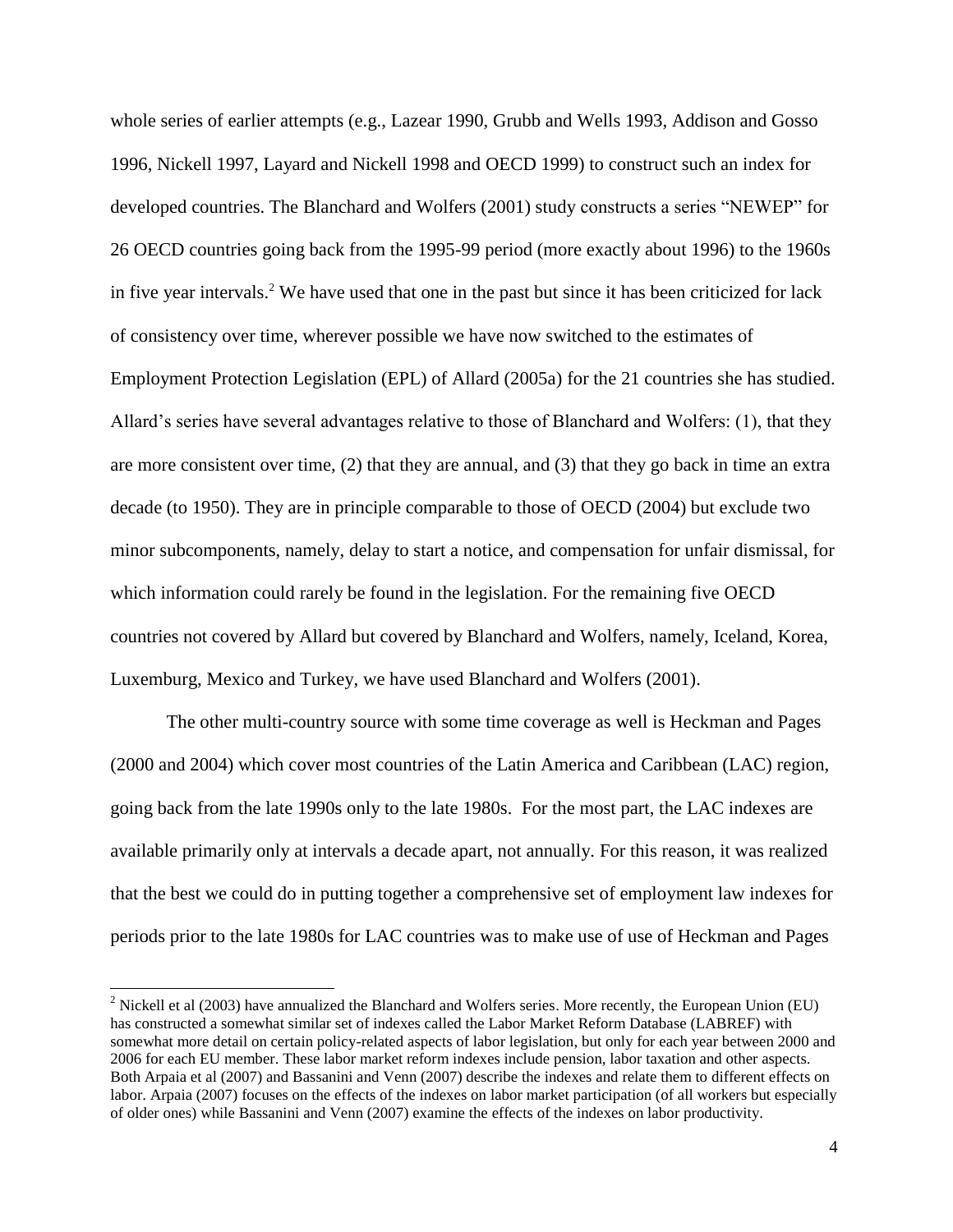whole series of earlier attempts (e.g., Lazear 1990, Grubb and Wells 1993, Addison and Gosso 1996, Nickell 1997, Layard and Nickell 1998 and OECD 1999) to construct such an index for developed countries. The Blanchard and Wolfers (2001) study constructs a series "NEWEP" for 26 OECD countries going back from the 1995-99 period (more exactly about 1996) to the 1960s in five year intervals.[2] We have used that one in the past but since it has been criticized for lack of consistency over time, wherever possible we have now switched to the estimates of Employment Protection Legislation (EPL) of Allard (2005a) for the 21 countries she has studied. Allard's series have several advantages relative to those of Blanchard and Wolfers: (1), that they are more consistent over time, (2) that they are annual, and (3) that they go back in time an extra decade (to 1950). They are in principle comparable to those of OECD (2004) but exclude two minor subcomponents, namely, delay to start a notice, and compensation for unfair dismissal, for which information could rarely be found in the legislation. For the remaining five OECD countries not covered by Allard but covered by Blanchard and Wolfers, namely, Iceland, Korea, Luxemburg, Mexico and Turkey, we have used Blanchard and Wolfers (2001).

The other multi-country source with some time coverage as well is Heckman and Pages (2000 and 2004) which cover most countries of the Latin America and Caribbean (LAC) region, going back from the late 1990s only to the late 1980s. For the most part, the LAC indexes are available primarily only at intervals a decade apart, not annually. For this reason, it was realized that the best we could do in putting together a comprehensive set of employment law indexes for periods prior to the late 1980s for LAC countries was to make use of use of Heckman and Pages

[2] Nickell et al (2003) have annualized the Blanchard and Wolfers series. More recently, the European Union (EU) has constructed a somewhat similar set of indexes called the Labor Market Reform Database (LABREF) with somewhat more detail on certain policy-related aspects of labor legislation, but only for each year between 2000 and 2006 for each EU member. These labor market reform indexes include pension, labor taxation and other aspects. Both Arpaia et al (2007) and Bassanini and Venn (2007) describe the indexes and relate them to different effects on labor. Arpaia (2007) focuses on the effects of the indexes on labor market participation (of all workers but especially of older ones) while Bassanini and Venn (2007) examine the effects of the indexes on labor productivity.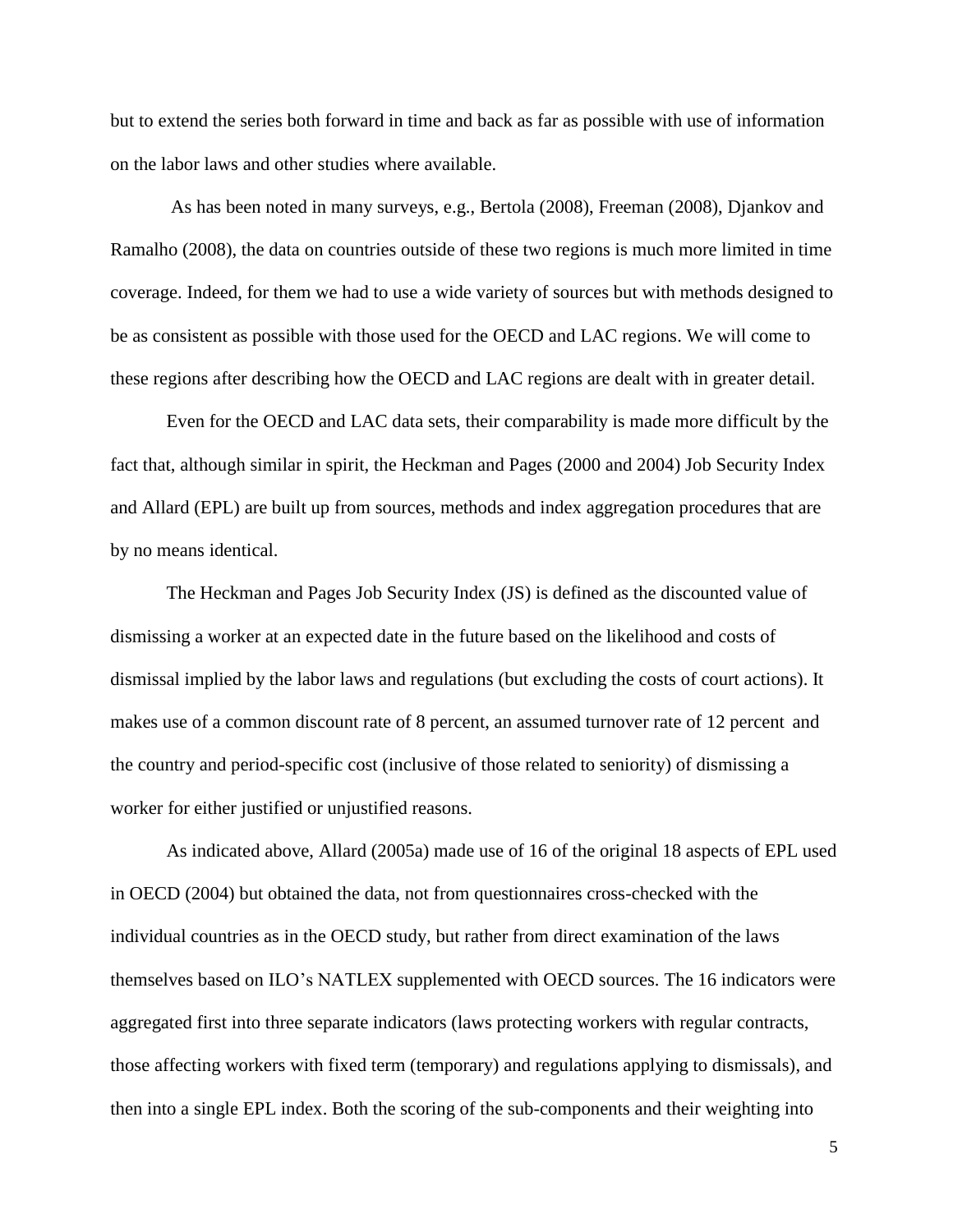but to extend the series both forward in time and back as far as possible with use of information on the labor laws and other studies where available.

As has been noted in many surveys, e.g., Bertola (2008), Freeman (2008), Djankov and Ramalho (2008), the data on countries outside of these two regions is much more limited in time coverage. Indeed, for them we had to use a wide variety of sources but with methods designed to be as consistent as possible with those used for the OECD and LAC regions. We will come to these regions after describing how the OECD and LAC regions are dealt with in greater detail.

Even for the OECD and LAC data sets, their comparability is made more difficult by the fact that, although similar in spirit, the Heckman and Pages (2000 and 2004) Job Security Index and Allard (EPL) are built up from sources, methods and index aggregation procedures that are by no means identical.

The Heckman and Pages Job Security Index (JS) is defined as the discounted value of dismissing a worker at an expected date in the future based on the likelihood and costs of dismissal implied by the labor laws and regulations (but excluding the costs of court actions). It makes use of a common discount rate of 8 percent, an assumed turnover rate of 12 percent and the country and period-specific cost (inclusive of those related to seniority) of dismissing a worker for either justified or unjustified reasons.

As indicated above, Allard (2005a) made use of 16 of the original 18 aspects of EPL used in OECD (2004) but obtained the data, not from questionnaires cross-checked with the individual countries as in the OECD study, but rather from direct examination of the laws themselves based on ILO's NATLEX supplemented with OECD sources. The 16 indicators were aggregated first into three separate indicators (laws protecting workers with regular contracts, those affecting workers with fixed term (temporary) and regulations applying to dismissals), and then into a single EPL index. Both the scoring of the sub-components and their weighting into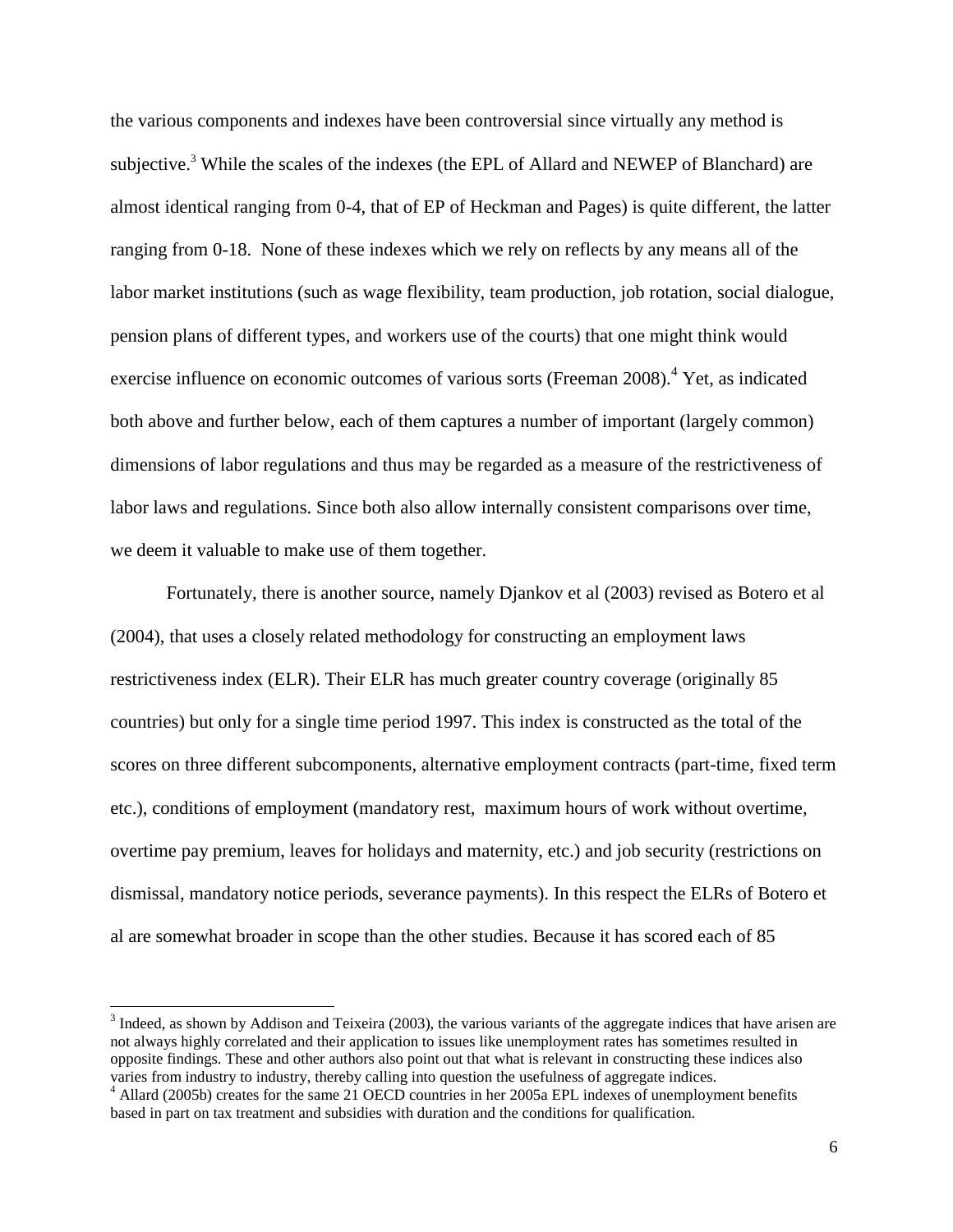the various components and indexes have been controversial since virtually any method is subjective.[3] While the scales of the indexes (the EPL of Allard and NEWEP of Blanchard) are almost identical ranging from 0-4, that of EP of Heckman and Pages) is quite different, the latter ranging from 0-18. None of these indexes which we rely on reflects by any means all of the labor market institutions (such as wage flexibility, team production, job rotation, social dialogue, pension plans of different types, and workers use of the courts) that one might think would exercise influence on economic outcomes of various sorts (Freeman 2008).[4] Yet, as indicated both above and further below, each of them captures a number of important (largely common) dimensions of labor regulations and thus may be regarded as a measure of the restrictiveness of labor laws and regulations. Since both also allow internally consistent comparisons over time, we deem it valuable to make use of them together.

Fortunately, there is another source, namely Djankov et al (2003) revised as Botero et al (2004), that uses a closely related methodology for constructing an employment laws restrictiveness index (ELR). Their ELR has much greater country coverage (originally 85 countries) but only for a single time period 1997. This index is constructed as the total of the scores on three different subcomponents, alternative employment contracts (part-time, fixed term etc.), conditions of employment (mandatory rest, maximum hours of work without overtime, overtime pay premium, leaves for holidays and maternity, etc.) and job security (restrictions on dismissal, mandatory notice periods, severance payments). In this respect the ELRs of Botero et al are somewhat broader in scope than the other studies. Because it has scored each of 85

---

[3] Indeed, as shown by Addison and Teixeira (2003), the various variants of the aggregate indices that have arisen are not always highly correlated and their application to issues like unemployment rates has sometimes resulted in opposite findings. These and other authors also point out that what is relevant in constructing these indices also varies from industry to industry, thereby calling into question the usefulness of aggregate indices.

[4] Allard (2005b) creates for the same 21 OECD countries in her 2005a EPL indexes of unemployment benefits based in part on tax treatment and subsidies with duration and the conditions for qualification.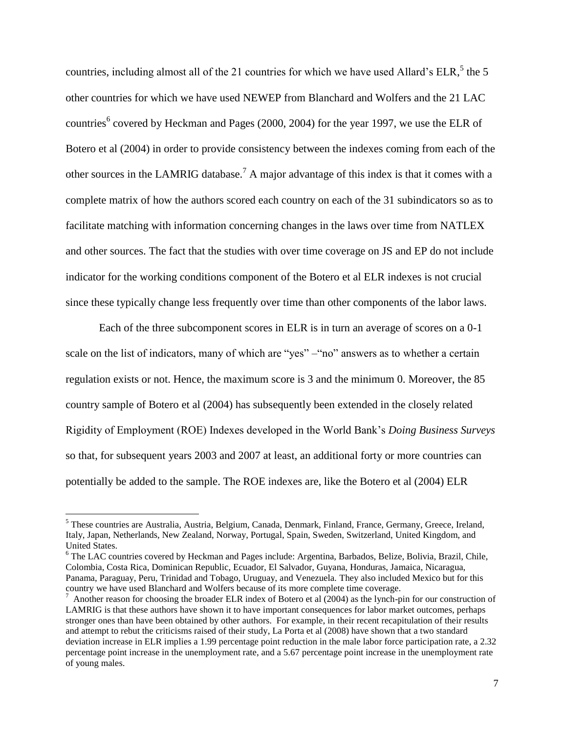countries, including almost all of the 21 countries for which we have used Allard's ELR,[5] the 5 other countries for which we have used NEWEP from Blanchard and Wolfers and the 21 LAC countries[6] covered by Heckman and Pages (2000, 2004) for the year 1997, we use the ELR of Botero et al (2004) in order to provide consistency between the indexes coming from each of the other sources in the LAMRIG database.[7] A major advantage of this index is that it comes with a complete matrix of how the authors scored each country on each of the 31 subindicators so as to facilitate matching with information concerning changes in the laws over time from NATLEX and other sources. The fact that the studies with over time coverage on JS and EP do not include indicator for the working conditions component of the Botero et al ELR indexes is not crucial since these typically change less frequently over time than other components of the labor laws.

Each of the three subcomponent scores in ELR is in turn an average of scores on a 0-1 scale on the list of indicators, many of which are "yes" –"no" answers as to whether a certain regulation exists or not. Hence, the maximum score is 3 and the minimum 0. Moreover, the 85 country sample of Botero et al (2004) has subsequently been extended in the closely related Rigidity of Employment (ROE) Indexes developed in the World Bank's *Doing Business Surveys* so that, for subsequent years 2003 and 2007 at least, an additional forty or more countries can potentially be added to the sample. The ROE indexes are, like the Botero et al (2004) ELR

---

[5] These countries are Australia, Austria, Belgium, Canada, Denmark, Finland, France, Germany, Greece, Ireland, Italy, Japan, Netherlands, New Zealand, Norway, Portugal, Spain, Sweden, Switzerland, United Kingdom, and United States.

[6] The LAC countries covered by Heckman and Pages include: Argentina, Barbados, Belize, Bolivia, Brazil, Chile, Colombia, Costa Rica, Dominican Republic, Ecuador, El Salvador, Guyana, Honduras, Jamaica, Nicaragua, Panama, Paraguay, Peru, Trinidad and Tobago, Uruguay, and Venezuela. They also included Mexico but for this country we have used Blanchard and Wolfers because of its more complete time coverage.

[7] Another reason for choosing the broader ELR index of Botero et al (2004) as the lynch-pin for our construction of LAMRIG is that these authors have shown it to have important consequences for labor market outcomes, perhaps stronger ones than have been obtained by other authors. For example, in their recent recapitulation of their results and attempt to rebut the criticisms raised of their study, La Porta et al (2008) have shown that a two standard deviation increase in ELR implies a 1.99 percentage point reduction in the male labor force participation rate, a 2.32 percentage point increase in the unemployment rate, and a 5.67 percentage point increase in the unemployment rate of young males.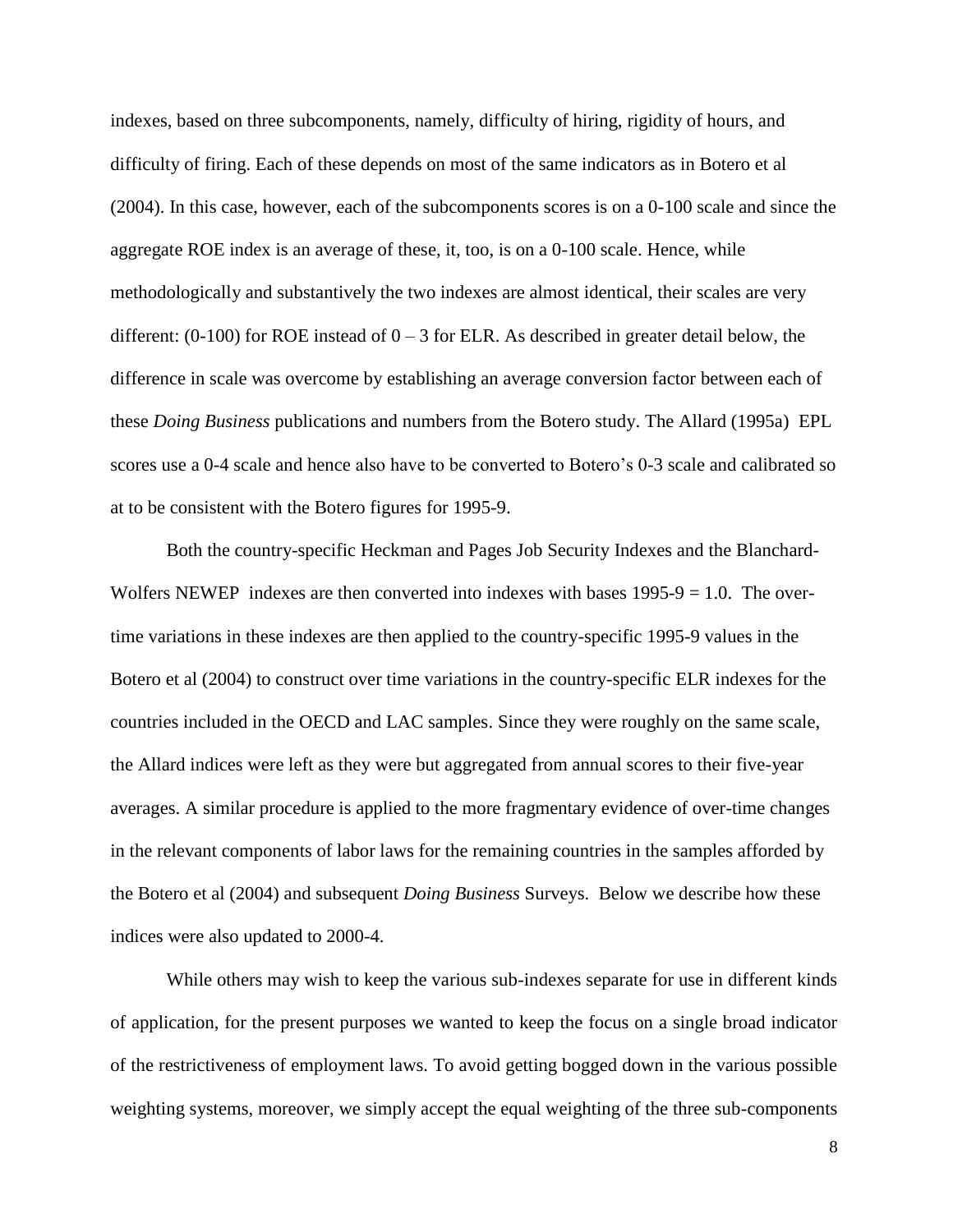indexes, based on three subcomponents, namely, difficulty of hiring, rigidity of hours, and difficulty of firing. Each of these depends on most of the same indicators as in Botero et al (2004). In this case, however, each of the subcomponents scores is on a 0-100 scale and since the aggregate ROE index is an average of these, it, too, is on a 0-100 scale. Hence, while methodologically and substantively the two indexes are almost identical, their scales are very different: (0-100) for ROE instead of 0 – 3 for ELR. As described in greater detail below, the difference in scale was overcome by establishing an average conversion factor between each of these *Doing Business* publications and numbers from the Botero study. The Allard (1995a) EPL scores use a 0-4 scale and hence also have to be converted to Botero's 0-3 scale and calibrated so at to be consistent with the Botero figures for 1995-9.

Both the country-specific Heckman and Pages Job Security Indexes and the Blanchard-Wolfers NEWEP indexes are then converted into indexes with bases 1995-9 = 1.0. The over-time variations in these indexes are then applied to the country-specific 1995-9 values in the Botero et al (2004) to construct over time variations in the country-specific ELR indexes for the countries included in the OECD and LAC samples. Since they were roughly on the same scale, the Allard indices were left as they were but aggregated from annual scores to their five-year averages. A similar procedure is applied to the more fragmentary evidence of over-time changes in the relevant components of labor laws for the remaining countries in the samples afforded by the Botero et al (2004) and subsequent *Doing Business* Surveys. Below we describe how these indices were also updated to 2000-4.

While others may wish to keep the various sub-indexes separate for use in different kinds of application, for the present purposes we wanted to keep the focus on a single broad indicator of the restrictiveness of employment laws. To avoid getting bogged down in the various possible weighting systems, moreover, we simply accept the equal weighting of the three sub-components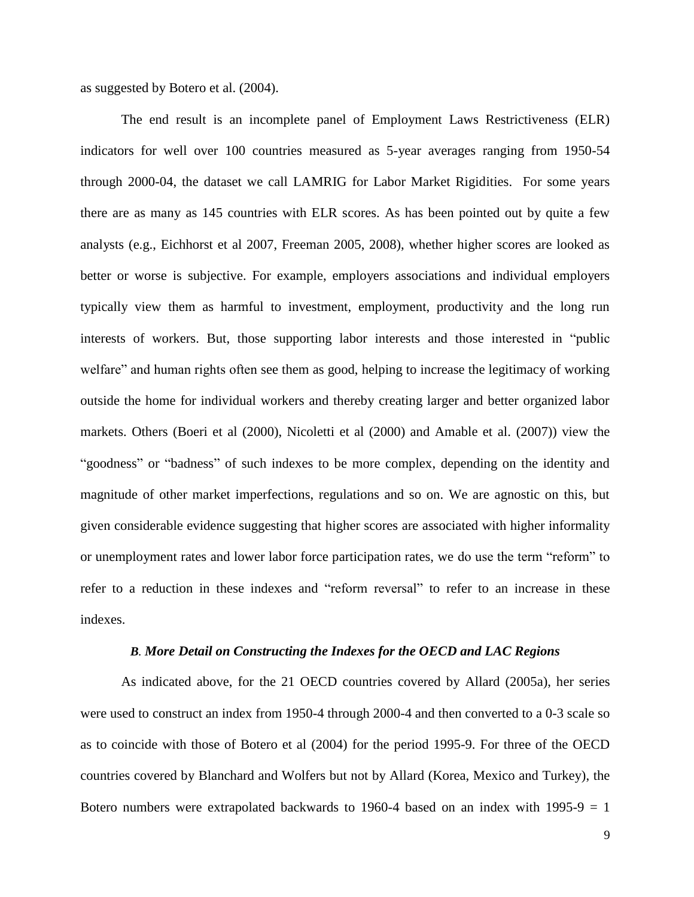as suggested by Botero et al. (2004).

The end result is an incomplete panel of Employment Laws Restrictiveness (ELR) indicators for well over 100 countries measured as 5-year averages ranging from 1950-54 through 2000-04, the dataset we call LAMRIG for Labor Market Rigidities. For some years there are as many as 145 countries with ELR scores. As has been pointed out by quite a few analysts (e.g., Eichhorst et al 2007, Freeman 2005, 2008), whether higher scores are looked as better or worse is subjective. For example, employers associations and individual employers typically view them as harmful to investment, employment, productivity and the long run interests of workers. But, those supporting labor interests and those interested in "public welfare" and human rights often see them as good, helping to increase the legitimacy of working outside the home for individual workers and thereby creating larger and better organized labor markets. Others (Boeri et al (2000), Nicoletti et al (2000) and Amable et al. (2007)) view the "goodness" or "badness" of such indexes to be more complex, depending on the identity and magnitude of other market imperfections, regulations and so on. We are agnostic on this, but given considerable evidence suggesting that higher scores are associated with higher informality or unemployment rates and lower labor force participation rates, we do use the term "reform" to refer to a reduction in these indexes and "reform reversal" to refer to an increase in these indexes.

### *B. More Detail on Constructing the Indexes for the OECD and LAC Regions*

As indicated above, for the 21 OECD countries covered by Allard (2005a), her series were used to construct an index from 1950-4 through 2000-4 and then converted to a 0-3 scale so as to coincide with those of Botero et al (2004) for the period 1995-9. For three of the OECD countries covered by Blanchard and Wolfers but not by Allard (Korea, Mexico and Turkey), the Botero numbers were extrapolated backwards to 1960-4 based on an index with 1995-9 = 1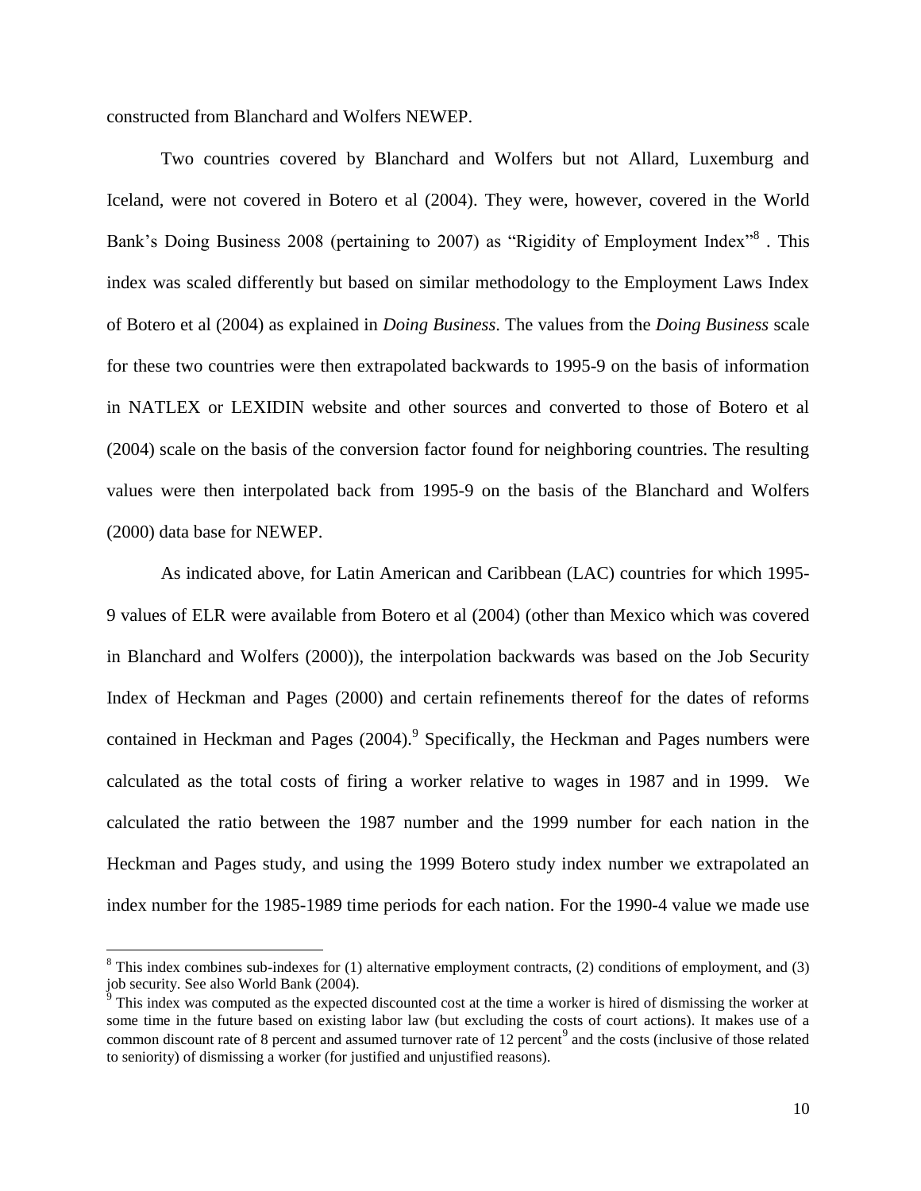constructed from Blanchard and Wolfers NEWEP.

Two countries covered by Blanchard and Wolfers but not Allard, Luxemburg and Iceland, were not covered in Botero et al (2004). They were, however, covered in the World Bank's Doing Business 2008 (pertaining to 2007) as "Rigidity of Employment Index"[8]. This index was scaled differently but based on similar methodology to the Employment Laws Index of Botero et al (2004) as explained in *Doing Business*. The values from the *Doing Business* scale for these two countries were then extrapolated backwards to 1995-9 on the basis of information in NATLEX or LEXIDIN website and other sources and converted to those of Botero et al (2004) scale on the basis of the conversion factor found for neighboring countries. The resulting values were then interpolated back from 1995-9 on the basis of the Blanchard and Wolfers (2000) data base for NEWEP.

As indicated above, for Latin American and Caribbean (LAC) countries for which 1995-9 values of ELR were available from Botero et al (2004) (other than Mexico which was covered in Blanchard and Wolfers (2000)), the interpolation backwards was based on the Job Security Index of Heckman and Pages (2000) and certain refinements thereof for the dates of reforms contained in Heckman and Pages (2004).[9] Specifically, the Heckman and Pages numbers were calculated as the total costs of firing a worker relative to wages in 1987 and in 1999. We calculated the ratio between the 1987 number and the 1999 number for each nation in the Heckman and Pages study, and using the 1999 Botero study index number we extrapolated an index number for the 1985-1989 time periods for each nation. For the 1990-4 value we made use

---

[8] This index combines sub-indexes for (1) alternative employment contracts, (2) conditions of employment, and (3) job security. See also World Bank (2004).

[9] This index was computed as the expected discounted cost at the time a worker is hired of dismissing the worker at some time in the future based on existing labor law (but excluding the costs of court actions). It makes use of a common discount rate of 8 percent and assumed turnover rate of 12 percent[9] and the costs (inclusive of those related to seniority) of dismissing a worker (for justified and unjustified reasons).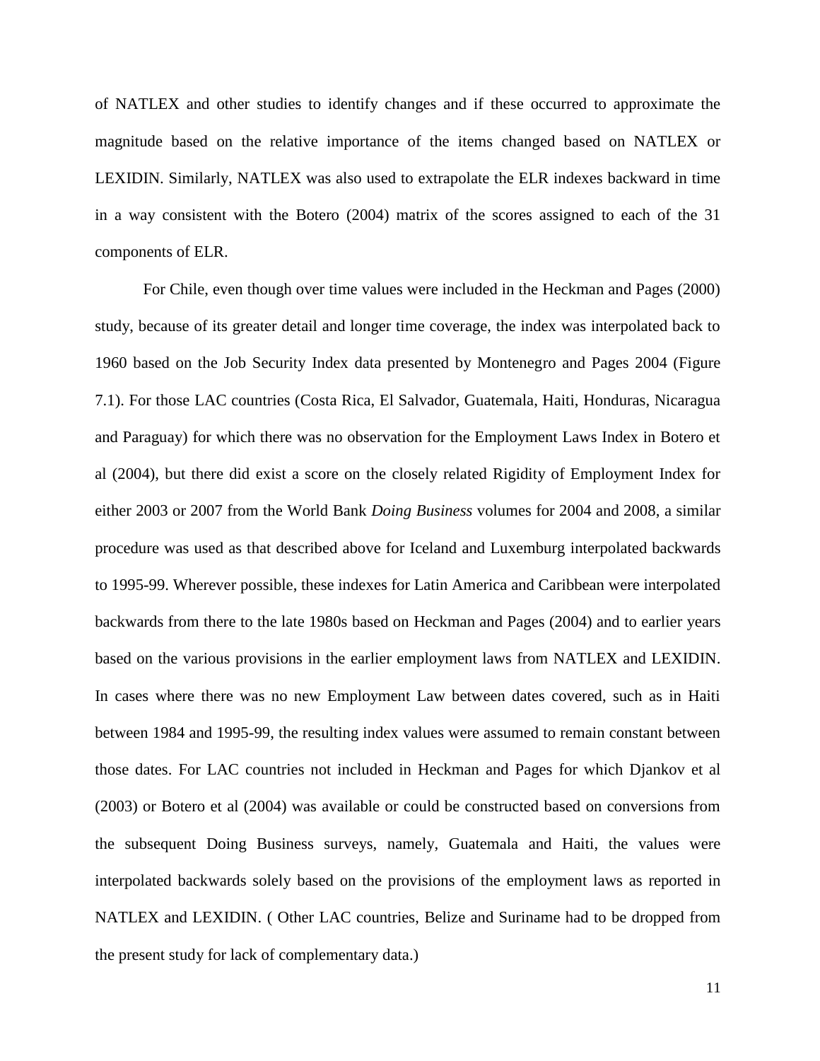of NATLEX and other studies to identify changes and if these occurred to approximate the magnitude based on the relative importance of the items changed based on NATLEX or LEXIDIN. Similarly, NATLEX was also used to extrapolate the ELR indexes backward in time in a way consistent with the Botero (2004) matrix of the scores assigned to each of the 31 components of ELR.

For Chile, even though over time values were included in the Heckman and Pages (2000) study, because of its greater detail and longer time coverage, the index was interpolated back to 1960 based on the Job Security Index data presented by Montenegro and Pages 2004 (Figure 7.1). For those LAC countries (Costa Rica, El Salvador, Guatemala, Haiti, Honduras, Nicaragua and Paraguay) for which there was no observation for the Employment Laws Index in Botero et al (2004), but there did exist a score on the closely related Rigidity of Employment Index for either 2003 or 2007 from the World Bank *Doing Business* volumes for 2004 and 2008, a similar procedure was used as that described above for Iceland and Luxemburg interpolated backwards to 1995-99. Wherever possible, these indexes for Latin America and Caribbean were interpolated backwards from there to the late 1980s based on Heckman and Pages (2004) and to earlier years based on the various provisions in the earlier employment laws from NATLEX and LEXIDIN. In cases where there was no new Employment Law between dates covered, such as in Haiti between 1984 and 1995-99, the resulting index values were assumed to remain constant between those dates. For LAC countries not included in Heckman and Pages for which Djankov et al (2003) or Botero et al (2004) was available or could be constructed based on conversions from the subsequent Doing Business surveys, namely, Guatemala and Haiti, the values were interpolated backwards solely based on the provisions of the employment laws as reported in NATLEX and LEXIDIN. ( Other LAC countries, Belize and Suriname had to be dropped from the present study for lack of complementary data.)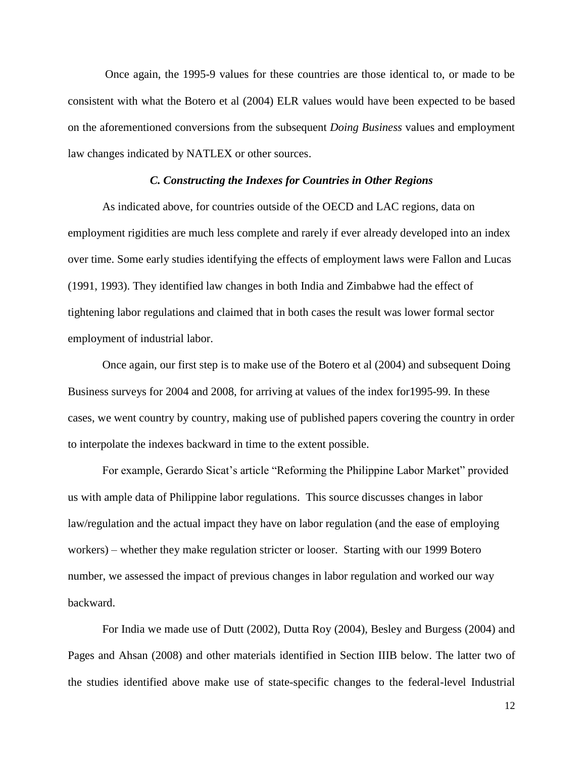Once again, the 1995-9 values for these countries are those identical to, or made to be consistent with what the Botero et al (2004) ELR values would have been expected to be based on the aforementioned conversions from the subsequent *Doing Business* values and employment law changes indicated by NATLEX or other sources.

### *C. Constructing the Indexes for Countries in Other Regions*

As indicated above, for countries outside of the OECD and LAC regions, data on employment rigidities are much less complete and rarely if ever already developed into an index over time. Some early studies identifying the effects of employment laws were Fallon and Lucas (1991, 1993). They identified law changes in both India and Zimbabwe had the effect of tightening labor regulations and claimed that in both cases the result was lower formal sector employment of industrial labor.

Once again, our first step is to make use of the Botero et al (2004) and subsequent Doing Business surveys for 2004 and 2008, for arriving at values of the index for1995-99. In these cases, we went country by country, making use of published papers covering the country in order to interpolate the indexes backward in time to the extent possible.

For example, Gerardo Sicat's article "Reforming the Philippine Labor Market" provided us with ample data of Philippine labor regulations. This source discusses changes in labor law/regulation and the actual impact they have on labor regulation (and the ease of employing workers) – whether they make regulation stricter or looser. Starting with our 1999 Botero number, we assessed the impact of previous changes in labor regulation and worked our way backward.

For India we made use of Dutt (2002), Dutta Roy (2004), Besley and Burgess (2004) and Pages and Ahsan (2008) and other materials identified in Section IIIB below. The latter two of the studies identified above make use of state-specific changes to the federal-level Industrial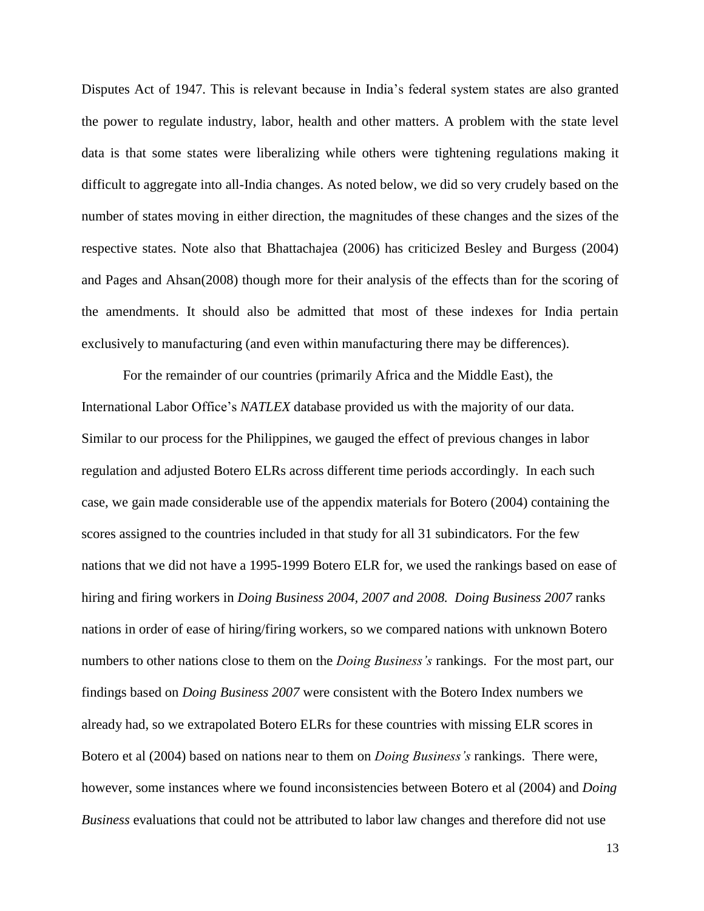Disputes Act of 1947. This is relevant because in India's federal system states are also granted the power to regulate industry, labor, health and other matters. A problem with the state level data is that some states were liberalizing while others were tightening regulations making it difficult to aggregate into all-India changes. As noted below, we did so very crudely based on the number of states moving in either direction, the magnitudes of these changes and the sizes of the respective states. Note also that Bhattachajea (2006) has criticized Besley and Burgess (2004) and Pages and Ahsan(2008) though more for their analysis of the effects than for the scoring of the amendments. It should also be admitted that most of these indexes for India pertain exclusively to manufacturing (and even within manufacturing there may be differences).

For the remainder of our countries (primarily Africa and the Middle East), the International Labor Office's *NATLEX* database provided us with the majority of our data. Similar to our process for the Philippines, we gauged the effect of previous changes in labor regulation and adjusted Botero ELRs across different time periods accordingly. In each such case, we gain made considerable use of the appendix materials for Botero (2004) containing the scores assigned to the countries included in that study for all 31 subindicators. For the few nations that we did not have a 1995-1999 Botero ELR for, we used the rankings based on ease of hiring and firing workers in *Doing Business 2004, 2007 and 2008. Doing Business 2007* ranks nations in order of ease of hiring/firing workers, so we compared nations with unknown Botero numbers to other nations close to them on the *Doing Business's* rankings. For the most part, our findings based on *Doing Business 2007* were consistent with the Botero Index numbers we already had, so we extrapolated Botero ELRs for these countries with missing ELR scores in Botero et al (2004) based on nations near to them on *Doing Business's* rankings. There were, however, some instances where we found inconsistencies between Botero et al (2004) and *Doing Business* evaluations that could not be attributed to labor law changes and therefore did not use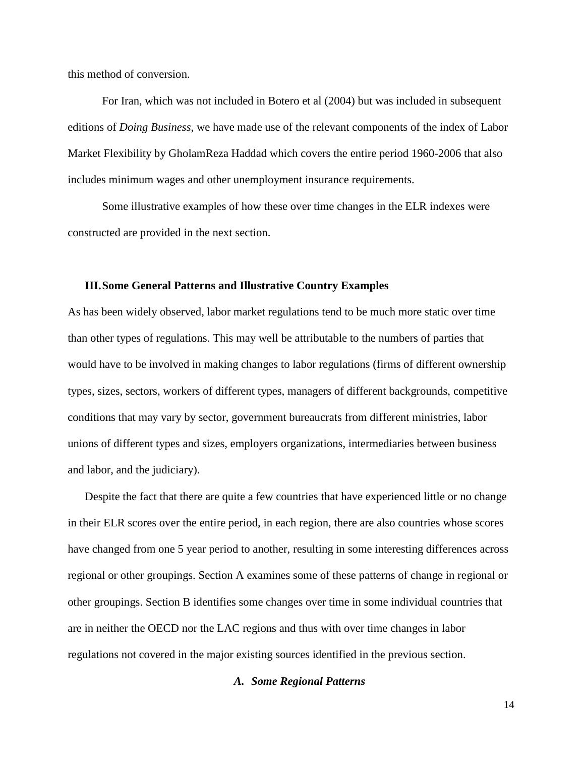this method of conversion.

For Iran, which was not included in Botero et al (2004) but was included in subsequent editions of *Doing Business*, we have made use of the relevant components of the index of Labor Market Flexibility by GholamReza Haddad which covers the entire period 1960-2006 that also includes minimum wages and other unemployment insurance requirements.

Some illustrative examples of how these over time changes in the ELR indexes were constructed are provided in the next section.

## III. Some General Patterns and Illustrative Country Examples

As has been widely observed, labor market regulations tend to be much more static over time than other types of regulations. This may well be attributable to the numbers of parties that would have to be involved in making changes to labor regulations (firms of different ownership types, sizes, sectors, workers of different types, managers of different backgrounds, competitive conditions that may vary by sector, government bureaucrats from different ministries, labor unions of different types and sizes, employers organizations, intermediaries between business and labor, and the judiciary).

Despite the fact that there are quite a few countries that have experienced little or no change in their ELR scores over the entire period, in each region, there are also countries whose scores have changed from one 5 year period to another, resulting in some interesting differences across regional or other groupings. Section A examines some of these patterns of change in regional or other groupings. Section B identifies some changes over time in some individual countries that are in neither the OECD nor the LAC regions and thus with over time changes in labor regulations not covered in the major existing sources identified in the previous section.

### *A. Some Regional Patterns*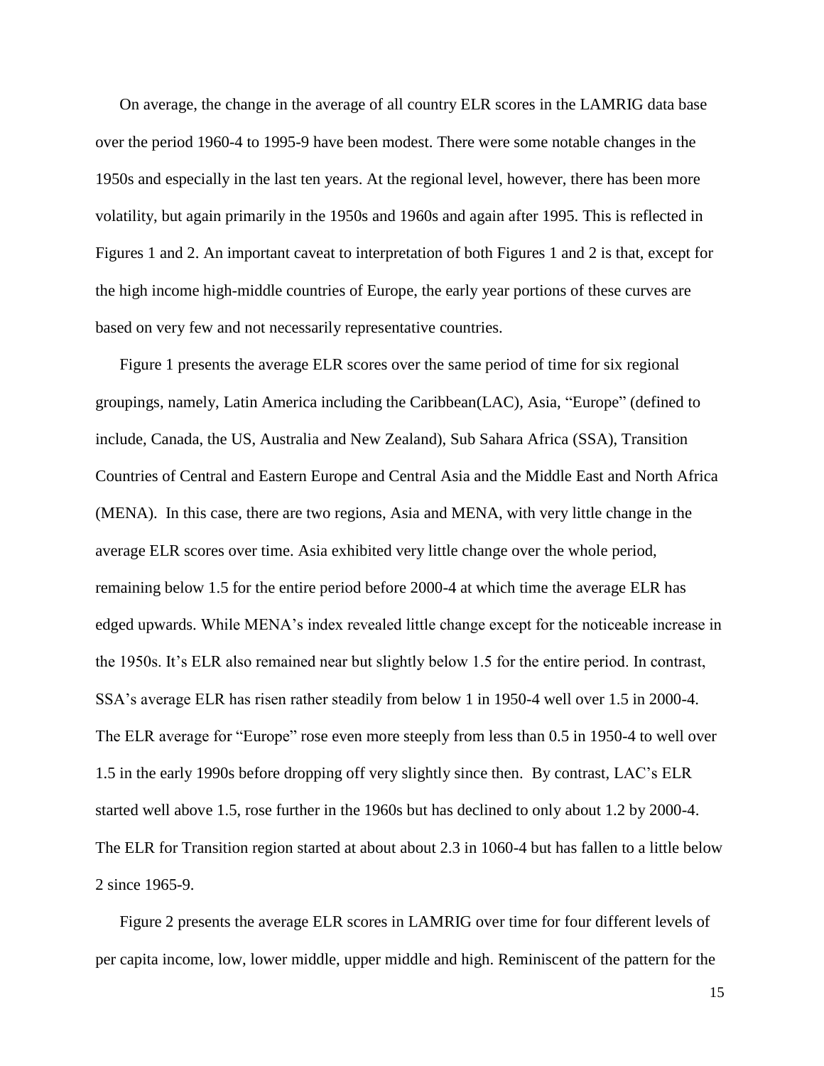On average, the change in the average of all country ELR scores in the LAMRIG data base over the period 1960-4 to 1995-9 have been modest. There were some notable changes in the 1950s and especially in the last ten years. At the regional level, however, there has been more volatility, but again primarily in the 1950s and 1960s and again after 1995. This is reflected in Figures 1 and 2. An important caveat to interpretation of both Figures 1 and 2 is that, except for the high income high-middle countries of Europe, the early year portions of these curves are based on very few and not necessarily representative countries.

Figure 1 presents the average ELR scores over the same period of time for six regional groupings, namely, Latin America including the Caribbean(LAC), Asia, "Europe" (defined to include, Canada, the US, Australia and New Zealand), Sub Sahara Africa (SSA), Transition Countries of Central and Eastern Europe and Central Asia and the Middle East and North Africa (MENA). In this case, there are two regions, Asia and MENA, with very little change in the average ELR scores over time. Asia exhibited very little change over the whole period, remaining below 1.5 for the entire period before 2000-4 at which time the average ELR has edged upwards. While MENA's index revealed little change except for the noticeable increase in the 1950s. It's ELR also remained near but slightly below 1.5 for the entire period. In contrast, SSA's average ELR has risen rather steadily from below 1 in 1950-4 well over 1.5 in 2000-4. The ELR average for "Europe" rose even more steeply from less than 0.5 in 1950-4 to well over 1.5 in the early 1990s before dropping off very slightly since then. By contrast, LAC's ELR started well above 1.5, rose further in the 1960s but has declined to only about 1.2 by 2000-4. The ELR for Transition region started at about about 2.3 in 1060-4 but has fallen to a little below 2 since 1965-9.

Figure 2 presents the average ELR scores in LAMRIG over time for four different levels of per capita income, low, lower middle, upper middle and high. Reminiscent of the pattern for the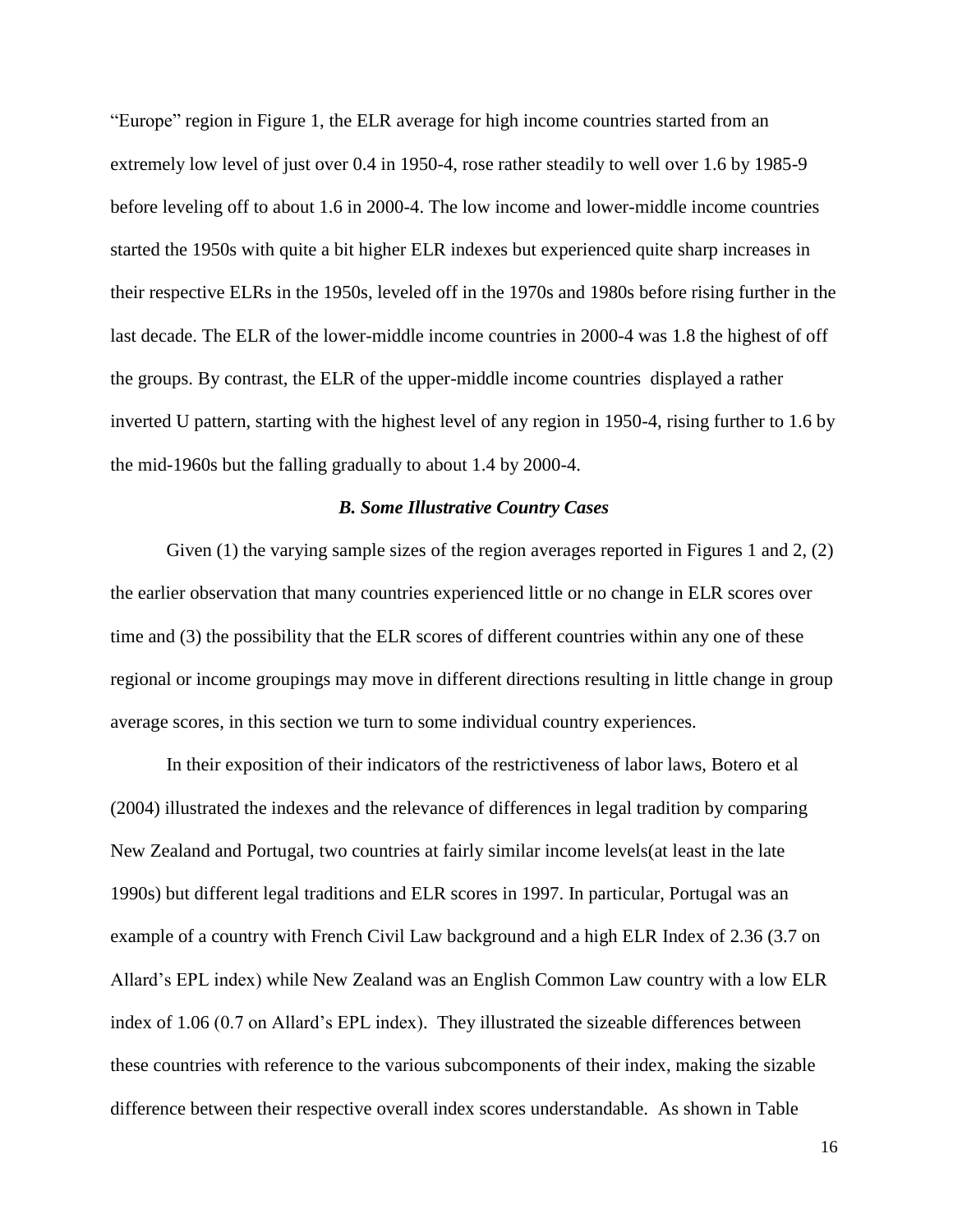"Europe" region in Figure 1, the ELR average for high income countries started from an extremely low level of just over 0.4 in 1950-4, rose rather steadily to well over 1.6 by 1985-9 before leveling off to about 1.6 in 2000-4. The low income and lower-middle income countries started the 1950s with quite a bit higher ELR indexes but experienced quite sharp increases in their respective ELRs in the 1950s, leveled off in the 1970s and 1980s before rising further in the last decade. The ELR of the lower-middle income countries in 2000-4 was 1.8 the highest of off the groups. By contrast, the ELR of the upper-middle income countries displayed a rather inverted U pattern, starting with the highest level of any region in 1950-4, rising further to 1.6 by the mid-1960s but the falling gradually to about 1.4 by 2000-4.

### *B. Some Illustrative Country Cases*

Given (1) the varying sample sizes of the region averages reported in Figures 1 and 2, (2) the earlier observation that many countries experienced little or no change in ELR scores over time and (3) the possibility that the ELR scores of different countries within any one of these regional or income groupings may move in different directions resulting in little change in group average scores, in this section we turn to some individual country experiences.

In their exposition of their indicators of the restrictiveness of labor laws, Botero et al (2004) illustrated the indexes and the relevance of differences in legal tradition by comparing New Zealand and Portugal, two countries at fairly similar income levels(at least in the late 1990s) but different legal traditions and ELR scores in 1997. In particular, Portugal was an example of a country with French Civil Law background and a high ELR Index of 2.36 (3.7 on Allard's EPL index) while New Zealand was an English Common Law country with a low ELR index of 1.06 (0.7 on Allard's EPL index). They illustrated the sizeable differences between these countries with reference to the various subcomponents of their index, making the sizable difference between their respective overall index scores understandable. As shown in Table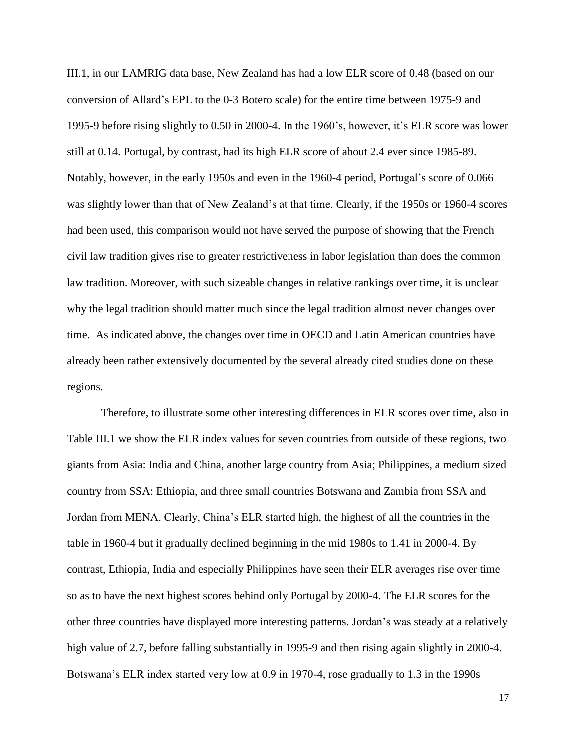III.1, in our LAMRIG data base, New Zealand has had a low ELR score of 0.48 (based on our conversion of Allard's EPL to the 0-3 Botero scale) for the entire time between 1975-9 and 1995-9 before rising slightly to 0.50 in 2000-4. In the 1960's, however, it's ELR score was lower still at 0.14. Portugal, by contrast, had its high ELR score of about 2.4 ever since 1985-89. Notably, however, in the early 1950s and even in the 1960-4 period, Portugal's score of 0.066 was slightly lower than that of New Zealand's at that time. Clearly, if the 1950s or 1960-4 scores had been used, this comparison would not have served the purpose of showing that the French civil law tradition gives rise to greater restrictiveness in labor legislation than does the common law tradition. Moreover, with such sizeable changes in relative rankings over time, it is unclear why the legal tradition should matter much since the legal tradition almost never changes over time. As indicated above, the changes over time in OECD and Latin American countries have already been rather extensively documented by the several already cited studies done on these regions.

Therefore, to illustrate some other interesting differences in ELR scores over time, also in Table III.1 we show the ELR index values for seven countries from outside of these regions, two giants from Asia: India and China, another large country from Asia; Philippines, a medium sized country from SSA: Ethiopia, and three small countries Botswana and Zambia from SSA and Jordan from MENA. Clearly, China's ELR started high, the highest of all the countries in the table in 1960-4 but it gradually declined beginning in the mid 1980s to 1.41 in 2000-4. By contrast, Ethiopia, India and especially Philippines have seen their ELR averages rise over time so as to have the next highest scores behind only Portugal by 2000-4. The ELR scores for the other three countries have displayed more interesting patterns. Jordan's was steady at a relatively high value of 2.7, before falling substantially in 1995-9 and then rising again slightly in 2000-4. Botswana's ELR index started very low at 0.9 in 1970-4, rose gradually to 1.3 in the 1990s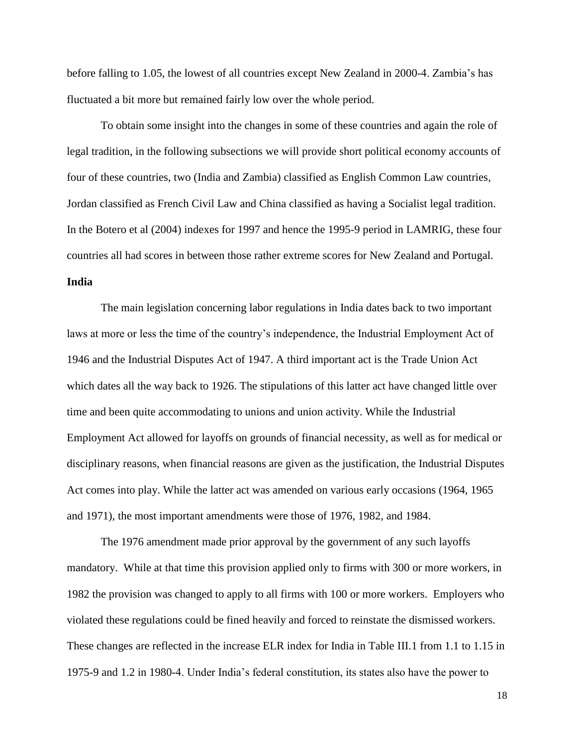before falling to 1.05, the lowest of all countries except New Zealand in 2000-4. Zambia's has fluctuated a bit more but remained fairly low over the whole period.

To obtain some insight into the changes in some of these countries and again the role of legal tradition, in the following subsections we will provide short political economy accounts of four of these countries, two (India and Zambia) classified as English Common Law countries, Jordan classified as French Civil Law and China classified as having a Socialist legal tradition. In the Botero et al (2004) indexes for 1997 and hence the 1995-9 period in LAMRIG, these four countries all had scores in between those rather extreme scores for New Zealand and Portugal.

**India**

The main legislation concerning labor regulations in India dates back to two important laws at more or less the time of the country's independence, the Industrial Employment Act of 1946 and the Industrial Disputes Act of 1947. A third important act is the Trade Union Act which dates all the way back to 1926. The stipulations of this latter act have changed little over time and been quite accommodating to unions and union activity. While the Industrial Employment Act allowed for layoffs on grounds of financial necessity, as well as for medical or disciplinary reasons, when financial reasons are given as the justification, the Industrial Disputes Act comes into play. While the latter act was amended on various early occasions (1964, 1965 and 1971), the most important amendments were those of 1976, 1982, and 1984.

The 1976 amendment made prior approval by the government of any such layoffs mandatory. While at that time this provision applied only to firms with 300 or more workers, in 1982 the provision was changed to apply to all firms with 100 or more workers. Employers who violated these regulations could be fined heavily and forced to reinstate the dismissed workers. These changes are reflected in the increase ELR index for India in Table III.1 from 1.1 to 1.15 in 1975-9 and 1.2 in 1980-4. Under India's federal constitution, its states also have the power to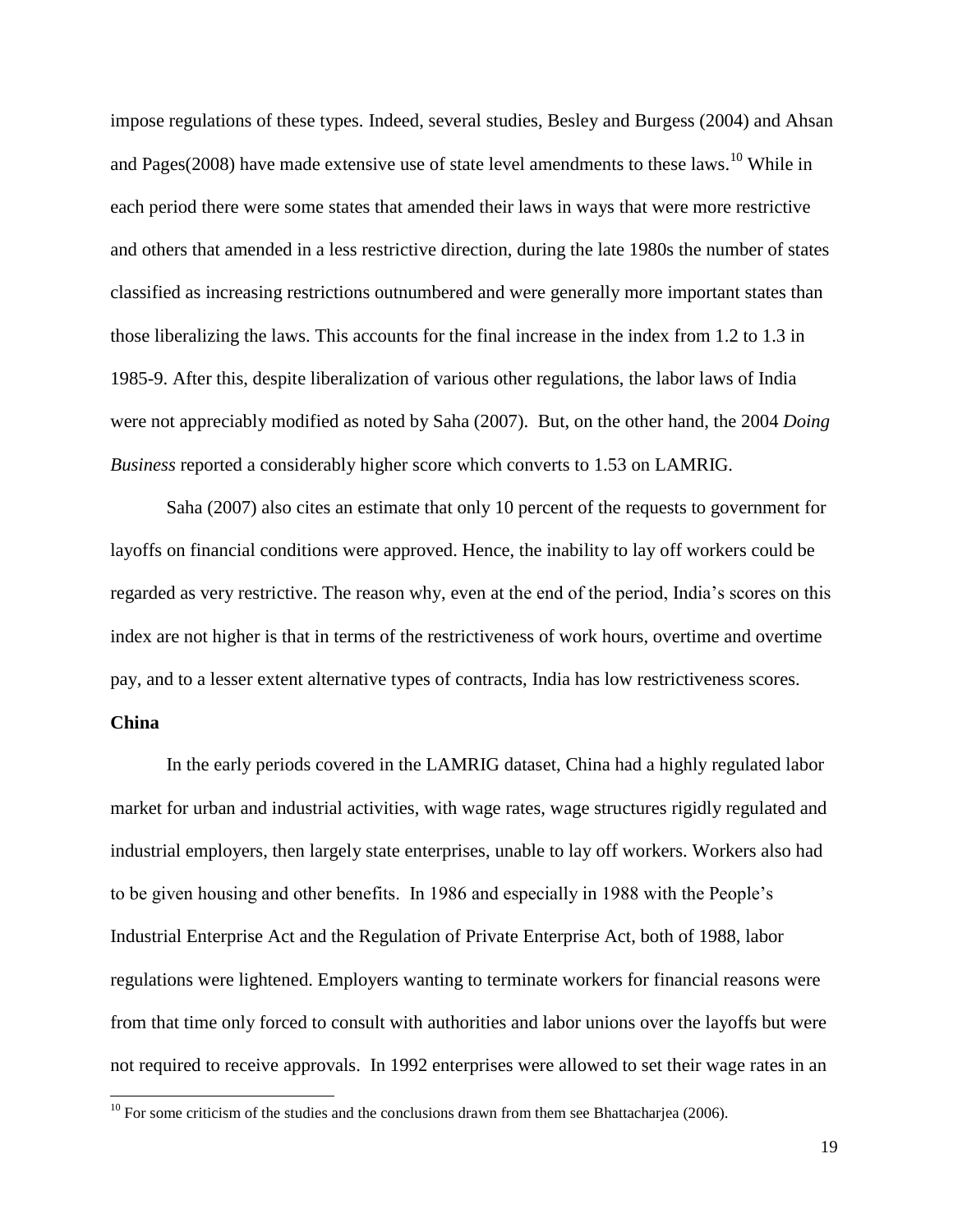impose regulations of these types. Indeed, several studies, Besley and Burgess (2004) and Ahsan and Pages(2008) have made extensive use of state level amendments to these laws.[10] While in each period there were some states that amended their laws in ways that were more restrictive and others that amended in a less restrictive direction, during the late 1980s the number of states classified as increasing restrictions outnumbered and were generally more important states than those liberalizing the laws. This accounts for the final increase in the index from 1.2 to 1.3 in 1985-9. After this, despite liberalization of various other regulations, the labor laws of India were not appreciably modified as noted by Saha (2007). But, on the other hand, the 2004 *Doing Business* reported a considerably higher score which converts to 1.53 on LAMRIG.

Saha (2007) also cites an estimate that only 10 percent of the requests to government for layoffs on financial conditions were approved. Hence, the inability to lay off workers could be regarded as very restrictive. The reason why, even at the end of the period, India's scores on this index are not higher is that in terms of the restrictiveness of work hours, overtime and overtime pay, and to a lesser extent alternative types of contracts, India has low restrictiveness scores.

**China**

In the early periods covered in the LAMRIG dataset, China had a highly regulated labor market for urban and industrial activities, with wage rates, wage structures rigidly regulated and industrial employers, then largely state enterprises, unable to lay off workers. Workers also had to be given housing and other benefits. In 1986 and especially in 1988 with the People's Industrial Enterprise Act and the Regulation of Private Enterprise Act, both of 1988, labor regulations were lightened. Employers wanting to terminate workers for financial reasons were from that time only forced to consult with authorities and labor unions over the layoffs but were not required to receive approvals. In 1992 enterprises were allowed to set their wage rates in an

[10] For some criticism of the studies and the conclusions drawn from them see Bhattacharjea (2006).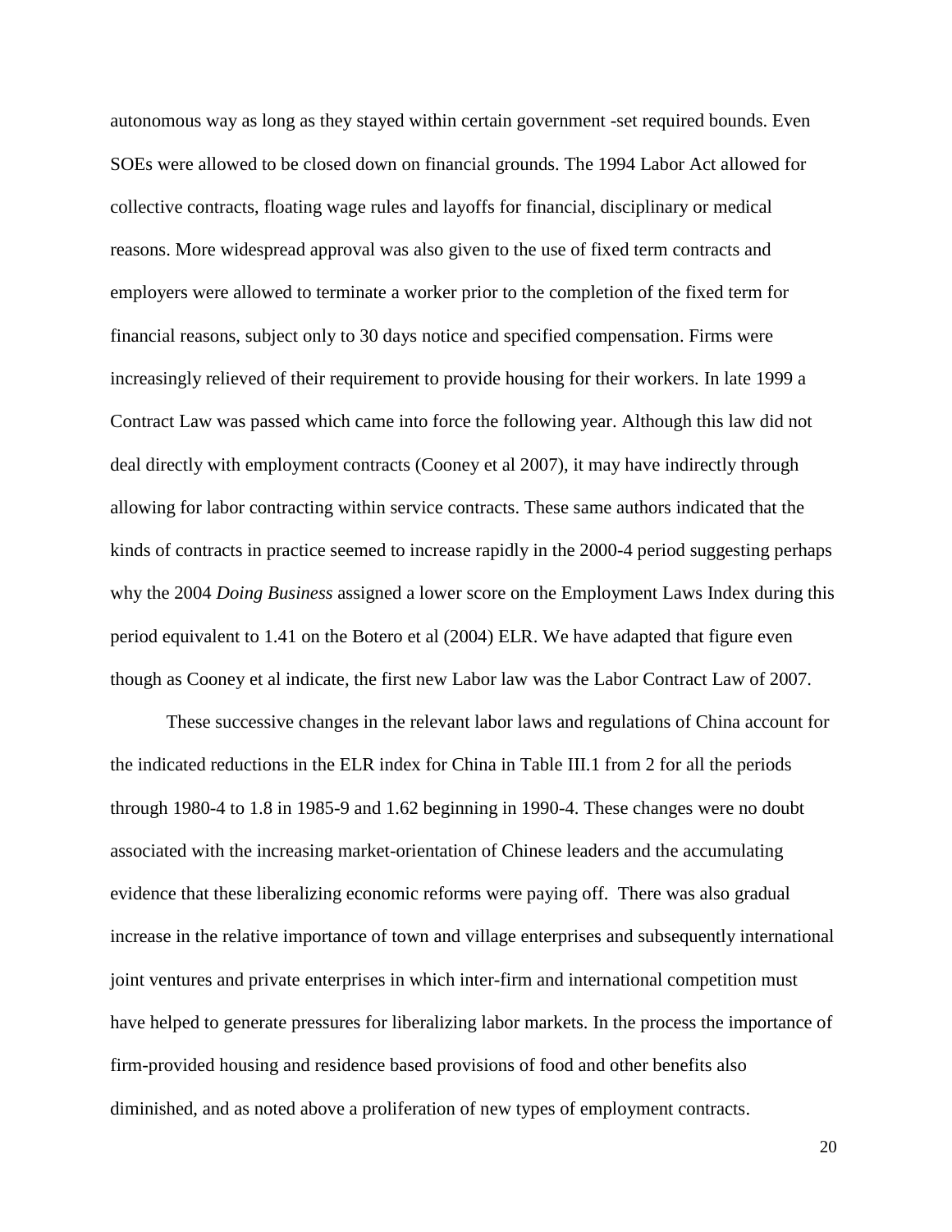autonomous way as long as they stayed within certain government -set required bounds. Even SOEs were allowed to be closed down on financial grounds. The 1994 Labor Act allowed for collective contracts, floating wage rules and layoffs for financial, disciplinary or medical reasons. More widespread approval was also given to the use of fixed term contracts and employers were allowed to terminate a worker prior to the completion of the fixed term for financial reasons, subject only to 30 days notice and specified compensation. Firms were increasingly relieved of their requirement to provide housing for their workers. In late 1999 a Contract Law was passed which came into force the following year. Although this law did not deal directly with employment contracts (Cooney et al 2007), it may have indirectly through allowing for labor contracting within service contracts. These same authors indicated that the kinds of contracts in practice seemed to increase rapidly in the 2000-4 period suggesting perhaps why the 2004 *Doing Business* assigned a lower score on the Employment Laws Index during this period equivalent to 1.41 on the Botero et al (2004) ELR. We have adapted that figure even though as Cooney et al indicate, the first new Labor law was the Labor Contract Law of 2007.

These successive changes in the relevant labor laws and regulations of China account for the indicated reductions in the ELR index for China in Table III.1 from 2 for all the periods through 1980-4 to 1.8 in 1985-9 and 1.62 beginning in 1990-4. These changes were no doubt associated with the increasing market-orientation of Chinese leaders and the accumulating evidence that these liberalizing economic reforms were paying off. There was also gradual increase in the relative importance of town and village enterprises and subsequently international joint ventures and private enterprises in which inter-firm and international competition must have helped to generate pressures for liberalizing labor markets. In the process the importance of firm-provided housing and residence based provisions of food and other benefits also diminished, and as noted above a proliferation of new types of employment contracts.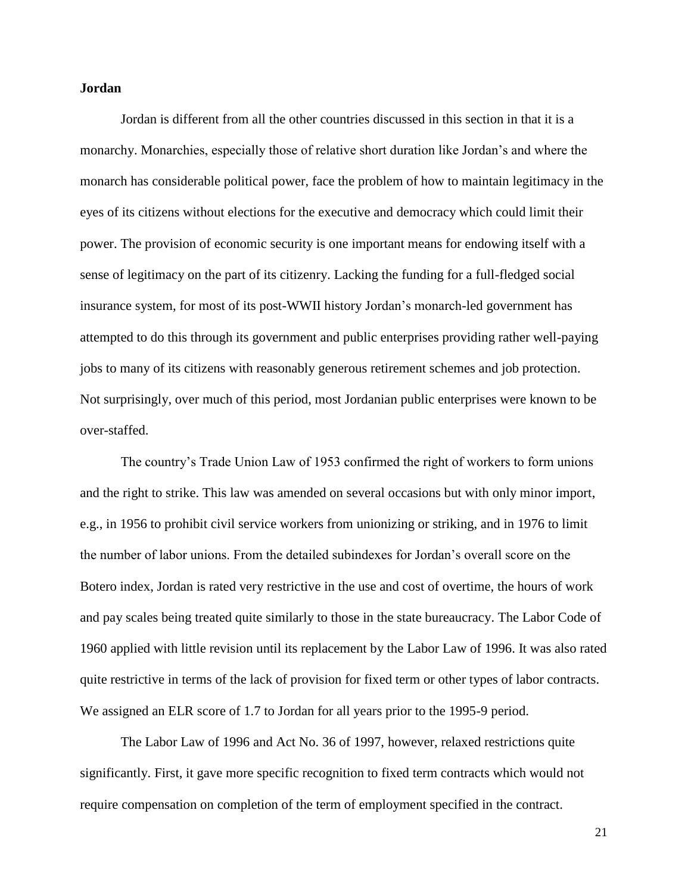**Jordan**

Jordan is different from all the other countries discussed in this section in that it is a monarchy. Monarchies, especially those of relative short duration like Jordan's and where the monarch has considerable political power, face the problem of how to maintain legitimacy in the eyes of its citizens without elections for the executive and democracy which could limit their power. The provision of economic security is one important means for endowing itself with a sense of legitimacy on the part of its citizenry. Lacking the funding for a full-fledged social insurance system, for most of its post-WWII history Jordan's monarch-led government has attempted to do this through its government and public enterprises providing rather well-paying jobs to many of its citizens with reasonably generous retirement schemes and job protection. Not surprisingly, over much of this period, most Jordanian public enterprises were known to be over-staffed.

The country's Trade Union Law of 1953 confirmed the right of workers to form unions and the right to strike. This law was amended on several occasions but with only minor import, e.g., in 1956 to prohibit civil service workers from unionizing or striking, and in 1976 to limit the number of labor unions. From the detailed subindexes for Jordan's overall score on the Botero index, Jordan is rated very restrictive in the use and cost of overtime, the hours of work and pay scales being treated quite similarly to those in the state bureaucracy. The Labor Code of 1960 applied with little revision until its replacement by the Labor Law of 1996. It was also rated quite restrictive in terms of the lack of provision for fixed term or other types of labor contracts. We assigned an ELR score of 1.7 to Jordan for all years prior to the 1995-9 period.

The Labor Law of 1996 and Act No. 36 of 1997, however, relaxed restrictions quite significantly. First, it gave more specific recognition to fixed term contracts which would not require compensation on completion of the term of employment specified in the contract.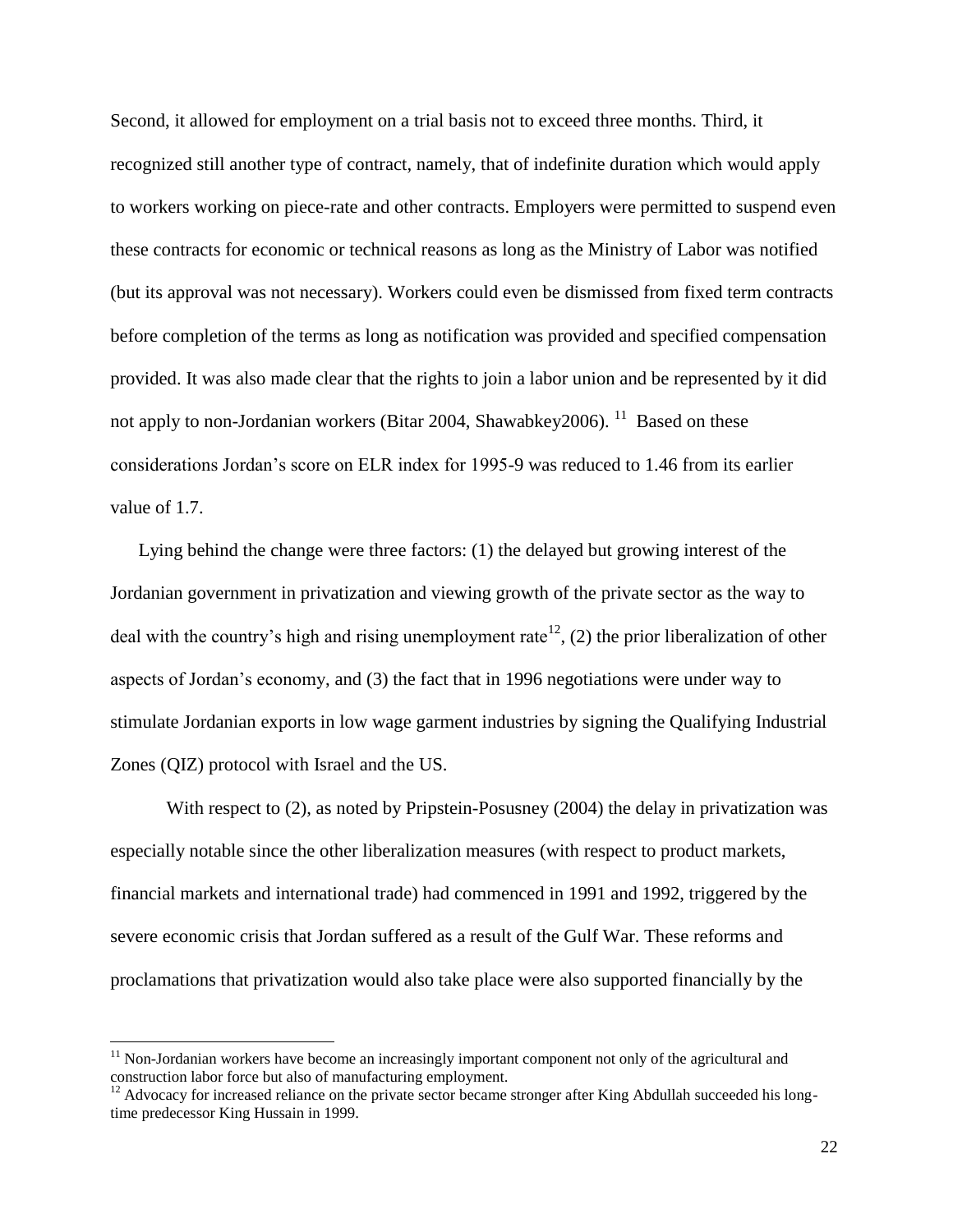Second, it allowed for employment on a trial basis not to exceed three months. Third, it recognized still another type of contract, namely, that of indefinite duration which would apply to workers working on piece-rate and other contracts. Employers were permitted to suspend even these contracts for economic or technical reasons as long as the Ministry of Labor was notified (but its approval was not necessary). Workers could even be dismissed from fixed term contracts before completion of the terms as long as notification was provided and specified compensation provided. It was also made clear that the rights to join a labor union and be represented by it did not apply to non-Jordanian workers (Bitar 2004, Shawabkey2006).[11] Based on these considerations Jordan's score on ELR index for 1995-9 was reduced to 1.46 from its earlier value of 1.7.

Lying behind the change were three factors: (1) the delayed but growing interest of the Jordanian government in privatization and viewing growth of the private sector as the way to deal with the country's high and rising unemployment rate[12], (2) the prior liberalization of other aspects of Jordan's economy, and (3) the fact that in 1996 negotiations were under way to stimulate Jordanian exports in low wage garment industries by signing the Qualifying Industrial Zones (QIZ) protocol with Israel and the US.

With respect to (2), as noted by Pripstein-Posusney (2004) the delay in privatization was especially notable since the other liberalization measures (with respect to product markets, financial markets and international trade) had commenced in 1991 and 1992, triggered by the severe economic crisis that Jordan suffered as a result of the Gulf War. These reforms and proclamations that privatization would also take place were also supported financially by the

[11] Non-Jordanian workers have become an increasingly important component not only of the agricultural and construction labor force but also of manufacturing employment.

[12] Advocacy for increased reliance on the private sector became stronger after King Abdullah succeeded his long-time predecessor King Hussain in 1999.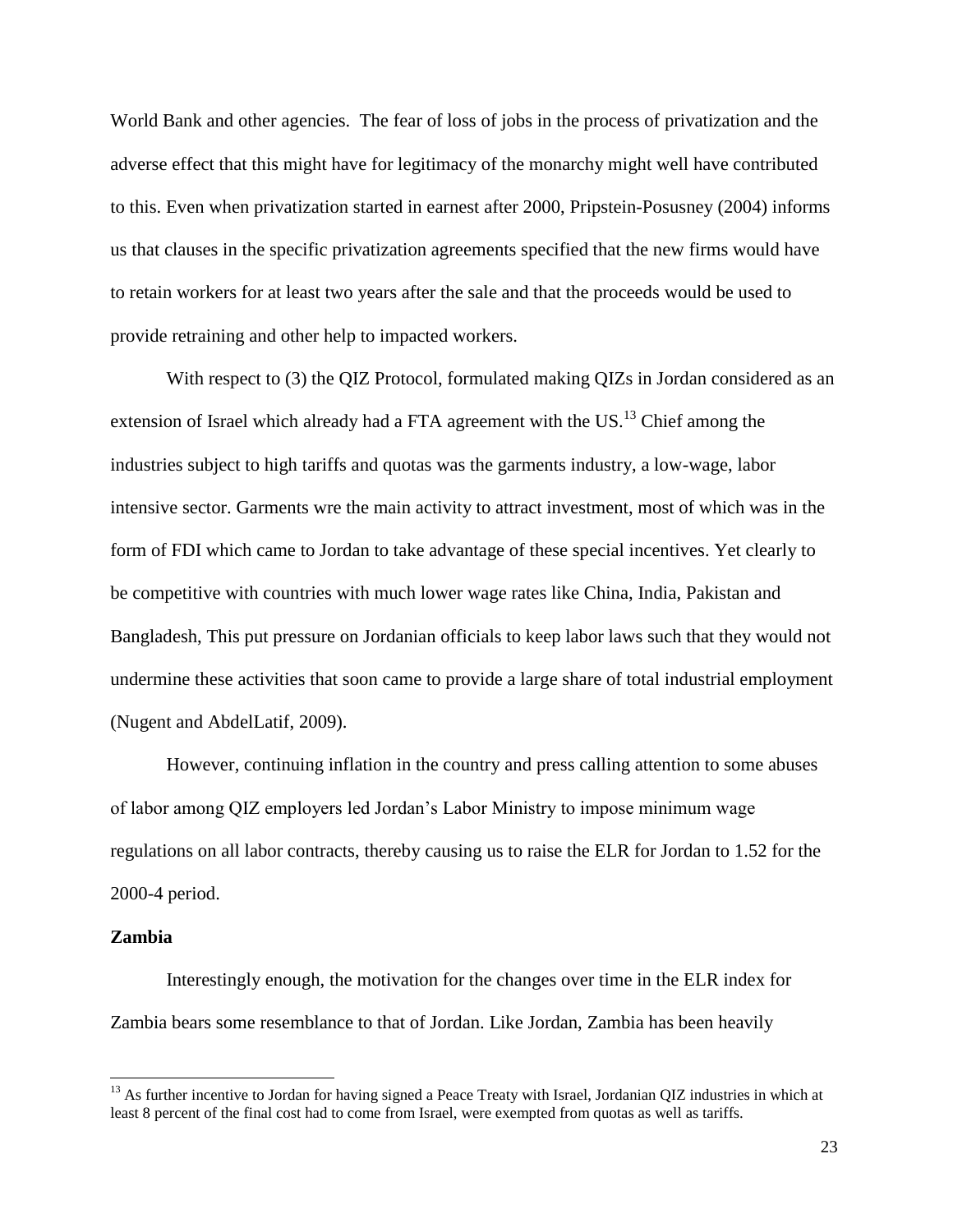World Bank and other agencies. The fear of loss of jobs in the process of privatization and the adverse effect that this might have for legitimacy of the monarchy might well have contributed to this. Even when privatization started in earnest after 2000, Pripstein-Posusney (2004) informs us that clauses in the specific privatization agreements specified that the new firms would have to retain workers for at least two years after the sale and that the proceeds would be used to provide retraining and other help to impacted workers.

With respect to (3) the QIZ Protocol, formulated making QIZs in Jordan considered as an extension of Israel which already had a FTA agreement with the US.[13] Chief among the industries subject to high tariffs and quotas was the garments industry, a low-wage, labor intensive sector. Garments wre the main activity to attract investment, most of which was in the form of FDI which came to Jordan to take advantage of these special incentives. Yet clearly to be competitive with countries with much lower wage rates like China, India, Pakistan and Bangladesh, This put pressure on Jordanian officials to keep labor laws such that they would not undermine these activities that soon came to provide a large share of total industrial employment (Nugent and AbdelLatif, 2009).

However, continuing inflation in the country and press calling attention to some abuses of labor among QIZ employers led Jordan's Labor Ministry to impose minimum wage regulations on all labor contracts, thereby causing us to raise the ELR for Jordan to 1.52 for the 2000-4 period.

**Zambia**

Interestingly enough, the motivation for the changes over time in the ELR index for Zambia bears some resemblance to that of Jordan. Like Jordan, Zambia has been heavily

[13] As further incentive to Jordan for having signed a Peace Treaty with Israel, Jordanian QIZ industries in which at least 8 percent of the final cost had to come from Israel, were exempted from quotas as well as tariffs.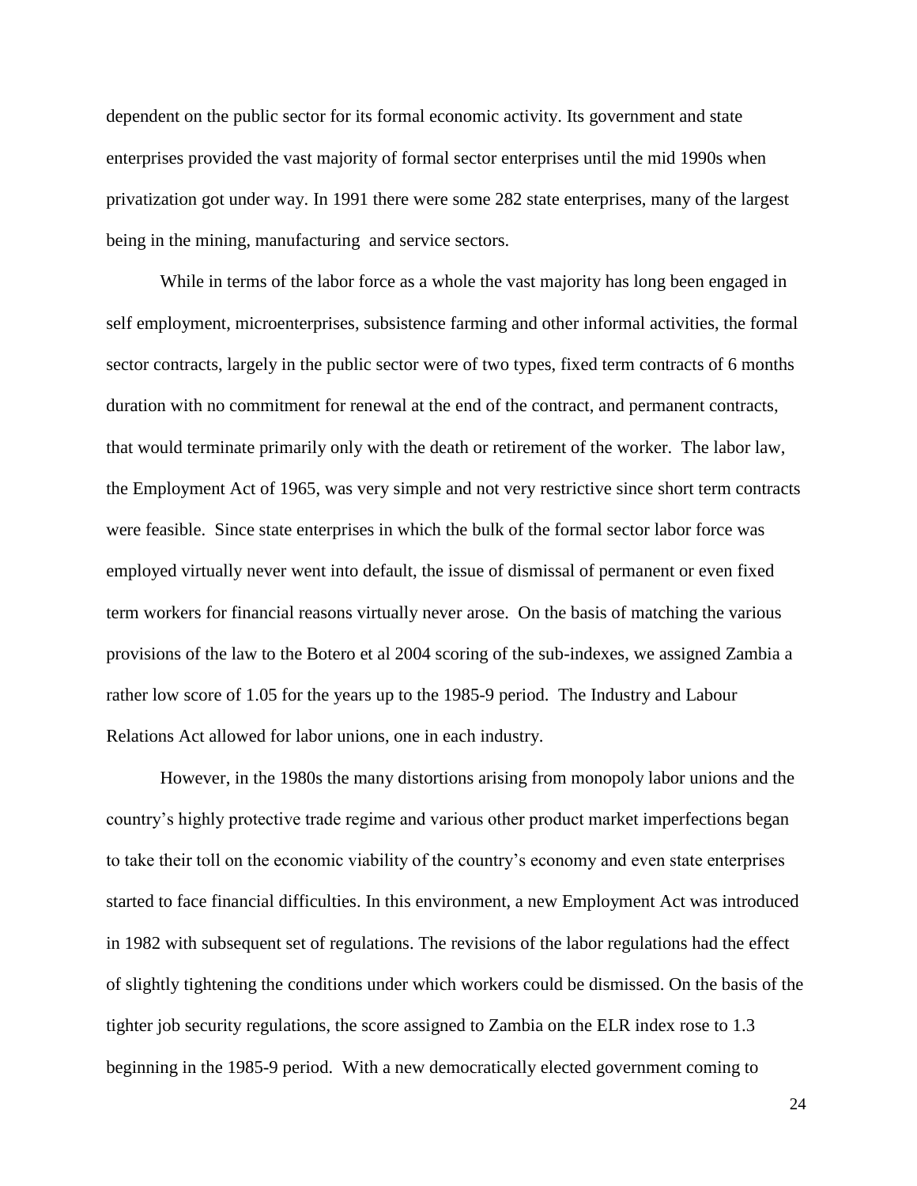dependent on the public sector for its formal economic activity. Its government and state enterprises provided the vast majority of formal sector enterprises until the mid 1990s when privatization got under way. In 1991 there were some 282 state enterprises, many of the largest being in the mining, manufacturing and service sectors.

While in terms of the labor force as a whole the vast majority has long been engaged in self employment, microenterprises, subsistence farming and other informal activities, the formal sector contracts, largely in the public sector were of two types, fixed term contracts of 6 months duration with no commitment for renewal at the end of the contract, and permanent contracts, that would terminate primarily only with the death or retirement of the worker. The labor law, the Employment Act of 1965, was very simple and not very restrictive since short term contracts were feasible. Since state enterprises in which the bulk of the formal sector labor force was employed virtually never went into default, the issue of dismissal of permanent or even fixed term workers for financial reasons virtually never arose. On the basis of matching the various provisions of the law to the Botero et al 2004 scoring of the sub-indexes, we assigned Zambia a rather low score of 1.05 for the years up to the 1985-9 period. The Industry and Labour Relations Act allowed for labor unions, one in each industry.

However, in the 1980s the many distortions arising from monopoly labor unions and the country's highly protective trade regime and various other product market imperfections began to take their toll on the economic viability of the country's economy and even state enterprises started to face financial difficulties. In this environment, a new Employment Act was introduced in 1982 with subsequent set of regulations. The revisions of the labor regulations had the effect of slightly tightening the conditions under which workers could be dismissed. On the basis of the tighter job security regulations, the score assigned to Zambia on the ELR index rose to 1.3 beginning in the 1985-9 period. With a new democratically elected government coming to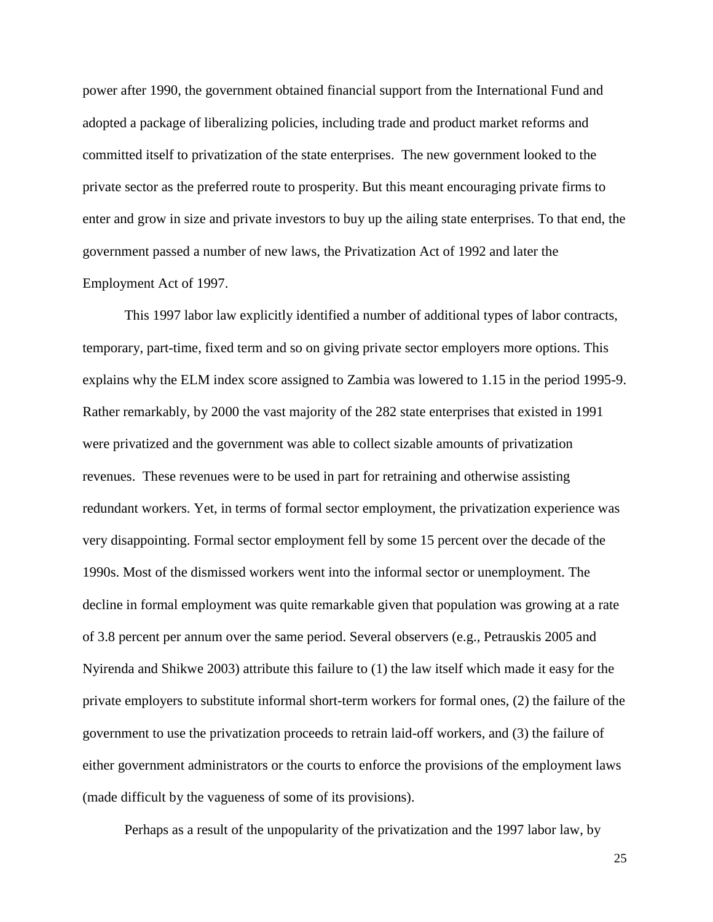power after 1990, the government obtained financial support from the International Fund and adopted a package of liberalizing policies, including trade and product market reforms and committed itself to privatization of the state enterprises. The new government looked to the private sector as the preferred route to prosperity. But this meant encouraging private firms to enter and grow in size and private investors to buy up the ailing state enterprises. To that end, the government passed a number of new laws, the Privatization Act of 1992 and later the Employment Act of 1997.

This 1997 labor law explicitly identified a number of additional types of labor contracts, temporary, part-time, fixed term and so on giving private sector employers more options. This explains why the ELM index score assigned to Zambia was lowered to 1.15 in the period 1995-9. Rather remarkably, by 2000 the vast majority of the 282 state enterprises that existed in 1991 were privatized and the government was able to collect sizable amounts of privatization revenues. These revenues were to be used in part for retraining and otherwise assisting redundant workers. Yet, in terms of formal sector employment, the privatization experience was very disappointing. Formal sector employment fell by some 15 percent over the decade of the 1990s. Most of the dismissed workers went into the informal sector or unemployment. The decline in formal employment was quite remarkable given that population was growing at a rate of 3.8 percent per annum over the same period. Several observers (e.g., Petrauskis 2005 and Nyirenda and Shikwe 2003) attribute this failure to (1) the law itself which made it easy for the private employers to substitute informal short-term workers for formal ones, (2) the failure of the government to use the privatization proceeds to retrain laid-off workers, and (3) the failure of either government administrators or the courts to enforce the provisions of the employment laws (made difficult by the vagueness of some of its provisions).

Perhaps as a result of the unpopularity of the privatization and the 1997 labor law, by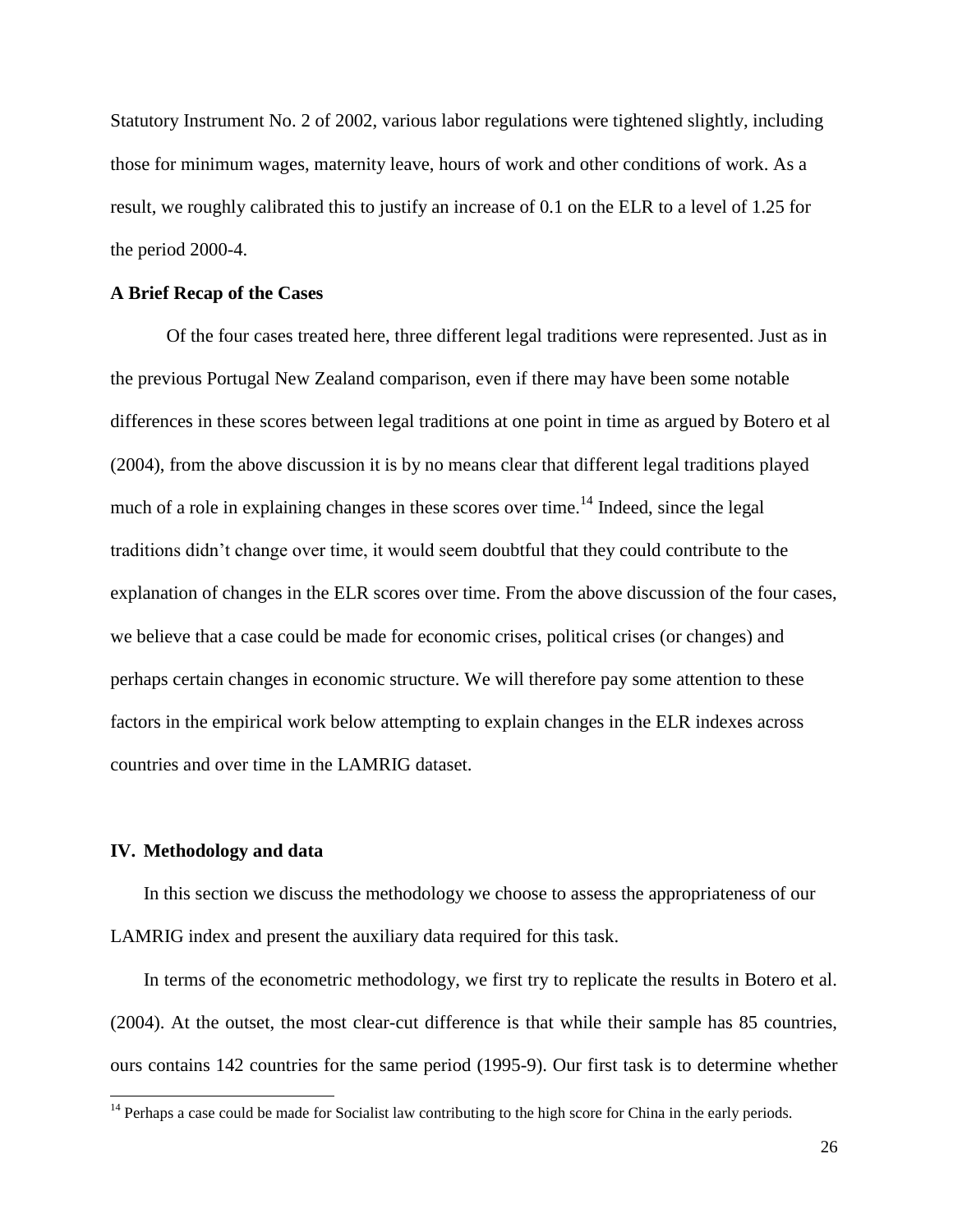Statutory Instrument No. 2 of 2002, various labor regulations were tightened slightly, including those for minimum wages, maternity leave, hours of work and other conditions of work. As a result, we roughly calibrated this to justify an increase of 0.1 on the ELR to a level of 1.25 for the period 2000-4.

**A Brief Recap of the Cases**

Of the four cases treated here, three different legal traditions were represented. Just as in the previous Portugal New Zealand comparison, even if there may have been some notable differences in these scores between legal traditions at one point in time as argued by Botero et al (2004), from the above discussion it is by no means clear that different legal traditions played much of a role in explaining changes in these scores over time.[14] Indeed, since the legal traditions didn't change over time, it would seem doubtful that they could contribute to the explanation of changes in the ELR scores over time. From the above discussion of the four cases, we believe that a case could be made for economic crises, political crises (or changes) and perhaps certain changes in economic structure. We will therefore pay some attention to these factors in the empirical work below attempting to explain changes in the ELR indexes across countries and over time in the LAMRIG dataset.

## IV. Methodology and data

In this section we discuss the methodology we choose to assess the appropriateness of our LAMRIG index and present the auxiliary data required for this task.

In terms of the econometric methodology, we first try to replicate the results in Botero et al. (2004). At the outset, the most clear-cut difference is that while their sample has 85 countries, ours contains 142 countries for the same period (1995-9). Our first task is to determine whether

[14] Perhaps a case could be made for Socialist law contributing to the high score for China in the early periods.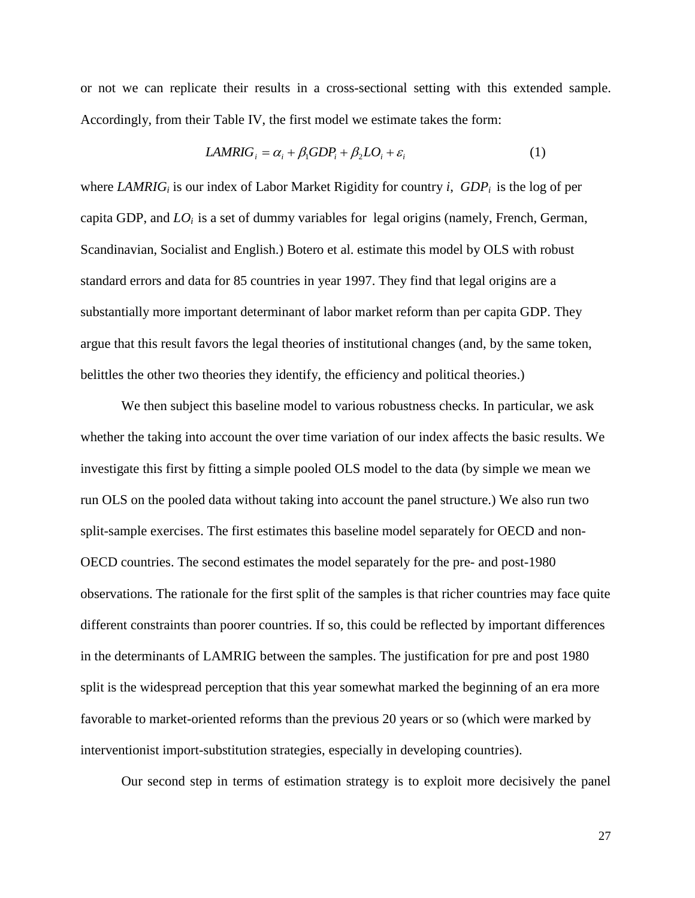or not we can replicate their results in a cross-sectional setting with this extended sample. Accordingly, from their Table IV, the first model we estimate takes the form:

$$LAMRIG_i = \alpha_i + \beta_1 GDP_i + \beta_2 LO_i + \varepsilon_i \tag{1}$$

where $LAMRIG_i$ is our index of Labor Market Rigidity for country $i$, $GDP_i$ is the log of per capita GDP, and $LO_i$ is a set of dummy variables for legal origins (namely, French, German, Scandinavian, Socialist and English.) Botero et al. estimate this model by OLS with robust standard errors and data for 85 countries in year 1997. They find that legal origins are a substantially more important determinant of labor market reform than per capita GDP. They argue that this result favors the legal theories of institutional changes (and, by the same token, belittles the other two theories they identify, the efficiency and political theories.)

We then subject this baseline model to various robustness checks. In particular, we ask whether the taking into account the over time variation of our index affects the basic results. We investigate this first by fitting a simple pooled OLS model to the data (by simple we mean we run OLS on the pooled data without taking into account the panel structure.) We also run two split-sample exercises. The first estimates this baseline model separately for OECD and non-OECD countries. The second estimates the model separately for the pre- and post-1980 observations. The rationale for the first split of the samples is that richer countries may face quite different constraints than poorer countries. If so, this could be reflected by important differences in the determinants of LAMRIG between the samples. The justification for pre and post 1980 split is the widespread perception that this year somewhat marked the beginning of an era more favorable to market-oriented reforms than the previous 20 years or so (which were marked by interventionist import-substitution strategies, especially in developing countries).

Our second step in terms of estimation strategy is to exploit more decisively the panel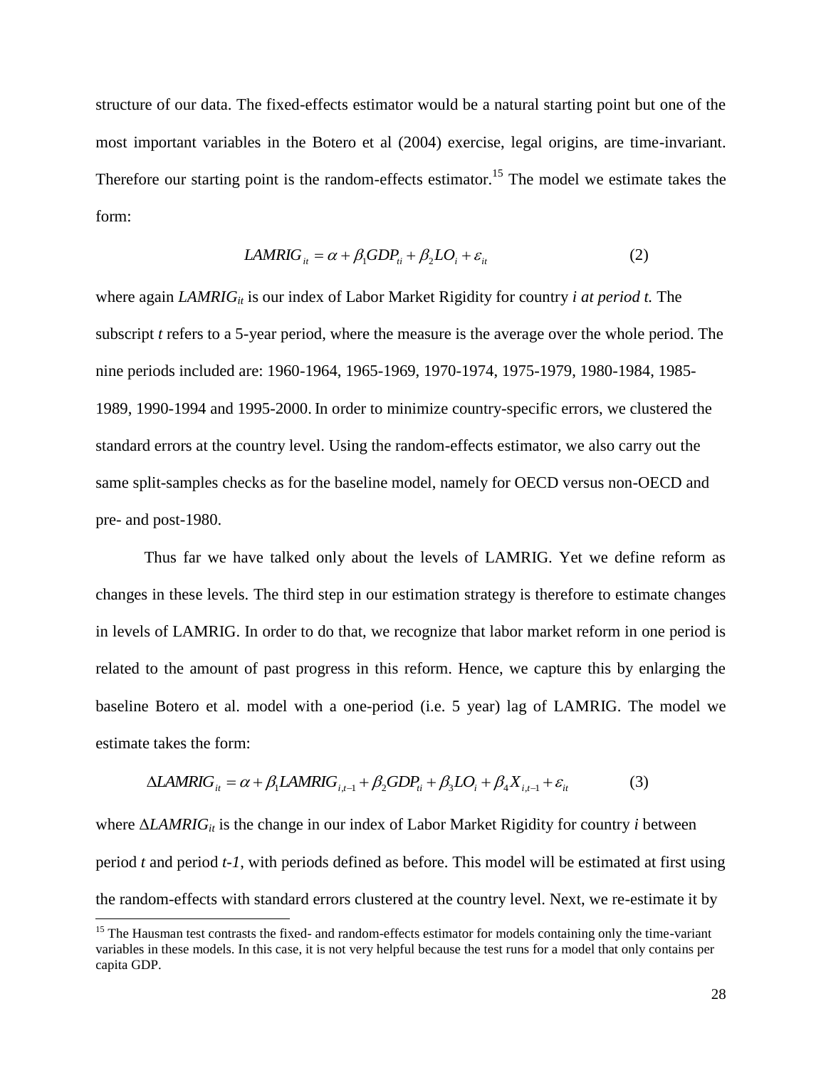structure of our data. The fixed-effects estimator would be a natural starting point but one of the most important variables in the Botero et al (2004) exercise, legal origins, are time-invariant. Therefore our starting point is the random-effects estimator.[15] The model we estimate takes the form:

$$LAMRIG_{it} = \alpha + \beta_1 GDP_{ti} + \beta_2 LO_i + \varepsilon_{it} \qquad (2)$$

where again $LAMRIG_{it}$ is our index of Labor Market Rigidity for country *i at period t.* The subscript *t* refers to a 5-year period, where the measure is the average over the whole period. The nine periods included are: 1960-1964, 1965-1969, 1970-1974, 1975-1979, 1980-1984, 1985-1989, 1990-1994 and 1995-2000. In order to minimize country-specific errors, we clustered the standard errors at the country level. Using the random-effects estimator, we also carry out the same split-samples checks as for the baseline model, namely for OECD versus non-OECD and pre- and post-1980.

Thus far we have talked only about the levels of LAMRIG. Yet we define reform as changes in these levels. The third step in our estimation strategy is therefore to estimate changes in levels of LAMRIG. In order to do that, we recognize that labor market reform in one period is related to the amount of past progress in this reform. Hence, we capture this by enlarging the baseline Botero et al. model with a one-period (i.e. 5 year) lag of LAMRIG. The model we estimate takes the form:

$$\Delta LAMRIG_{it} = \alpha + \beta_1 LAMRIG_{i,t-1} + \beta_2 GDP_{ti} + \beta_3 LO_i + \beta_4 X_{i,t-1} + \varepsilon_{it} \qquad (3)$$

where $\Delta LAMRIG_{it}$ is the change in our index of Labor Market Rigidity for country *i* between period *t* and period *t-1*, with periods defined as before. This model will be estimated at first using the random-effects with standard errors clustered at the country level. Next, we re-estimate it by

[15] The Hausman test contrasts the fixed- and random-effects estimator for models containing only the time-variant variables in these models. In this case, it is not very helpful because the test runs for a model that only contains per capita GDP.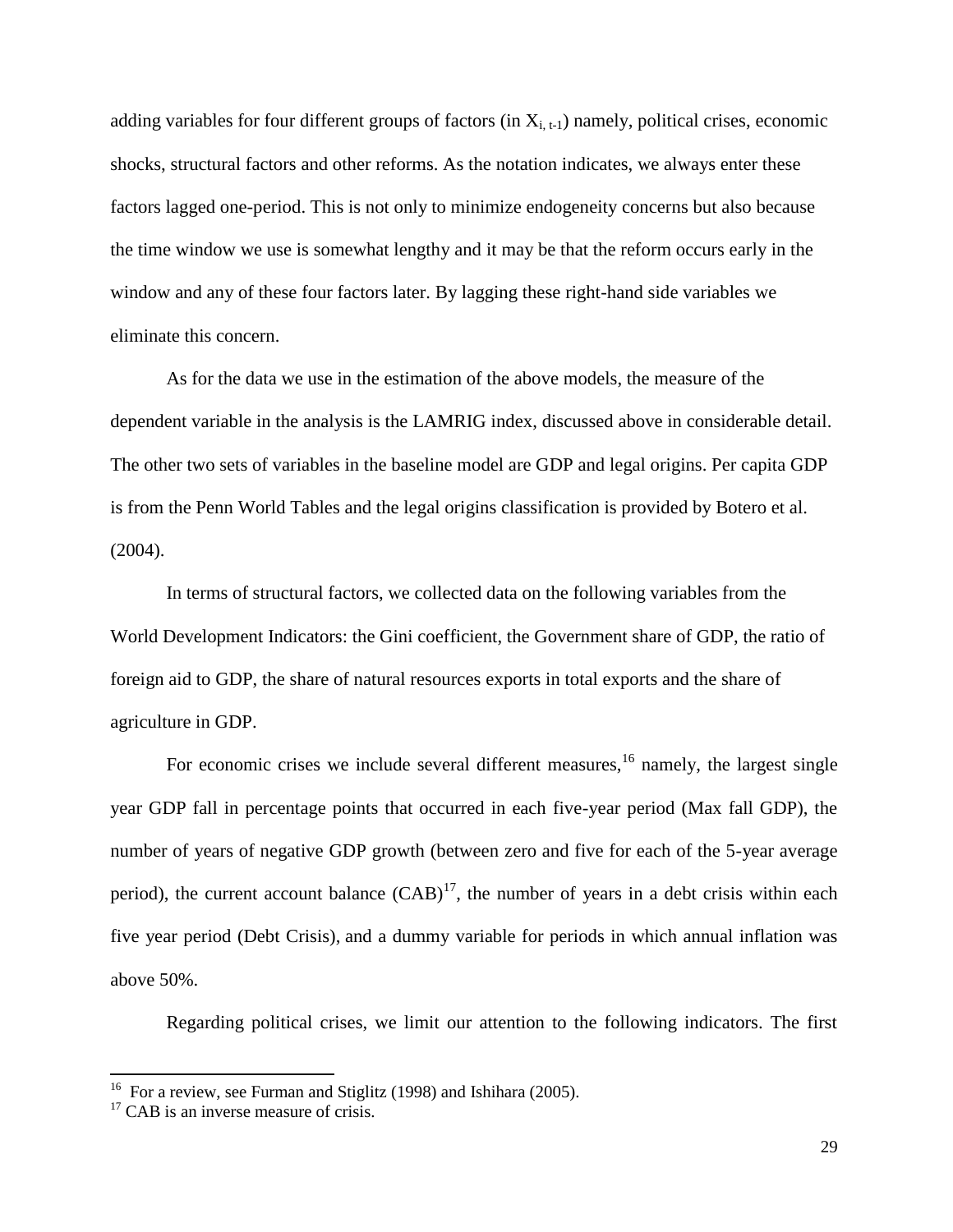adding variables for four different groups of factors (in $X_{i, t-1}$) namely, political crises, economic shocks, structural factors and other reforms. As the notation indicates, we always enter these factors lagged one-period. This is not only to minimize endogeneity concerns but also because the time window we use is somewhat lengthy and it may be that the reform occurs early in the window and any of these four factors later. By lagging these right-hand side variables we eliminate this concern.

As for the data we use in the estimation of the above models, the measure of the dependent variable in the analysis is the LAMRIG index, discussed above in considerable detail. The other two sets of variables in the baseline model are GDP and legal origins. Per capita GDP is from the Penn World Tables and the legal origins classification is provided by Botero et al. (2004).

In terms of structural factors, we collected data on the following variables from the World Development Indicators: the Gini coefficient, the Government share of GDP, the ratio of foreign aid to GDP, the share of natural resources exports in total exports and the share of agriculture in GDP.

For economic crises we include several different measures,[16] namely, the largest single year GDP fall in percentage points that occurred in each five-year period (Max fall GDP), the number of years of negative GDP growth (between zero and five for each of the 5-year average period), the current account balance (CAB)[17], the number of years in a debt crisis within each five year period (Debt Crisis), and a dummy variable for periods in which annual inflation was above 50%.

Regarding political crises, we limit our attention to the following indicators. The first

[16] For a review, see Furman and Stiglitz (1998) and Ishihara (2005).

[17] CAB is an inverse measure of crisis.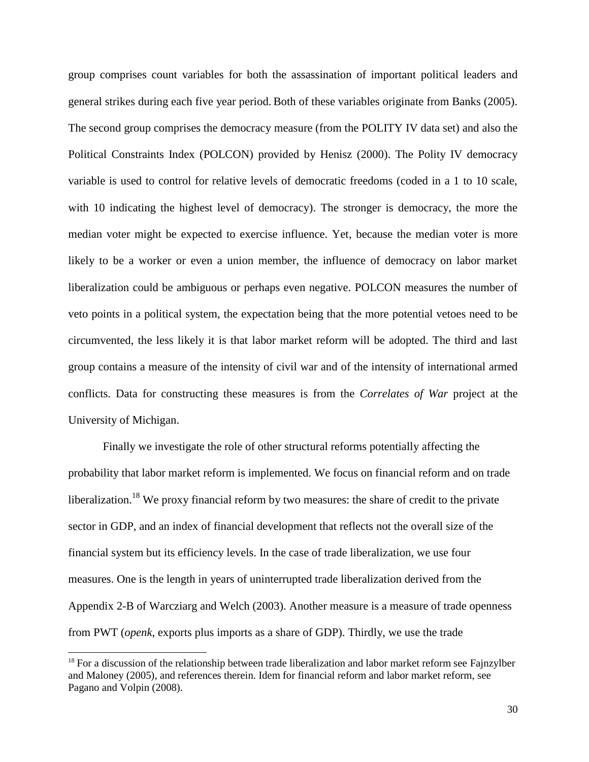group comprises count variables for both the assassination of important political leaders and general strikes during each five year period. Both of these variables originate from Banks (2005). The second group comprises the democracy measure (from the POLITY IV data set) and also the Political Constraints Index (POLCON) provided by Henisz (2000). The Polity IV democracy variable is used to control for relative levels of democratic freedoms (coded in a 1 to 10 scale, with 10 indicating the highest level of democracy). The stronger is democracy, the more the median voter might be expected to exercise influence. Yet, because the median voter is more likely to be a worker or even a union member, the influence of democracy on labor market liberalization could be ambiguous or perhaps even negative. POLCON measures the number of veto points in a political system, the expectation being that the more potential vetoes need to be circumvented, the less likely it is that labor market reform will be adopted. The third and last group contains a measure of the intensity of civil war and of the intensity of international armed conflicts. Data for constructing these measures is from the *Correlates of War* project at the University of Michigan.

Finally we investigate the role of other structural reforms potentially affecting the probability that labor market reform is implemented. We focus on financial reform and on trade liberalization.[18] We proxy financial reform by two measures: the share of credit to the private sector in GDP, and an index of financial development that reflects not the overall size of the financial system but its efficiency levels. In the case of trade liberalization, we use four measures. One is the length in years of uninterrupted trade liberalization derived from the Appendix 2-B of Warcziarg and Welch (2003). Another measure is a measure of trade openness from PWT (*openk*, exports plus imports as a share of GDP). Thirdly, we use the trade

[18] For a discussion of the relationship between trade liberalization and labor market reform see Fajnzylber and Maloney (2005), and references therein. Idem for financial reform and labor market reform, see Pagano and Volpin (2008).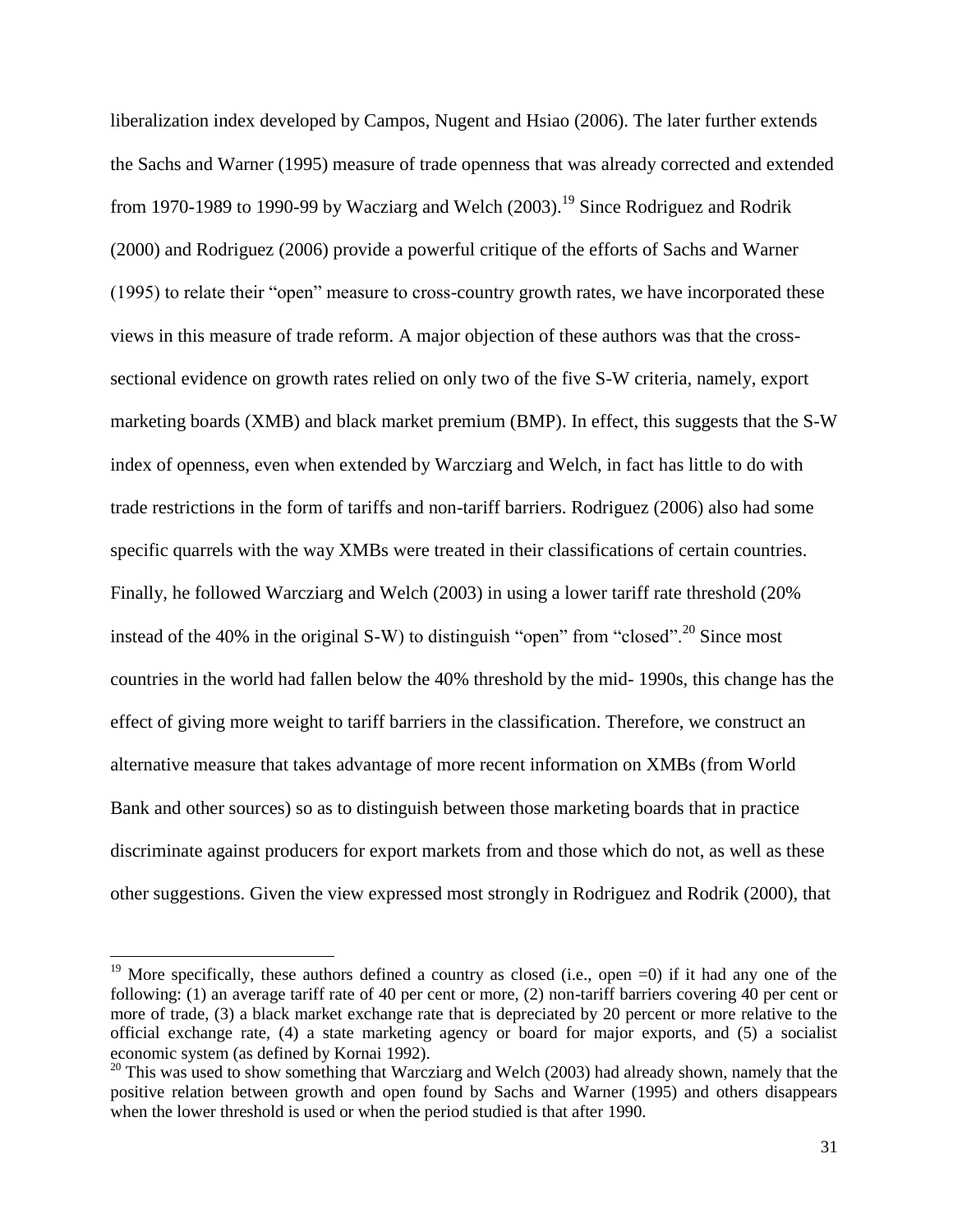liberalization index developed by Campos, Nugent and Hsiao (2006). The later further extends the Sachs and Warner (1995) measure of trade openness that was already corrected and extended from 1970-1989 to 1990-99 by Wacziarg and Welch (2003).[19] Since Rodriguez and Rodrik (2000) and Rodriguez (2006) provide a powerful critique of the efforts of Sachs and Warner (1995) to relate their "open" measure to cross-country growth rates, we have incorporated these views in this measure of trade reform. A major objection of these authors was that the cross-sectional evidence on growth rates relied on only two of the five S-W criteria, namely, export marketing boards (XMB) and black market premium (BMP). In effect, this suggests that the S-W index of openness, even when extended by Warcziarg and Welch, in fact has little to do with trade restrictions in the form of tariffs and non-tariff barriers. Rodriguez (2006) also had some specific quarrels with the way XMBs were treated in their classifications of certain countries. Finally, he followed Warcziarg and Welch (2003) in using a lower tariff rate threshold (20% instead of the 40% in the original S-W) to distinguish "open" from "closed".[20] Since most countries in the world had fallen below the 40% threshold by the mid- 1990s, this change has the effect of giving more weight to tariff barriers in the classification. Therefore, we construct an alternative measure that takes advantage of more recent information on XMBs (from World Bank and other sources) so as to distinguish between those marketing boards that in practice discriminate against producers for export markets from and those which do not, as well as these other suggestions. Given the view expressed most strongly in Rodriguez and Rodrik (2000), that

---

[19] More specifically, these authors defined a country as closed (i.e., open =0) if it had any one of the following: (1) an average tariff rate of 40 per cent or more, (2) non-tariff barriers covering 40 per cent or more of trade, (3) a black market exchange rate that is depreciated by 20 percent or more relative to the official exchange rate, (4) a state marketing agency or board for major exports, and (5) a socialist economic system (as defined by Kornai 1992).

[20] This was used to show something that Warcziarg and Welch (2003) had already shown, namely that the positive relation between growth and open found by Sachs and Warner (1995) and others disappears when the lower threshold is used or when the period studied is that after 1990.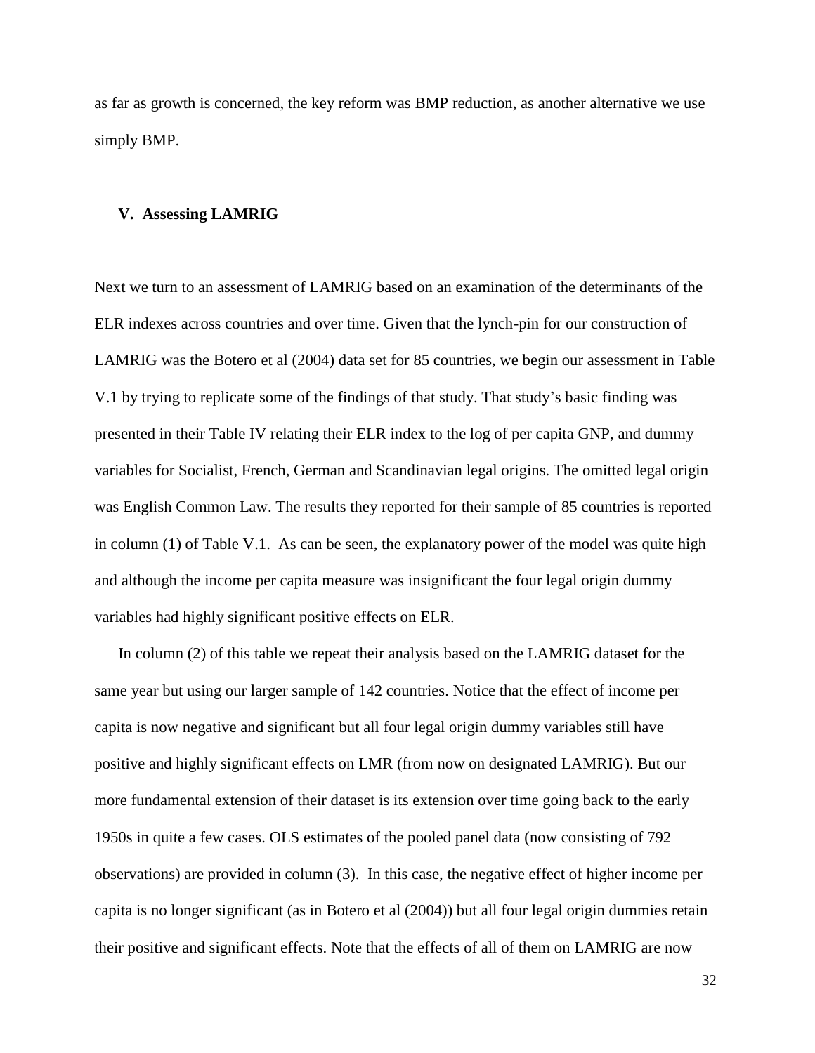as far as growth is concerned, the key reform was BMP reduction, as another alternative we use simply BMP.

## V. Assessing LAMRIG

Next we turn to an assessment of LAMRIG based on an examination of the determinants of the ELR indexes across countries and over time. Given that the lynch-pin for our construction of LAMRIG was the Botero et al (2004) data set for 85 countries, we begin our assessment in Table V.1 by trying to replicate some of the findings of that study. That study's basic finding was presented in their Table IV relating their ELR index to the log of per capita GNP, and dummy variables for Socialist, French, German and Scandinavian legal origins. The omitted legal origin was English Common Law. The results they reported for their sample of 85 countries is reported in column (1) of Table V.1. As can be seen, the explanatory power of the model was quite high and although the income per capita measure was insignificant the four legal origin dummy variables had highly significant positive effects on ELR.

In column (2) of this table we repeat their analysis based on the LAMRIG dataset for the same year but using our larger sample of 142 countries. Notice that the effect of income per capita is now negative and significant but all four legal origin dummy variables still have positive and highly significant effects on LMR (from now on designated LAMRIG). But our more fundamental extension of their dataset is its extension over time going back to the early 1950s in quite a few cases. OLS estimates of the pooled panel data (now consisting of 792 observations) are provided in column (3). In this case, the negative effect of higher income per capita is no longer significant (as in Botero et al (2004)) but all four legal origin dummies retain their positive and significant effects. Note that the effects of all of them on LAMRIG are now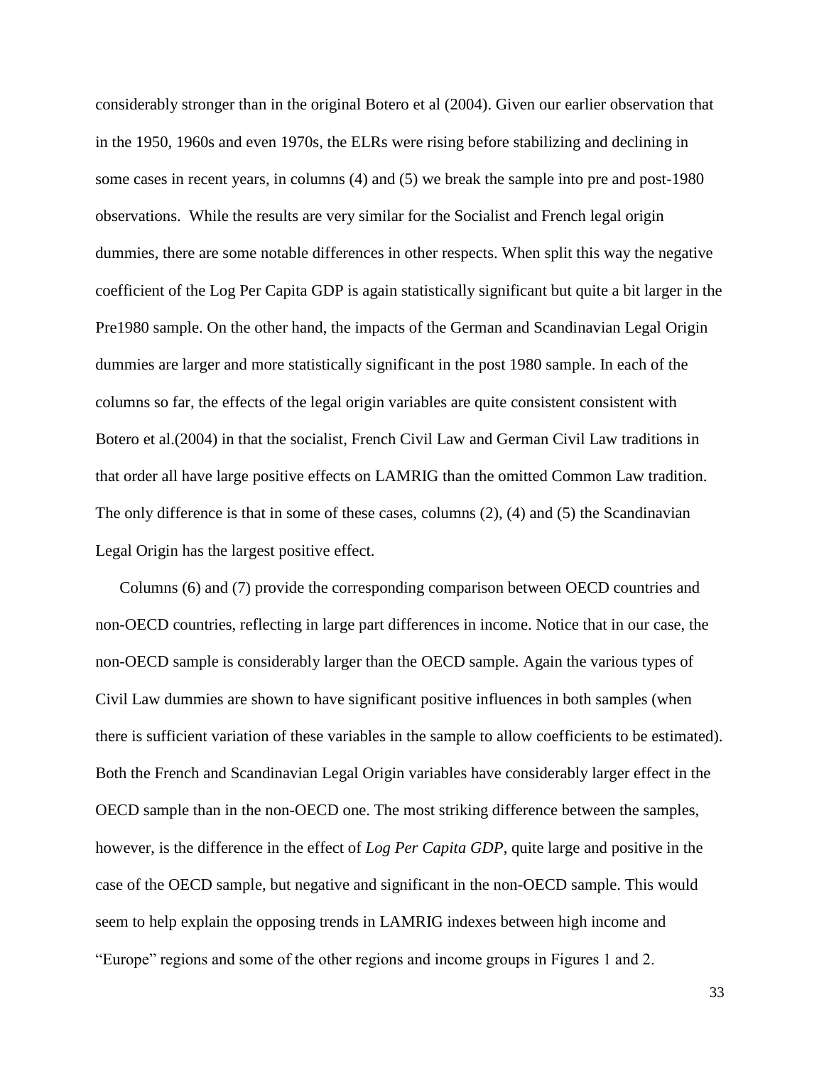considerably stronger than in the original Botero et al (2004). Given our earlier observation that in the 1950, 1960s and even 1970s, the ELRs were rising before stabilizing and declining in some cases in recent years, in columns (4) and (5) we break the sample into pre and post-1980 observations.  While the results are very similar for the Socialist and French legal origin dummies, there are some notable differences in other respects. When split this way the negative coefficient of the Log Per Capita GDP is again statistically significant but quite a bit larger in the Pre1980 sample. On the other hand, the impacts of the German and Scandinavian Legal Origin dummies are larger and more statistically significant in the post 1980 sample. In each of the columns so far, the effects of the legal origin variables are quite consistent consistent with Botero et al.(2004) in that the socialist, French Civil Law and German Civil Law traditions in that order all have large positive effects on LAMRIG than the omitted Common Law tradition. The only difference is that in some of these cases, columns (2), (4) and (5) the Scandinavian Legal Origin has the largest positive effect.

Columns (6) and (7) provide the corresponding comparison between OECD countries and non-OECD countries, reflecting in large part differences in income. Notice that in our case, the non-OECD sample is considerably larger than the OECD sample. Again the various types of Civil Law dummies are shown to have significant positive influences in both samples (when there is sufficient variation of these variables in the sample to allow coefficients to be estimated). Both the French and Scandinavian Legal Origin variables have considerably larger effect in the OECD sample than in the non-OECD one. The most striking difference between the samples, however, is the difference in the effect of *Log Per Capita GDP*, quite large and positive in the case of the OECD sample, but negative and significant in the non-OECD sample. This would seem to help explain the opposing trends in LAMRIG indexes between high income and "Europe" regions and some of the other regions and income groups in Figures 1 and 2.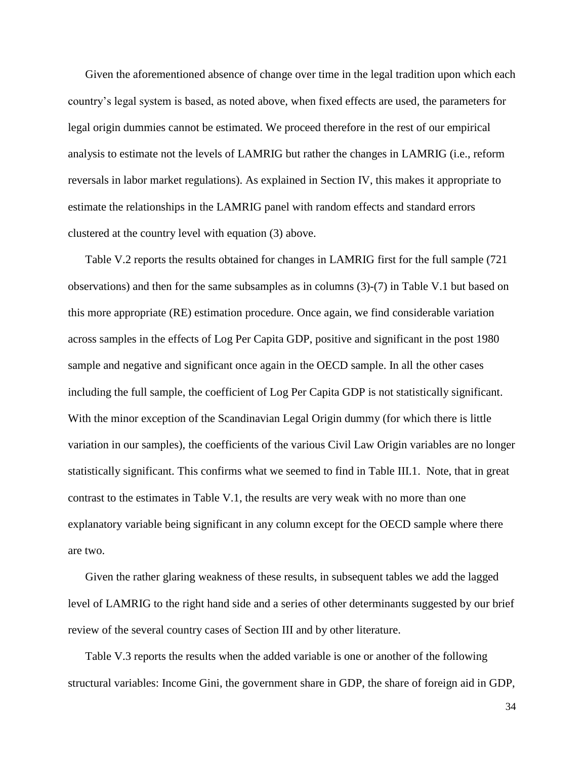Given the aforementioned absence of change over time in the legal tradition upon which each country's legal system is based, as noted above, when fixed effects are used, the parameters for legal origin dummies cannot be estimated. We proceed therefore in the rest of our empirical analysis to estimate not the levels of LAMRIG but rather the changes in LAMRIG (i.e., reform reversals in labor market regulations). As explained in Section IV, this makes it appropriate to estimate the relationships in the LAMRIG panel with random effects and standard errors clustered at the country level with equation (3) above.

Table V.2 reports the results obtained for changes in LAMRIG first for the full sample (721 observations) and then for the same subsamples as in columns (3)-(7) in Table V.1 but based on this more appropriate (RE) estimation procedure. Once again, we find considerable variation across samples in the effects of Log Per Capita GDP, positive and significant in the post 1980 sample and negative and significant once again in the OECD sample. In all the other cases including the full sample, the coefficient of Log Per Capita GDP is not statistically significant. With the minor exception of the Scandinavian Legal Origin dummy (for which there is little variation in our samples), the coefficients of the various Civil Law Origin variables are no longer statistically significant. This confirms what we seemed to find in Table III.1. Note, that in great contrast to the estimates in Table V.1, the results are very weak with no more than one explanatory variable being significant in any column except for the OECD sample where there are two.

Given the rather glaring weakness of these results, in subsequent tables we add the lagged level of LAMRIG to the right hand side and a series of other determinants suggested by our brief review of the several country cases of Section III and by other literature.

Table V.3 reports the results when the added variable is one or another of the following structural variables: Income Gini, the government share in GDP, the share of foreign aid in GDP,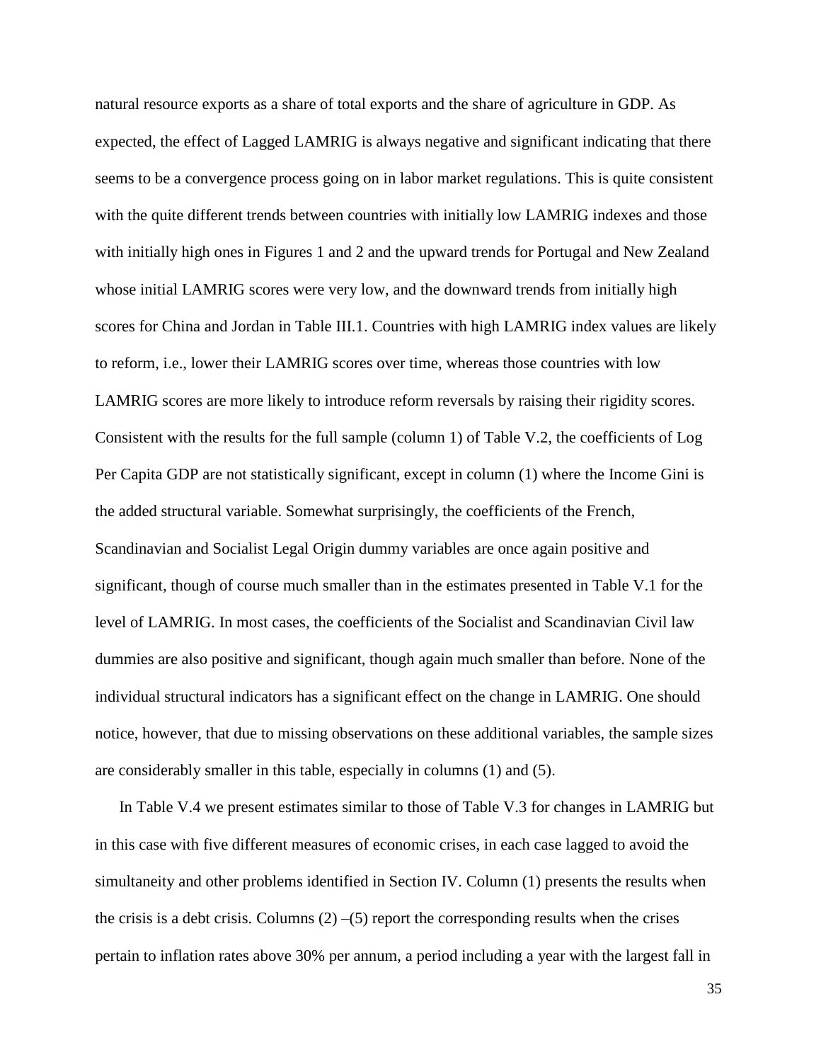natural resource exports as a share of total exports and the share of agriculture in GDP. As expected, the effect of Lagged LAMRIG is always negative and significant indicating that there seems to be a convergence process going on in labor market regulations. This is quite consistent with the quite different trends between countries with initially low LAMRIG indexes and those with initially high ones in Figures 1 and 2 and the upward trends for Portugal and New Zealand whose initial LAMRIG scores were very low, and the downward trends from initially high scores for China and Jordan in Table III.1. Countries with high LAMRIG index values are likely to reform, i.e., lower their LAMRIG scores over time, whereas those countries with low LAMRIG scores are more likely to introduce reform reversals by raising their rigidity scores. Consistent with the results for the full sample (column 1) of Table V.2, the coefficients of Log Per Capita GDP are not statistically significant, except in column (1) where the Income Gini is the added structural variable. Somewhat surprisingly, the coefficients of the French, Scandinavian and Socialist Legal Origin dummy variables are once again positive and significant, though of course much smaller than in the estimates presented in Table V.1 for the level of LAMRIG. In most cases, the coefficients of the Socialist and Scandinavian Civil law dummies are also positive and significant, though again much smaller than before. None of the individual structural indicators has a significant effect on the change in LAMRIG. One should notice, however, that due to missing observations on these additional variables, the sample sizes are considerably smaller in this table, especially in columns (1) and (5).

In Table V.4 we present estimates similar to those of Table V.3 for changes in LAMRIG but in this case with five different measures of economic crises, in each case lagged to avoid the simultaneity and other problems identified in Section IV. Column (1) presents the results when the crisis is a debt crisis. Columns (2) –(5) report the corresponding results when the crises pertain to inflation rates above 30% per annum, a period including a year with the largest fall in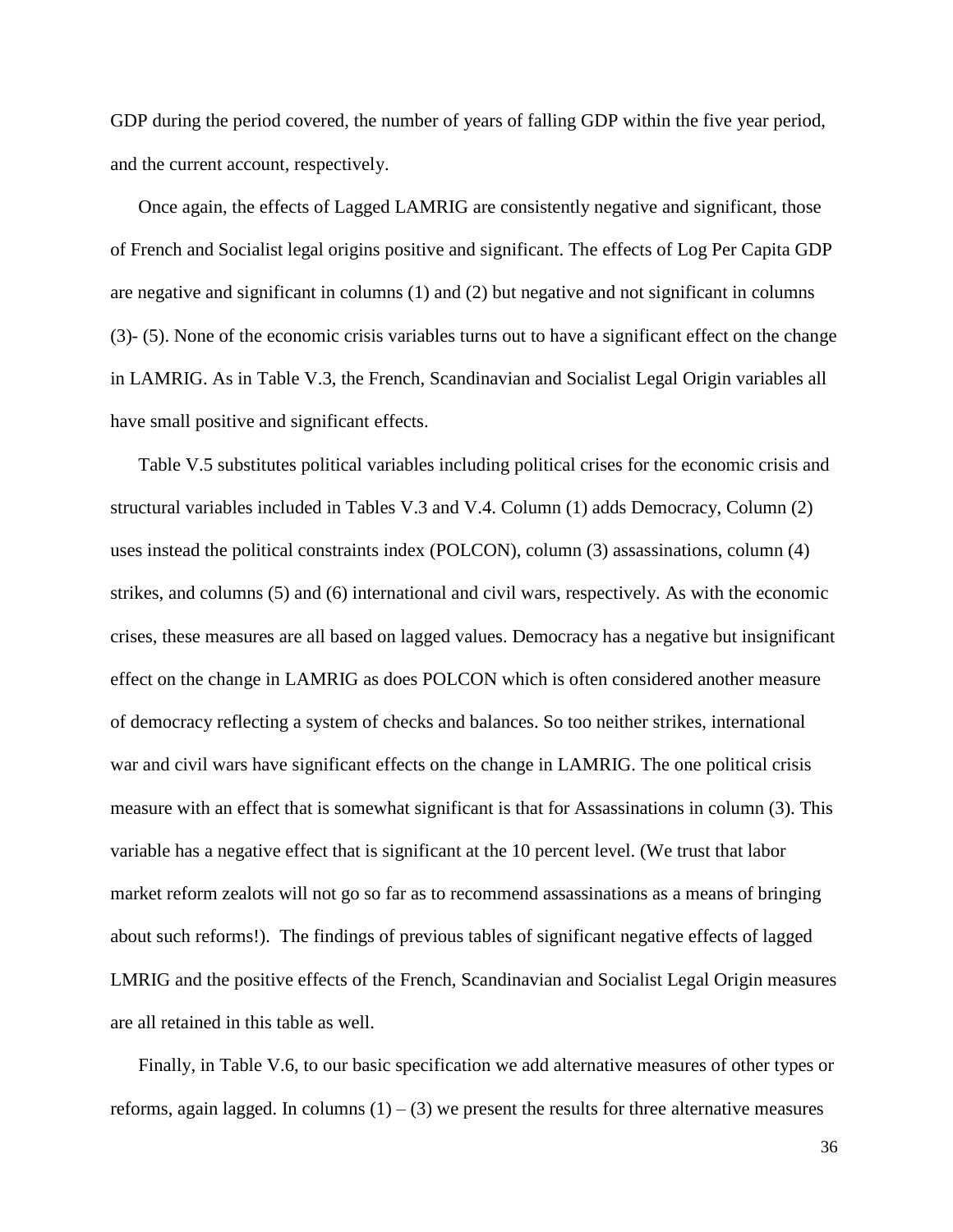GDP during the period covered, the number of years of falling GDP within the five year period, and the current account, respectively.

Once again, the effects of Lagged LAMRIG are consistently negative and significant, those of French and Socialist legal origins positive and significant. The effects of Log Per Capita GDP are negative and significant in columns (1) and (2) but negative and not significant in columns (3)- (5). None of the economic crisis variables turns out to have a significant effect on the change in LAMRIG. As in Table V.3, the French, Scandinavian and Socialist Legal Origin variables all have small positive and significant effects.

Table V.5 substitutes political variables including political crises for the economic crisis and structural variables included in Tables V.3 and V.4. Column (1) adds Democracy, Column (2) uses instead the political constraints index (POLCON), column (3) assassinations, column (4) strikes, and columns (5) and (6) international and civil wars, respectively. As with the economic crises, these measures are all based on lagged values. Democracy has a negative but insignificant effect on the change in LAMRIG as does POLCON which is often considered another measure of democracy reflecting a system of checks and balances. So too neither strikes, international war and civil wars have significant effects on the change in LAMRIG. The one political crisis measure with an effect that is somewhat significant is that for Assassinations in column (3). This variable has a negative effect that is significant at the 10 percent level. (We trust that labor market reform zealots will not go so far as to recommend assassinations as a means of bringing about such reforms!). The findings of previous tables of significant negative effects of lagged LMRIG and the positive effects of the French, Scandinavian and Socialist Legal Origin measures are all retained in this table as well.

Finally, in Table V.6, to our basic specification we add alternative measures of other types or reforms, again lagged. In columns (1) – (3) we present the results for three alternative measures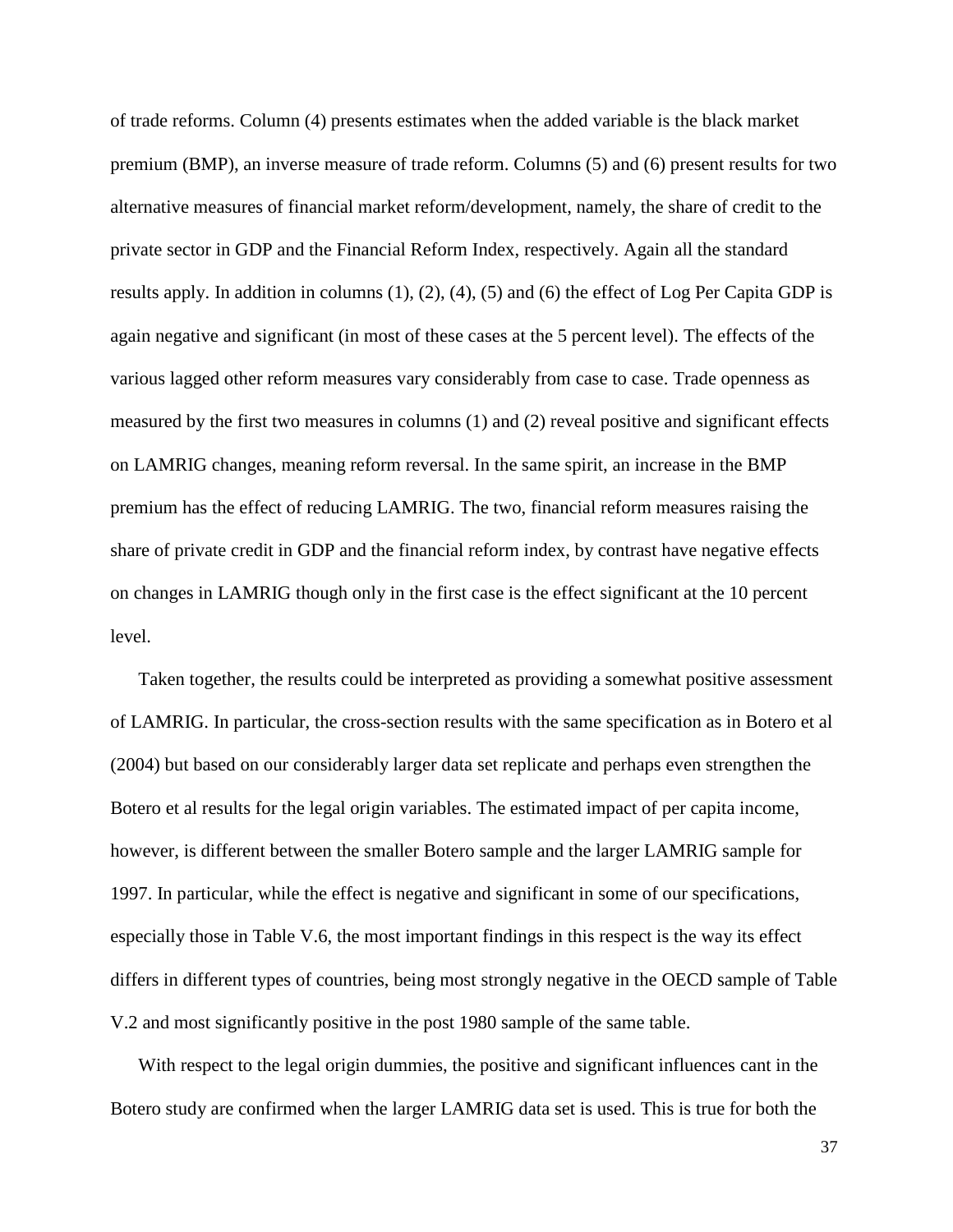of trade reforms. Column (4) presents estimates when the added variable is the black market premium (BMP), an inverse measure of trade reform. Columns (5) and (6) present results for two alternative measures of financial market reform/development, namely, the share of credit to the private sector in GDP and the Financial Reform Index, respectively. Again all the standard results apply. In addition in columns (1), (2), (4), (5) and (6) the effect of Log Per Capita GDP is again negative and significant (in most of these cases at the 5 percent level). The effects of the various lagged other reform measures vary considerably from case to case. Trade openness as measured by the first two measures in columns (1) and (2) reveal positive and significant effects on LAMRIG changes, meaning reform reversal. In the same spirit, an increase in the BMP premium has the effect of reducing LAMRIG. The two, financial reform measures raising the share of private credit in GDP and the financial reform index, by contrast have negative effects on changes in LAMRIG though only in the first case is the effect significant at the 10 percent level.

Taken together, the results could be interpreted as providing a somewhat positive assessment of LAMRIG. In particular, the cross-section results with the same specification as in Botero et al (2004) but based on our considerably larger data set replicate and perhaps even strengthen the Botero et al results for the legal origin variables. The estimated impact of per capita income, however, is different between the smaller Botero sample and the larger LAMRIG sample for 1997. In particular, while the effect is negative and significant in some of our specifications, especially those in Table V.6, the most important findings in this respect is the way its effect differs in different types of countries, being most strongly negative in the OECD sample of Table V.2 and most significantly positive in the post 1980 sample of the same table.

With respect to the legal origin dummies, the positive and significant influences cant in the Botero study are confirmed when the larger LAMRIG data set is used. This is true for both the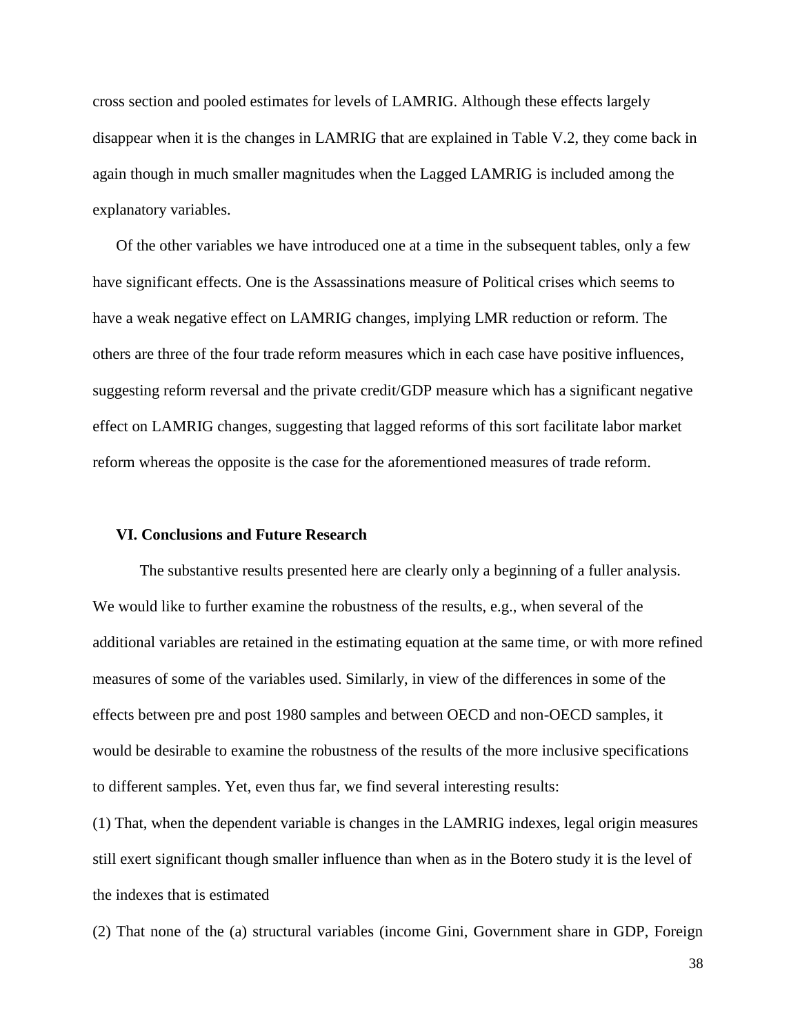cross section and pooled estimates for levels of LAMRIG. Although these effects largely disappear when it is the changes in LAMRIG that are explained in Table V.2, they come back in again though in much smaller magnitudes when the Lagged LAMRIG is included among the explanatory variables.

Of the other variables we have introduced one at a time in the subsequent tables, only a few have significant effects. One is the Assassinations measure of Political crises which seems to have a weak negative effect on LAMRIG changes, implying LMR reduction or reform. The others are three of the four trade reform measures which in each case have positive influences, suggesting reform reversal and the private credit/GDP measure which has a significant negative effect on LAMRIG changes, suggesting that lagged reforms of this sort facilitate labor market reform whereas the opposite is the case for the aforementioned measures of trade reform.

### VI. Conclusions and Future Research

The substantive results presented here are clearly only a beginning of a fuller analysis. We would like to further examine the robustness of the results, e.g., when several of the additional variables are retained in the estimating equation at the same time, or with more refined measures of some of the variables used. Similarly, in view of the differences in some of the effects between pre and post 1980 samples and between OECD and non-OECD samples, it would be desirable to examine the robustness of the results of the more inclusive specifications to different samples. Yet, even thus far, we find several interesting results:

(1) That, when the dependent variable is changes in the LAMRIG indexes, legal origin measures still exert significant though smaller influence than when as in the Botero study it is the level of the indexes that is estimated

(2) That none of the (a) structural variables (income Gini, Government share in GDP, Foreign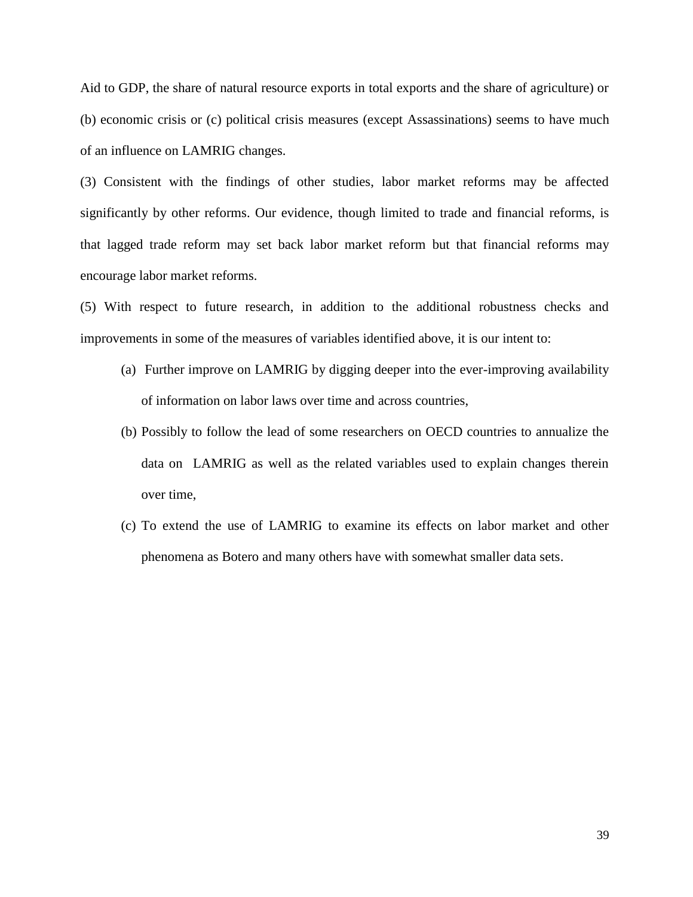Aid to GDP, the share of natural resource exports in total exports and the share of agriculture) or (b) economic crisis or (c) political crisis measures (except Assassinations) seems to have much of an influence on LAMRIG changes.

(3) Consistent with the findings of other studies, labor market reforms may be affected significantly by other reforms. Our evidence, though limited to trade and financial reforms, is that lagged trade reform may set back labor market reform but that financial reforms may encourage labor market reforms.

(5) With respect to future research, in addition to the additional robustness checks and improvements in some of the measures of variables identified above, it is our intent to:

(a) Further improve on LAMRIG by digging deeper into the ever-improving availability of information on labor laws over time and across countries,

(b) Possibly to follow the lead of some researchers on OECD countries to annualize the data on LAMRIG as well as the related variables used to explain changes therein over time,

(c) To extend the use of LAMRIG to examine its effects on labor market and other phenomena as Botero and many others have with somewhat smaller data sets.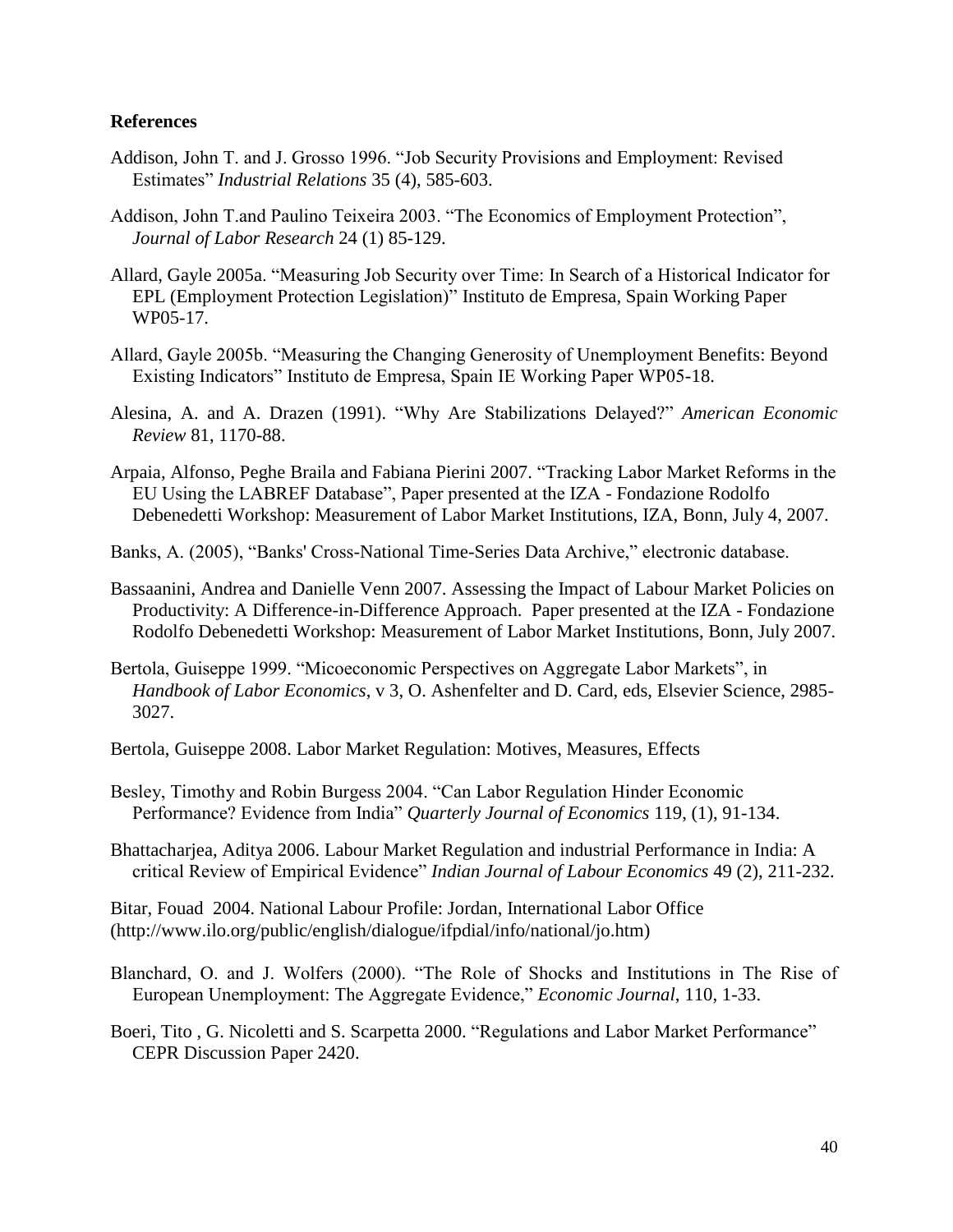**References**

Addison, John T. and J. Grosso 1996. "Job Security Provisions and Employment: Revised Estimates" *Industrial Relations* 35 (4), 585-603.

Addison, John T.and Paulino Teixeira 2003. "The Economics of Employment Protection", *Journal of Labor Research* 24 (1) 85-129.

Allard, Gayle 2005a. "Measuring Job Security over Time: In Search of a Historical Indicator for EPL (Employment Protection Legislation)" Instituto de Empresa, Spain Working Paper WP05-17.

Allard, Gayle 2005b. "Measuring the Changing Generosity of Unemployment Benefits: Beyond Existing Indicators" Instituto de Empresa, Spain IE Working Paper WP05-18.

Alesina, A. and A. Drazen (1991). "Why Are Stabilizations Delayed?" *American Economic Review* 81, 1170-88.

Arpaia, Alfonso, Peghe Braila and Fabiana Pierini 2007. "Tracking Labor Market Reforms in the EU Using the LABREF Database", Paper presented at the IZA - Fondazione Rodolfo Debenedetti Workshop: Measurement of Labor Market Institutions, IZA, Bonn, July 4, 2007.

Banks, A. (2005), "Banks' Cross-National Time-Series Data Archive," electronic database.

Bassaanini, Andrea and Danielle Venn 2007. Assessing the Impact of Labour Market Policies on Productivity: A Difference-in-Difference Approach. Paper presented at the IZA - Fondazione Rodolfo Debenedetti Workshop: Measurement of Labor Market Institutions, Bonn, July 2007.

Bertola, Guiseppe 1999. "Micoeconomic Perspectives on Aggregate Labor Markets", in *Handbook of Labor Economics*, v 3, O. Ashenfelter and D. Card, eds, Elsevier Science, 2985-3027.

Bertola, Guiseppe 2008. Labor Market Regulation: Motives, Measures, Effects

Besley, Timothy and Robin Burgess 2004. "Can Labor Regulation Hinder Economic Performance? Evidence from India" *Quarterly Journal of Economics* 119, (1), 91-134.

Bhattacharjea, Aditya 2006. Labour Market Regulation and industrial Performance in India: A critical Review of Empirical Evidence" *Indian Journal of Labour Economics* 49 (2), 211-232.

Bitar, Fouad 2004. National Labour Profile: Jordan, International Labor Office (http://www.ilo.org/public/english/dialogue/ifpdial/info/national/jo.htm)

Blanchard, O. and J. Wolfers (2000). "The Role of Shocks and Institutions in The Rise of European Unemployment: The Aggregate Evidence," *Economic Journal*, 110, 1-33.

Boeri, Tito , G. Nicoletti and S. Scarpetta 2000. "Regulations and Labor Market Performance" CEPR Discussion Paper 2420.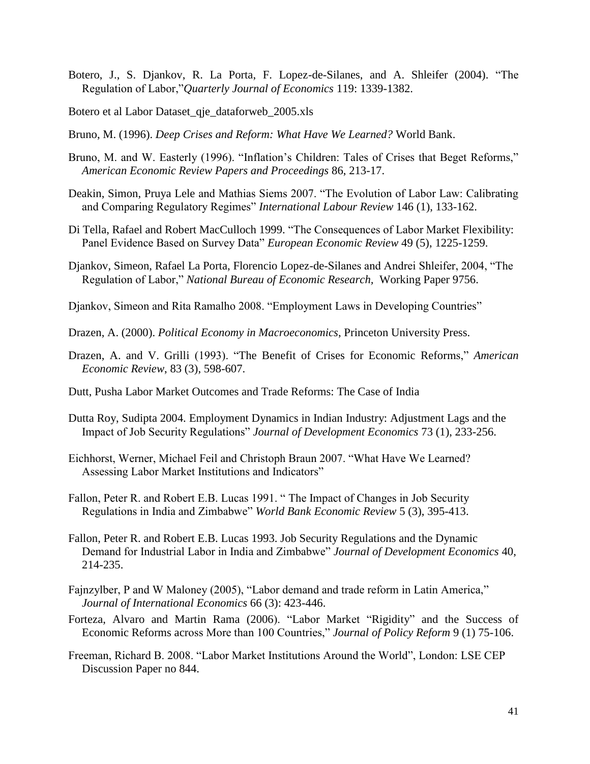Botero, J., S. Djankov, R. La Porta, F. Lopez-de-Silanes, and A. Shleifer (2004). "The Regulation of Labor,"*Quarterly Journal of Economics* 119: 1339-1382.

Botero et al Labor Dataset_qje_dataforweb_2005.xls

Bruno, M. (1996). *Deep Crises and Reform: What Have We Learned?* World Bank.

Bruno, M. and W. Easterly (1996). "Inflation's Children: Tales of Crises that Beget Reforms," *American Economic Review Papers and Proceedings* 86, 213-17.

Deakin, Simon, Pruya Lele and Mathias Siems 2007. "The Evolution of Labor Law: Calibrating and Comparing Regulatory Regimes" *International Labour Review* 146 (1), 133-162.

Di Tella, Rafael and Robert MacCulloch 1999. "The Consequences of Labor Market Flexibility: Panel Evidence Based on Survey Data" *European Economic Review* 49 (5), 1225-1259.

Djankov, Simeon, Rafael La Porta, Florencio Lopez-de-Silanes and Andrei Shleifer, 2004, "The Regulation of Labor," *National Bureau of Economic Research,* Working Paper 9756.

Djankov, Simeon and Rita Ramalho 2008. "Employment Laws in Developing Countries"

Drazen, A. (2000). *Political Economy in Macroeconomics*, Princeton University Press.

Drazen, A. and V. Grilli (1993). "The Benefit of Crises for Economic Reforms," *American Economic Review*, 83 (3), 598-607.

Dutt, Pusha Labor Market Outcomes and Trade Reforms: The Case of India

Dutta Roy, Sudipta 2004. Employment Dynamics in Indian Industry: Adjustment Lags and the Impact of Job Security Regulations" *Journal of Development Economics* 73 (1), 233-256.

Eichhorst, Werner, Michael Feil and Christoph Braun 2007. "What Have We Learned? Assessing Labor Market Institutions and Indicators"

Fallon, Peter R. and Robert E.B. Lucas 1991. " The Impact of Changes in Job Security Regulations in India and Zimbabwe" *World Bank Economic Review* 5 (3), 395-413.

Fallon, Peter R. and Robert E.B. Lucas 1993. Job Security Regulations and the Dynamic Demand for Industrial Labor in India and Zimbabwe" *Journal of Development Economics* 40, 214-235.

Fajnzylber, P and W Maloney (2005), "Labor demand and trade reform in Latin America," *Journal of International Economics* 66 (3): 423-446.

Forteza, Alvaro and Martin Rama (2006). "Labor Market "Rigidity" and the Success of Economic Reforms across More than 100 Countries," *Journal of Policy Reform* 9 (1) 75-106.

Freeman, Richard B. 2008. "Labor Market Institutions Around the World", London: LSE CEP Discussion Paper no 844.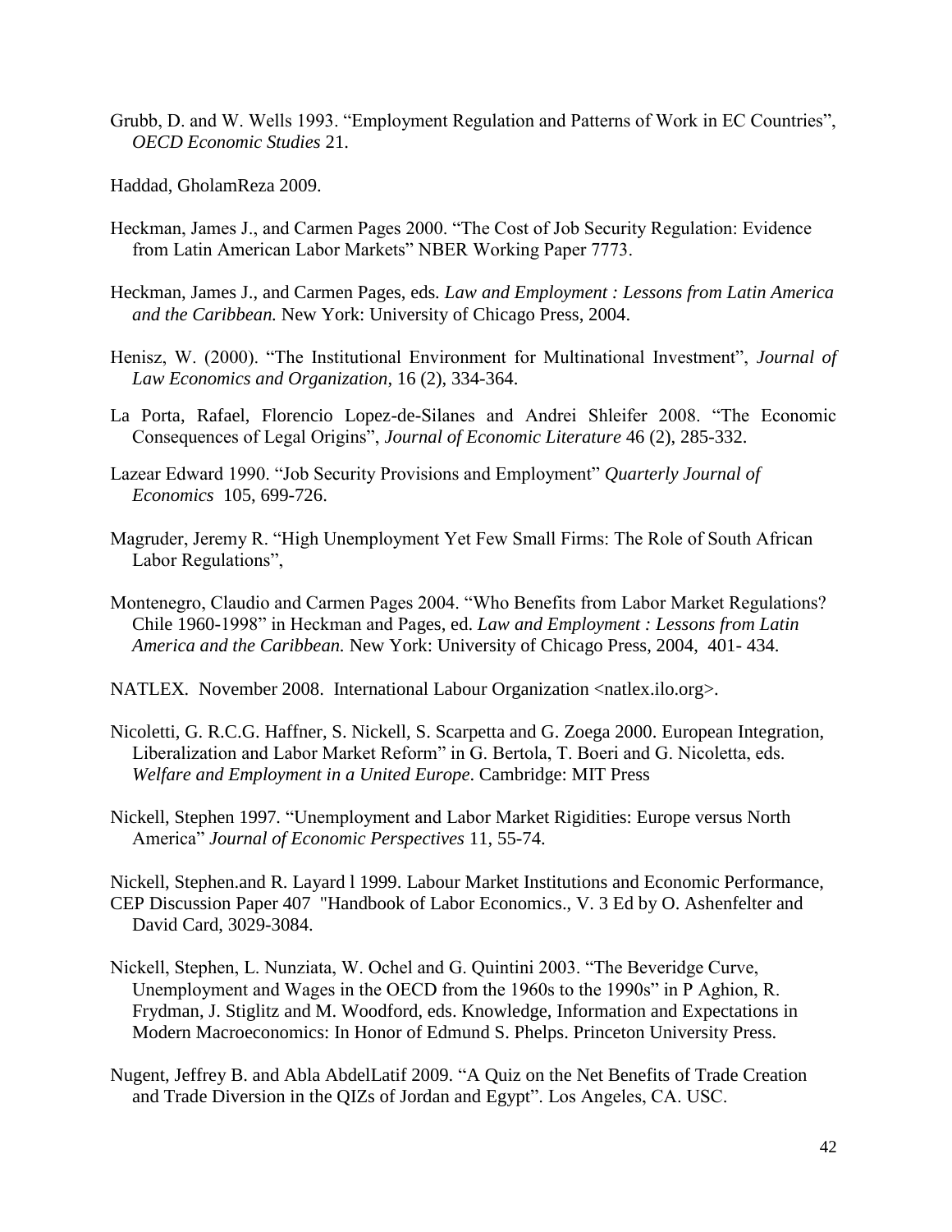Grubb, D. and W. Wells 1993. "Employment Regulation and Patterns of Work in EC Countries", *OECD Economic Studies* 21.

Haddad, GholamReza 2009.

Heckman, James J., and Carmen Pages 2000. "The Cost of Job Security Regulation: Evidence from Latin American Labor Markets" NBER Working Paper 7773.

Heckman, James J., and Carmen Pages, eds. *Law and Employment : Lessons from Latin America and the Caribbean.* New York: University of Chicago Press, 2004.

Henisz, W. (2000). "The Institutional Environment for Multinational Investment", *Journal of Law Economics and Organization*, 16 (2), 334-364.

La Porta, Rafael, Florencio Lopez-de-Silanes and Andrei Shleifer 2008. "The Economic Consequences of Legal Origins", *Journal of Economic Literature* 46 (2), 285-332.

Lazear Edward 1990. "Job Security Provisions and Employment" *Quarterly Journal of Economics* 105, 699-726.

Magruder, Jeremy R. "High Unemployment Yet Few Small Firms: The Role of South African Labor Regulations",

Montenegro, Claudio and Carmen Pages 2004. "Who Benefits from Labor Market Regulations? Chile 1960-1998" in Heckman and Pages, ed. *Law and Employment : Lessons from Latin America and the Caribbean.* New York: University of Chicago Press, 2004, 401- 434.

NATLEX. November 2008. International Labour Organization <natlex.ilo.org>.

Nicoletti, G. R.C.G. Haffner, S. Nickell, S. Scarpetta and G. Zoega 2000. European Integration, Liberalization and Labor Market Reform" in G. Bertola, T. Boeri and G. Nicoletta, eds. *Welfare and Employment in a United Europe*. Cambridge: MIT Press

Nickell, Stephen 1997. "Unemployment and Labor Market Rigidities: Europe versus North America" *Journal of Economic Perspectives* 11, 55-74.

Nickell, Stephen.and R. Layard l 1999. Labour Market Institutions and Economic Performance, CEP Discussion Paper 407 "Handbook of Labor Economics., V. 3 Ed by O. Ashenfelter and David Card, 3029-3084.

Nickell, Stephen, L. Nunziata, W. Ochel and G. Quintini 2003. "The Beveridge Curve, Unemployment and Wages in the OECD from the 1960s to the 1990s" in P Aghion, R. Frydman, J. Stiglitz and M. Woodford, eds. Knowledge, Information and Expectations in Modern Macroeconomics: In Honor of Edmund S. Phelps. Princeton University Press.

Nugent, Jeffrey B. and Abla AbdelLatif 2009. "A Quiz on the Net Benefits of Trade Creation and Trade Diversion in the QIZs of Jordan and Egypt". Los Angeles, CA. USC.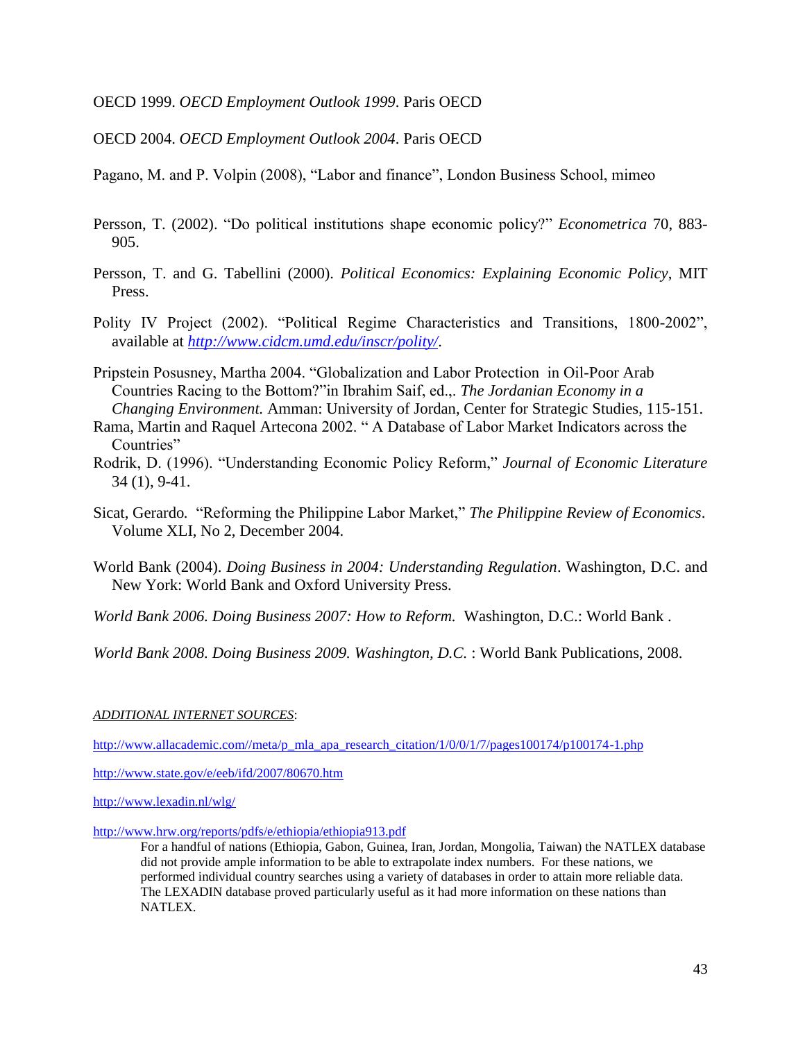OECD 1999. *OECD Employment Outlook 1999*. Paris OECD

OECD 2004. *OECD Employment Outlook 2004*. Paris OECD

Pagano, M. and P. Volpin (2008), "Labor and finance", London Business School, mimeo

Persson, T. (2002). "Do political institutions shape economic policy?" *Econometrica* 70, 883-905.

Persson, T. and G. Tabellini (2000). *Political Economics: Explaining Economic Policy*, MIT Press.

Polity IV Project (2002). "Political Regime Characteristics and Transitions, 1800-2002", available at *http://www.cidcm.umd.edu/inscr/polity/*.

Pripstein Posusney, Martha 2004. "Globalization and Labor Protection in Oil-Poor Arab Countries Racing to the Bottom?"in Ibrahim Saif, ed.,. *The Jordanian Economy in a Changing Environment.* Amman: University of Jordan, Center for Strategic Studies, 115-151.

Rama, Martin and Raquel Artecona 2002. " A Database of Labor Market Indicators across the Countries"

Rodrik, D. (1996). "Understanding Economic Policy Reform," *Journal of Economic Literature* 34 (1), 9-41.

Sicat, Gerardo. "Reforming the Philippine Labor Market," *The Philippine Review of Economics*. Volume XLI, No 2, December 2004.

World Bank (2004). *Doing Business in 2004: Understanding Regulation*. Washington, D.C. and New York: World Bank and Oxford University Press.

*World Bank 2006. Doing Business 2007: How to Reform.* Washington, D.C.: World Bank .

*World Bank 2008. Doing Business 2009. Washington, D.C.* : World Bank Publications, 2008.

*ADDITIONAL INTERNET SOURCES*:

http://www.allacademic.com//meta/p_mla_apa_research_citation/1/0/0/1/7/pages100174/p100174-1.php

http://www.state.gov/e/eeb/ifd/2007/80670.htm

http://www.lexadin.nl/wlg/

http://www.hrw.org/reports/pdfs/e/ethiopia/ethiopia913.pdf

For a handful of nations (Ethiopia, Gabon, Guinea, Iran, Jordan, Mongolia, Taiwan) the NATLEX database did not provide ample information to be able to extrapolate index numbers. For these nations, we performed individual country searches using a variety of databases in order to attain more reliable data. The LEXADIN database proved particularly useful as it had more information on these nations than NATLEX.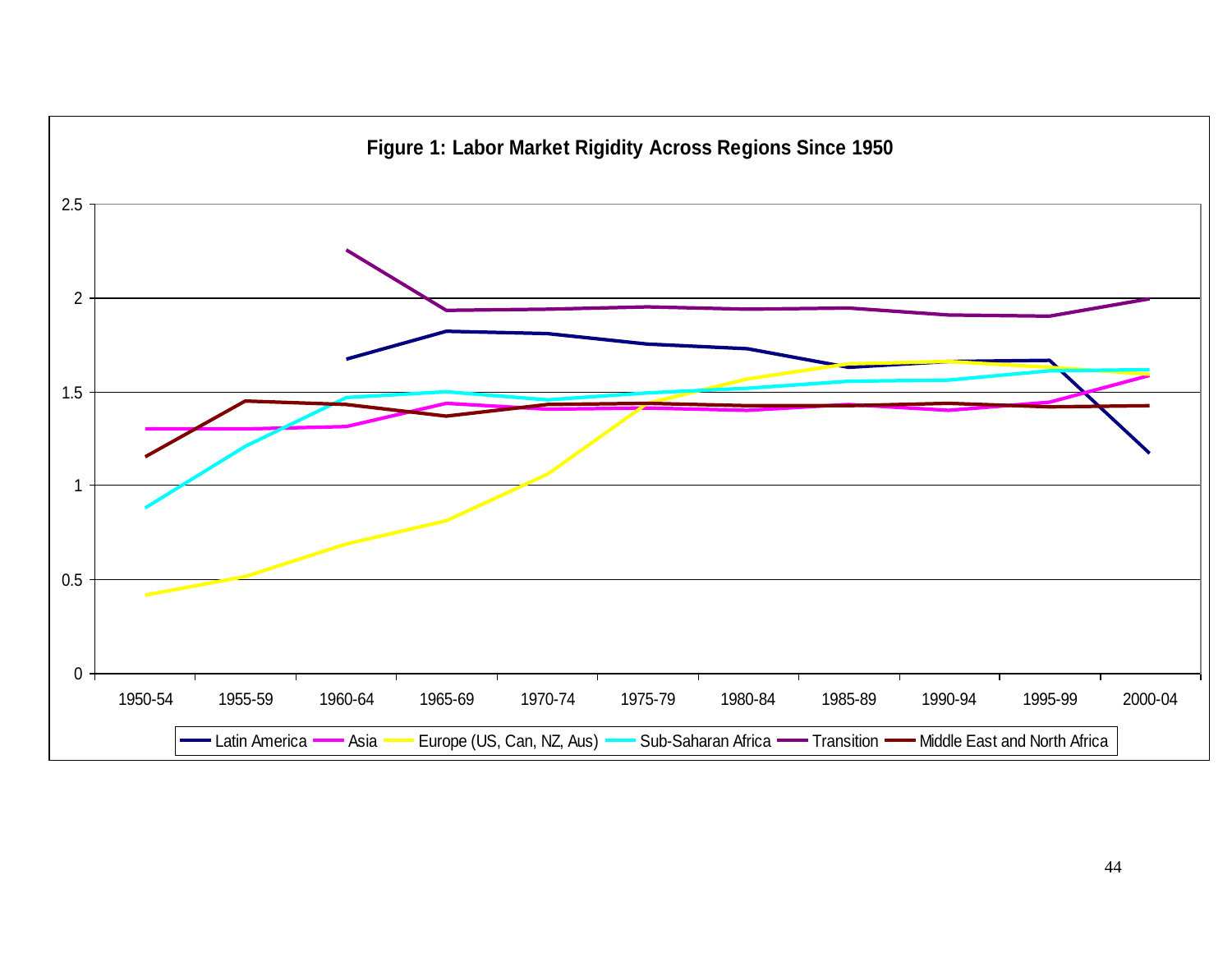**Figure 1: Labor Market Rigidity Across Regions Since 1950**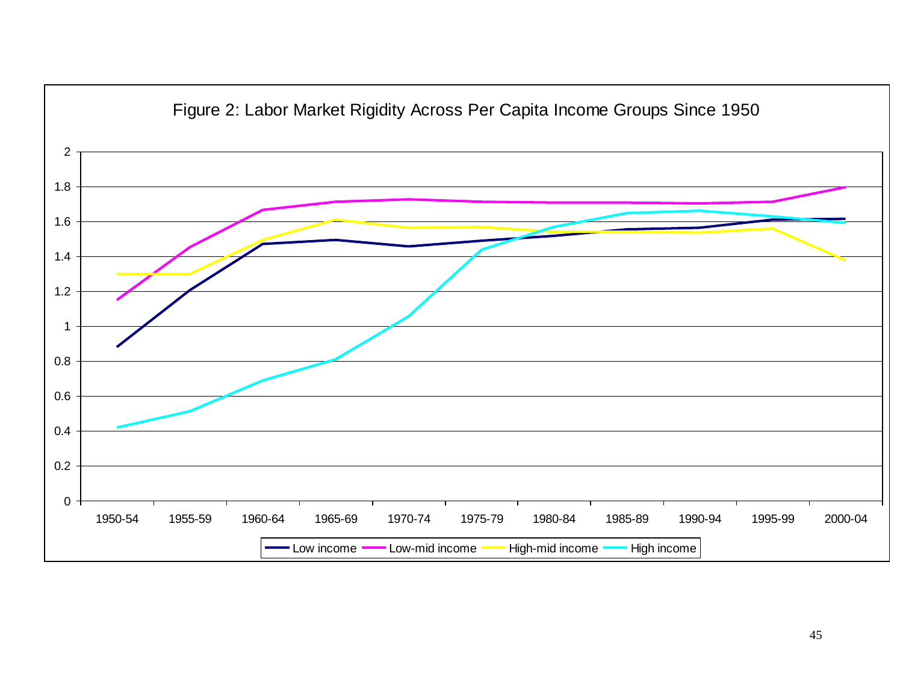Figure 2: Labor Market Rigidity Across Per Capita Income Groups Since 1950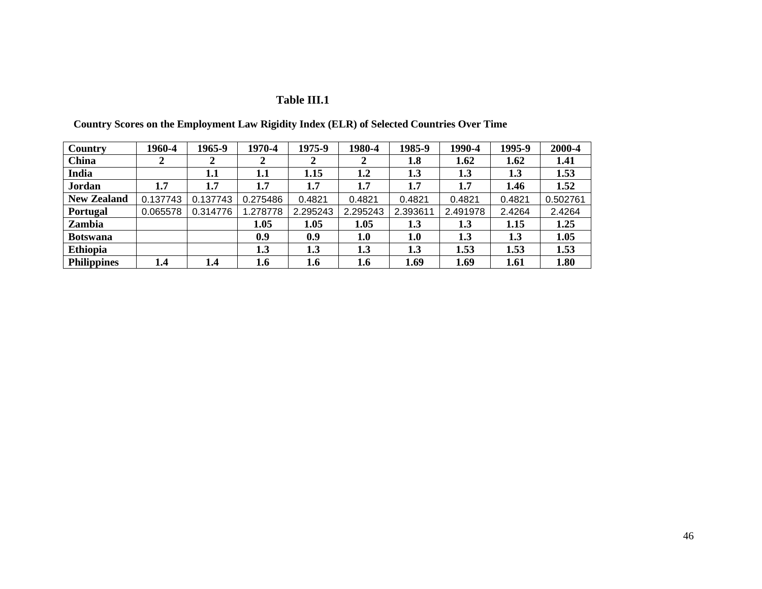**Table III.1**

**Country Scores on the Employment Law Rigidity Index (ELR) of Selected Countries Over Time**

| Country | 1960-4 | 1965-9 | 1970-4 | 1975-9 | 1980-4 | 1985-9 | 1990-4 | 1995-9 | 2000-4 |
|---|---|---|---|---|---|---|---|---|---|
| China | 2 | 2 | 2 | 2 | 2 | 1.8 | 1.62 | 1.62 | 1.41 |
| India | | 1.1 | 1.1 | 1.15 | 1.2 | 1.3 | 1.3 | 1.3 | 1.53 |
| Jordan | 1.7 | 1.7 | 1.7 | 1.7 | 1.7 | 1.7 | 1.7 | 1.46 | 1.52 |
| New Zealand | 0.137743 | 0.137743 | 0.275486 | 0.4821 | 0.4821 | 0.4821 | 0.4821 | 0.4821 | 0.502761 |
| Portugal | 0.065578 | 0.314776 | 1.278778 | 2.295243 | 2.295243 | 2.393611 | 2.491978 | 2.4264 | 2.4264 |
| Zambia | | | 1.05 | 1.05 | 1.05 | 1.3 | 1.3 | 1.15 | 1.25 |
| Botswana | | | 0.9 | 0.9 | 1.0 | 1.0 | 1.3 | 1.3 | 1.05 |
| Ethiopia | | | 1.3 | 1.3 | 1.3 | 1.3 | 1.53 | 1.53 | 1.53 |
| Philippines | 1.4 | 1.4 | 1.6 | 1.6 | 1.6 | 1.69 | 1.69 | 1.61 | 1.80 |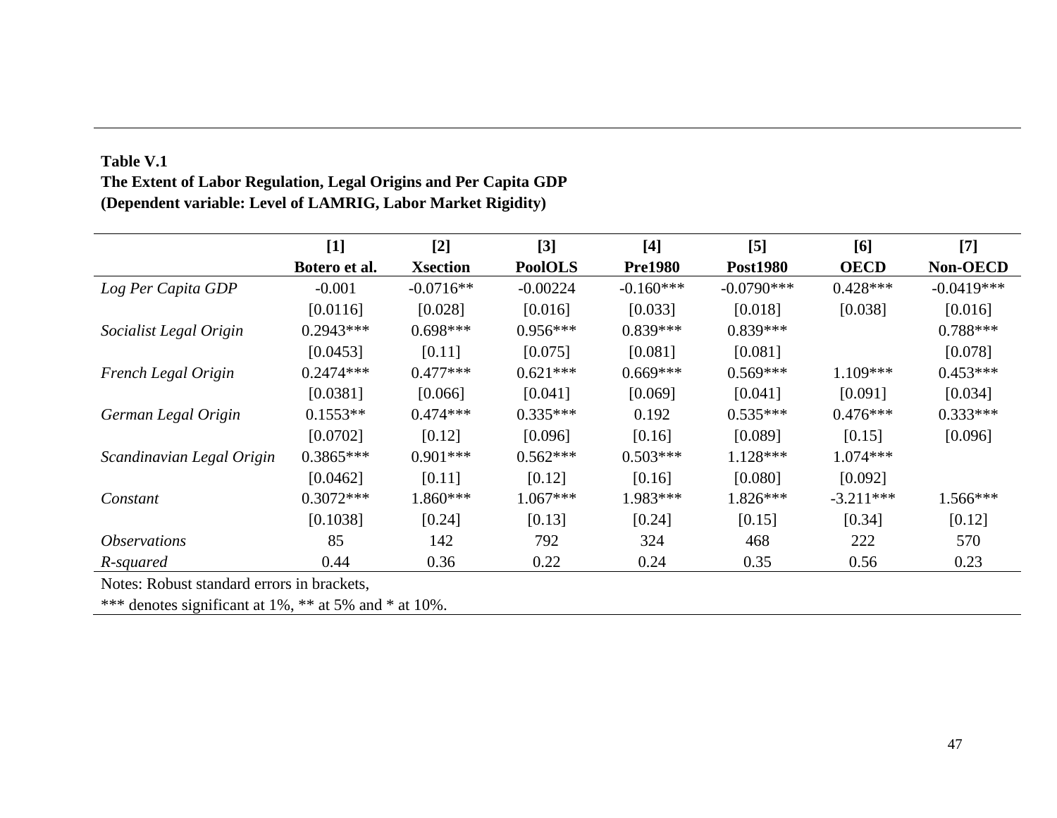**Table V.1**
**The Extent of Labor Regulation, Legal Origins and Per Capita GDP**
**(Dependent variable: Level of LAMRIG, Labor Market Rigidity)**

| | [1] | [2] | [3] | [4] | [5] | [6] | [7] |
|---|---|---|---|---|---|---|---|
| | **Botero et al.** | **Xsection** | **PoolOLS** | **Pre1980** | **Post1980** | **OECD** | **Non-OECD** |
| *Log Per Capita GDP* | -0.001 | -0.0716** | -0.00224 | -0.160*** | -0.0790*** | 0.428*** | -0.0419*** |
| | [0.0116] | [0.028] | [0.016] | [0.033] | [0.018] | [0.038] | [0.016] |
| *Socialist Legal Origin* | 0.2943*** | 0.698*** | 0.956*** | 0.839*** | 0.839*** | | 0.788*** |
| | [0.0453] | [0.11] | [0.075] | [0.081] | [0.081] | | [0.078] |
| *French Legal Origin* | 0.2474*** | 0.477*** | 0.621*** | 0.669*** | 0.569*** | 1.109*** | 0.453*** |
| | [0.0381] | [0.066] | [0.041] | [0.069] | [0.041] | [0.091] | [0.034] |
| *German Legal Origin* | 0.1553** | 0.474*** | 0.335*** | 0.192 | 0.535*** | 0.476*** | 0.333*** |
| | [0.0702] | [0.12] | [0.096] | [0.16] | [0.089] | [0.15] | [0.096] |
| *Scandinavian Legal Origin* | 0.3865*** | 0.901*** | 0.562*** | 0.503*** | 1.128*** | 1.074*** | |
| | [0.0462] | [0.11] | [0.12] | [0.16] | [0.080] | [0.092] | |
| *Constant* | 0.3072*** | 1.860*** | 1.067*** | 1.983*** | 1.826*** | -3.211*** | 1.566*** |
| | [0.1038] | [0.24] | [0.13] | [0.24] | [0.15] | [0.34] | [0.12] |
| *Observations* | 85 | 142 | 792 | 324 | 468 | 222 | 570 |
| *R-squared* | 0.44 | 0.36 | 0.22 | 0.24 | 0.35 | 0.56 | 0.23 |

Notes: Robust standard errors in brackets,
*** denotes significant at 1%, ** at 5% and * at 10%.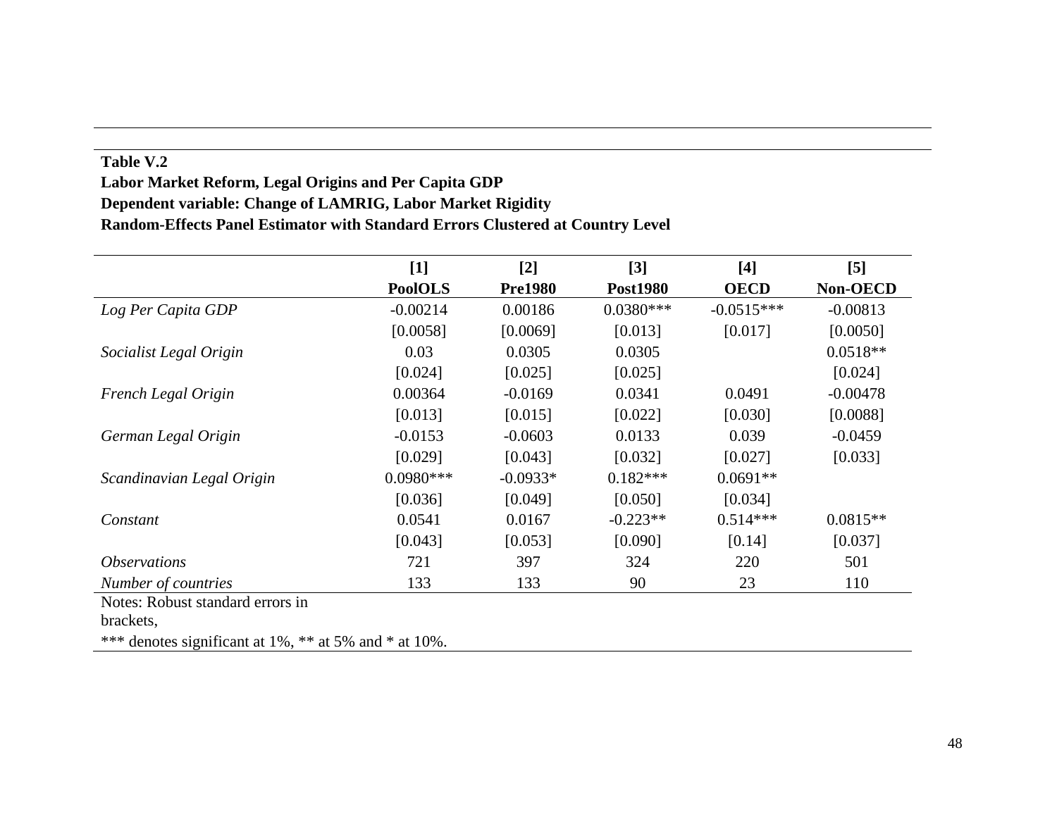**Table V.2**

**Labor Market Reform, Legal Origins and Per Capita GDP**

**Dependent variable: Change of LAMRIG, Labor Market Rigidity**

**Random-Effects Panel Estimator with Standard Errors Clustered at Country Level**

| | [1] | [2] | [3] | [4] | [5] |
|---|---|---|---|---|---|
| | **PoolOLS** | **Pre1980** | **Post1980** | **OECD** | **Non-OECD** |
| *Log Per Capita GDP* | -0.00214 | 0.00186 | 0.0380*** | -0.0515*** | -0.00813 |
| | [0.0058] | [0.0069] | [0.013] | [0.017] | [0.0050] |
| *Socialist Legal Origin* | 0.03 | 0.0305 | 0.0305 | | 0.0518** |
| | [0.024] | [0.025] | [0.025] | | [0.024] |
| *French Legal Origin* | 0.00364 | -0.0169 | 0.0341 | 0.0491 | -0.00478 |
| | [0.013] | [0.015] | [0.022] | [0.030] | [0.0088] |
| *German Legal Origin* | -0.0153 | -0.0603 | 0.0133 | 0.039 | -0.0459 |
| | [0.029] | [0.043] | [0.032] | [0.027] | [0.033] |
| *Scandinavian Legal Origin* | 0.0980*** | -0.0933* | 0.182*** | 0.0691** | |
| | [0.036] | [0.049] | [0.050] | [0.034] | |
| *Constant* | 0.0541 | 0.0167 | -0.223** | 0.514*** | 0.0815** |
| | [0.043] | [0.053] | [0.090] | [0.14] | [0.037] |
| *Observations* | 721 | 397 | 324 | 220 | 501 |
| *Number of countries* | 133 | 133 | 90 | 23 | 110 |

Notes: Robust standard errors in brackets,

*** denotes significant at 1%, ** at 5% and * at 10%.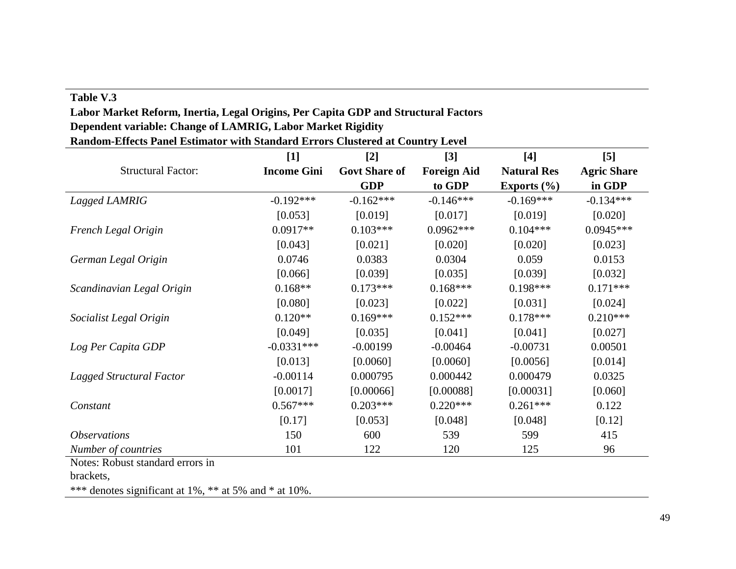**Table V.3**
**Labor Market Reform, Inertia, Legal Origins, Per Capita GDP and Structural Factors**
**Dependent variable: Change of LAMRIG, Labor Market Rigidity**
**Random-Effects Panel Estimator with Standard Errors Clustered at Country Level**

| | [1] | [2] | [3] | [4] | [5] |
|---|---|---|---|---|---|
| Structural Factor: | **Income Gini** | **Govt Share of GDP** | **Foreign Aid to GDP** | **Natural Res Exports (%)** | **Agric Share in GDP** |
| *Lagged LAMRIG* | -0.192*** | -0.162*** | -0.146*** | -0.169*** | -0.134*** |
| | [0.053] | [0.019] | [0.017] | [0.019] | [0.020] |
| *French Legal Origin* | 0.0917** | 0.103*** | 0.0962*** | 0.104*** | 0.0945*** |
| | [0.043] | [0.021] | [0.020] | [0.020] | [0.023] |
| *German Legal Origin* | 0.0746 | 0.0383 | 0.0304 | 0.059 | 0.0153 |
| | [0.066] | [0.039] | [0.035] | [0.039] | [0.032] |
| *Scandinavian Legal Origin* | 0.168** | 0.173*** | 0.168*** | 0.198*** | 0.171*** |
| | [0.080] | [0.023] | [0.022] | [0.031] | [0.024] |
| *Socialist Legal Origin* | 0.120** | 0.169*** | 0.152*** | 0.178*** | 0.210*** |
| | [0.049] | [0.035] | [0.041] | [0.041] | [0.027] |
| *Log Per Capita GDP* | -0.0331*** | -0.00199 | -0.00464 | -0.00731 | 0.00501 |
| | [0.013] | [0.0060] | [0.0060] | [0.0056] | [0.014] |
| *Lagged Structural Factor* | -0.00114 | 0.000795 | 0.000442 | 0.000479 | 0.0325 |
| | [0.0017] | [0.00066] | [0.00088] | [0.00031] | [0.060] |
| *Constant* | 0.567*** | 0.203*** | 0.220*** | 0.261*** | 0.122 |
| | [0.17] | [0.053] | [0.048] | [0.048] | [0.12] |
| *Observations* | 150 | 600 | 539 | 599 | 415 |
| *Number of countries* | 101 | 122 | 120 | 125 | 96 |

Notes: Robust standard errors in brackets,
*** denotes significant at 1%, ** at 5% and * at 10%.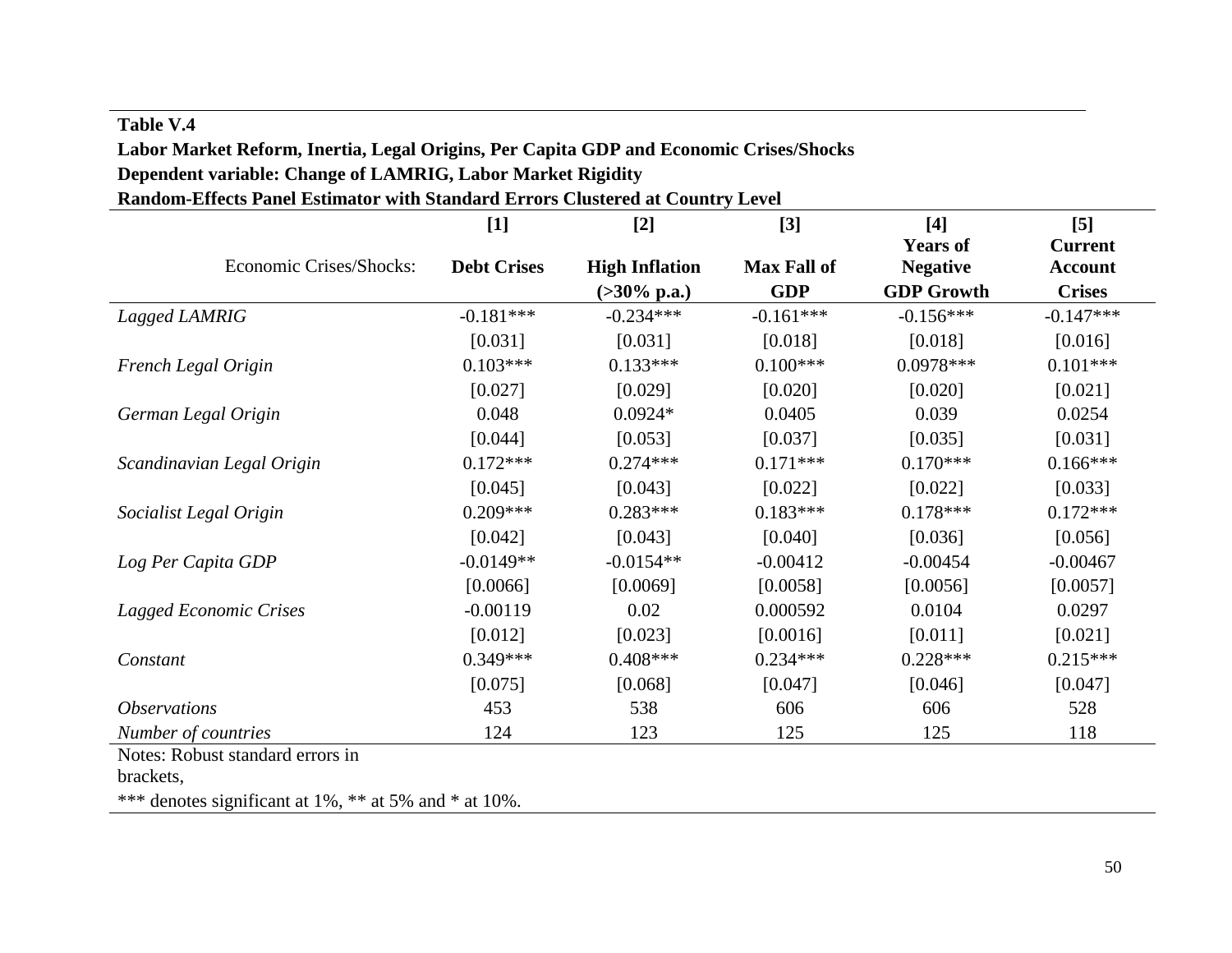**Table V.4**

**Labor Market Reform, Inertia, Legal Origins, Per Capita GDP and Economic Crises/Shocks**

**Dependent variable: Change of LAMRIG, Labor Market Rigidity**

**Random-Effects Panel Estimator with Standard Errors Clustered at Country Level**

| | [1] | [2] | [3] | [4] | [5] |
|---|---|---|---|---|---|
| Economic Crises/Shocks: | **Debt Crises** | **High Inflation (>30% p.a.)** | **Max Fall of GDP** | **Years of Negative GDP Growth** | **Current Account Crises** |
| *Lagged LAMRIG* | -0.181*** | -0.234*** | -0.161*** | -0.156*** | -0.147*** |
| | [0.031] | [0.031] | [0.018] | [0.018] | [0.016] |
| *French Legal Origin* | 0.103*** | 0.133*** | 0.100*** | 0.0978*** | 0.101*** |
| | [0.027] | [0.029] | [0.020] | [0.020] | [0.021] |
| *German Legal Origin* | 0.048 | 0.0924* | 0.0405 | 0.039 | 0.0254 |
| | [0.044] | [0.053] | [0.037] | [0.035] | [0.031] |
| *Scandinavian Legal Origin* | 0.172*** | 0.274*** | 0.171*** | 0.170*** | 0.166*** |
| | [0.045] | [0.043] | [0.022] | [0.022] | [0.033] |
| *Socialist Legal Origin* | 0.209*** | 0.283*** | 0.183*** | 0.178*** | 0.172*** |
| | [0.042] | [0.043] | [0.040] | [0.036] | [0.056] |
| *Log Per Capita GDP* | -0.0149** | -0.0154** | -0.00412 | -0.00454 | -0.00467 |
| | [0.0066] | [0.0069] | [0.0058] | [0.0056] | [0.0057] |
| *Lagged Economic Crises* | -0.00119 | 0.02 | 0.000592 | 0.0104 | 0.0297 |
| | [0.012] | [0.023] | [0.0016] | [0.011] | [0.021] |
| *Constant* | 0.349*** | 0.408*** | 0.234*** | 0.228*** | 0.215*** |
| | [0.075] | [0.068] | [0.047] | [0.046] | [0.047] |
| *Observations* | 453 | 538 | 606 | 606 | 528 |
| *Number of countries* | 124 | 123 | 125 | 125 | 118 |

Notes: Robust standard errors in brackets,

*** denotes significant at 1%, ** at 5% and * at 10%.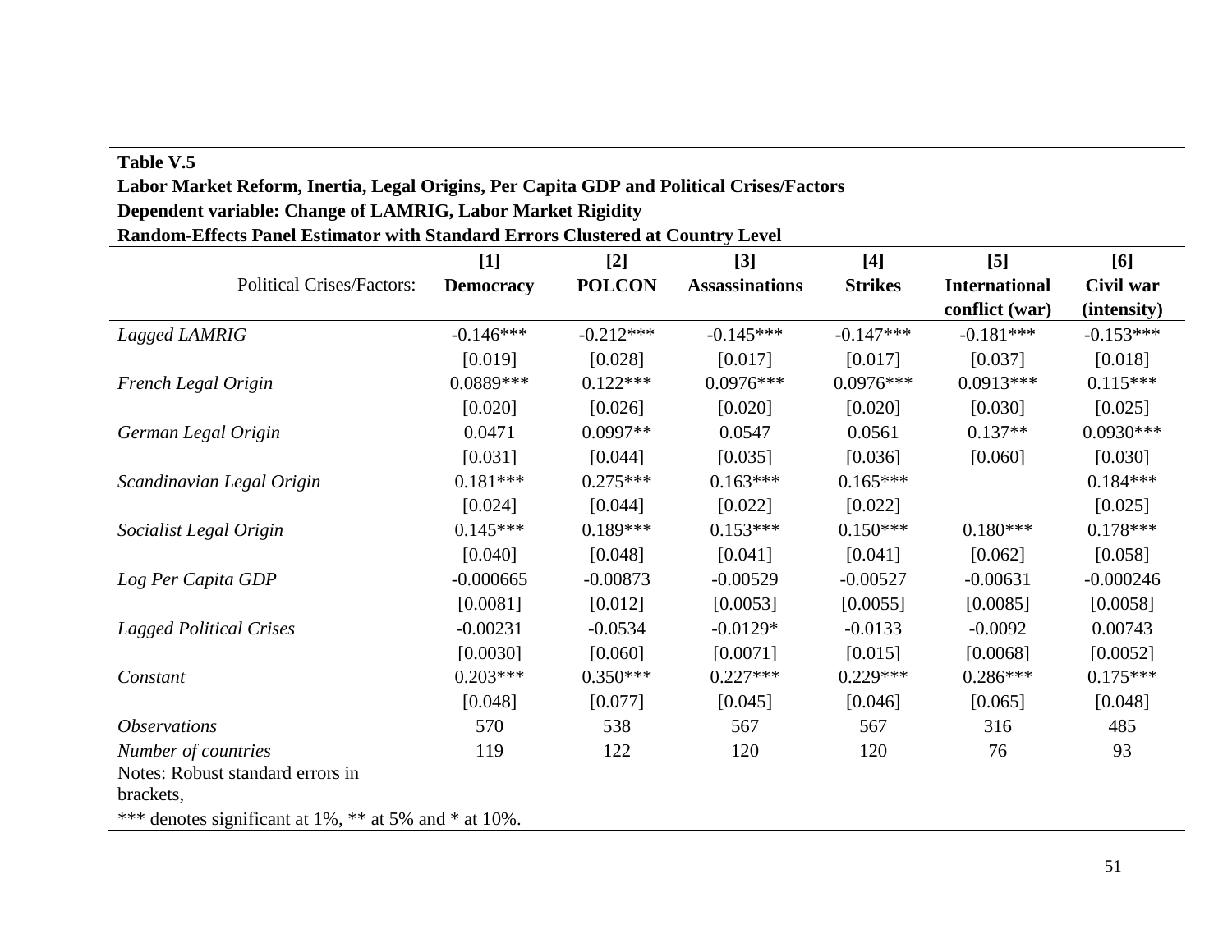**Table V.5**

**Labor Market Reform, Inertia, Legal Origins, Per Capita GDP and Political Crises/Factors**

**Dependent variable: Change of LAMRIG, Labor Market Rigidity**

**Random-Effects Panel Estimator with Standard Errors Clustered at Country Level**

| | [1] | [2] | [3] | [4] | [5] | [6] |
|---|---|---|---|---|---|---|
| Political Crises/Factors: | **Democracy** | **POLCON** | **Assassinations** | **Strikes** | **International conflict (war)** | **Civil war (intensity)** |
| *Lagged LAMRIG* | -0.146*** | -0.212*** | -0.145*** | -0.147*** | -0.181*** | -0.153*** |
| | [0.019] | [0.028] | [0.017] | [0.017] | [0.037] | [0.018] |
| *French Legal Origin* | 0.0889*** | 0.122*** | 0.0976*** | 0.0976*** | 0.0913*** | 0.115*** |
| | [0.020] | [0.026] | [0.020] | [0.020] | [0.030] | [0.025] |
| *German Legal Origin* | 0.0471 | 0.0997** | 0.0547 | 0.0561 | 0.137** | 0.0930*** |
| | [0.031] | [0.044] | [0.035] | [0.036] | [0.060] | [0.030] |
| *Scandinavian Legal Origin* | 0.181*** | 0.275*** | 0.163*** | 0.165*** | | 0.184*** |
| | [0.024] | [0.044] | [0.022] | [0.022] | | [0.025] |
| *Socialist Legal Origin* | 0.145*** | 0.189*** | 0.153*** | 0.150*** | 0.180*** | 0.178*** |
| | [0.040] | [0.048] | [0.041] | [0.041] | [0.062] | [0.058] |
| *Log Per Capita GDP* | -0.000665 | -0.00873 | -0.00529 | -0.00527 | -0.00631 | -0.000246 |
| | [0.0081] | [0.012] | [0.0053] | [0.0055] | [0.0085] | [0.0058] |
| *Lagged Political Crises* | -0.00231 | -0.0534 | -0.0129* | -0.0133 | -0.0092 | 0.00743 |
| | [0.0030] | [0.060] | [0.0071] | [0.015] | [0.0068] | [0.0052] |
| *Constant* | 0.203*** | 0.350*** | 0.227*** | 0.229*** | 0.286*** | 0.175*** |
| | [0.048] | [0.077] | [0.045] | [0.046] | [0.065] | [0.048] |
| *Observations* | 570 | 538 | 567 | 567 | 316 | 485 |
| *Number of countries* | 119 | 122 | 120 | 120 | 76 | 93 |

Notes: Robust standard errors in brackets,

*** denotes significant at 1%, ** at 5% and * at 10%.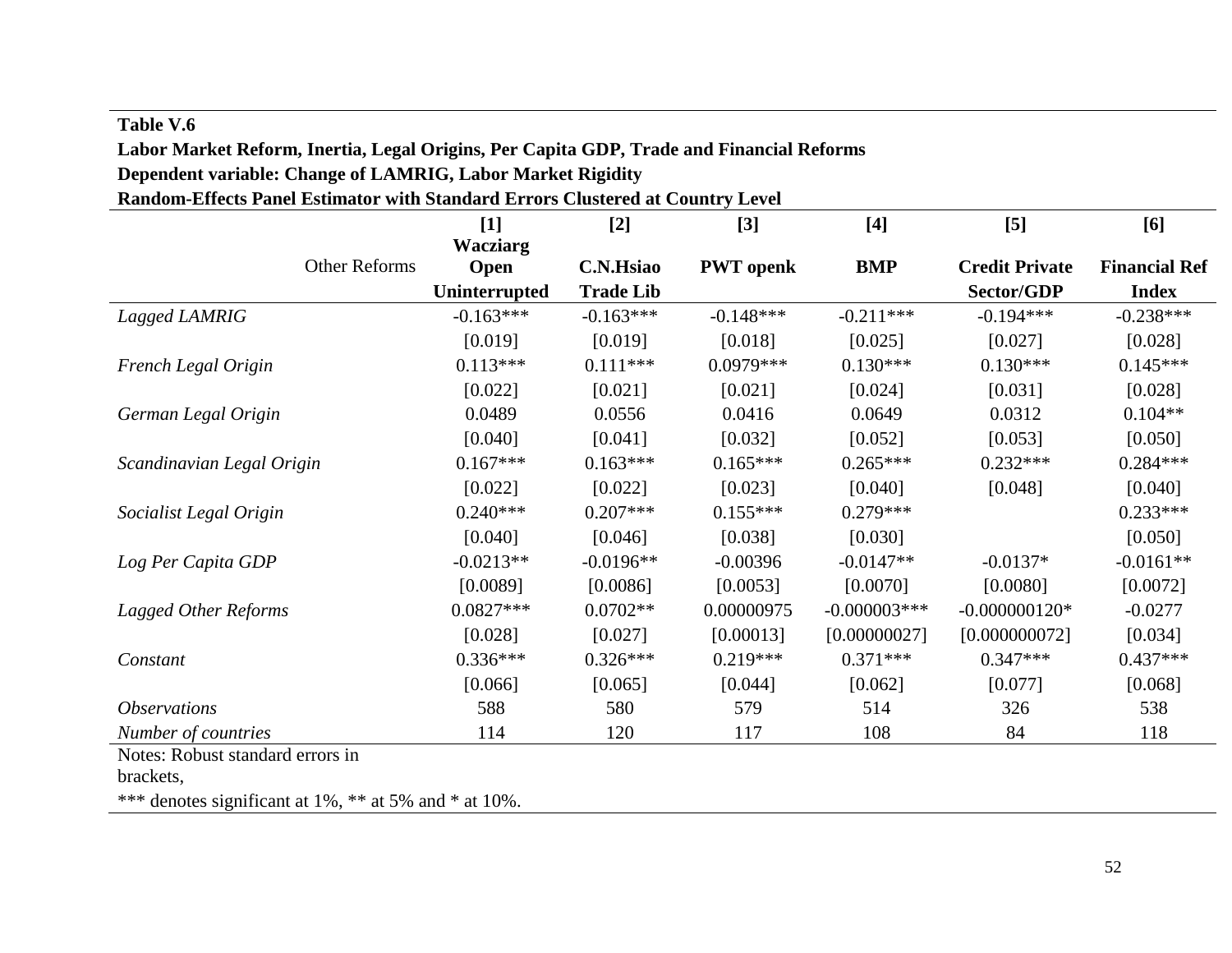**Table V.6**

**Labor Market Reform, Inertia, Legal Origins, Per Capita GDP, Trade and Financial Reforms**

**Dependent variable: Change of LAMRIG, Labor Market Rigidity**

**Random-Effects Panel Estimator with Standard Errors Clustered at Country Level**

| | [1] | [2] | [3] | [4] | [5] | [6] |
|---|---|---|---|---|---|---|
| Other Reforms | **Wacziarg Open Uninterrupted** | **C.N.Hsiao Trade Lib** | **PWT openk** | **BMP** | **Credit Private Sector/GDP** | **Financial Ref Index** |
| *Lagged LAMRIG* | -0.163*** | -0.163*** | -0.148*** | -0.211*** | -0.194*** | -0.238*** |
| | [0.019] | [0.019] | [0.018] | [0.025] | [0.027] | [0.028] |
| *French Legal Origin* | 0.113*** | 0.111*** | 0.0979*** | 0.130*** | 0.130*** | 0.145*** |
| | [0.022] | [0.021] | [0.021] | [0.024] | [0.031] | [0.028] |
| *German Legal Origin* | 0.0489 | 0.0556 | 0.0416 | 0.0649 | 0.0312 | 0.104** |
| | [0.040] | [0.041] | [0.032] | [0.052] | [0.053] | [0.050] |
| *Scandinavian Legal Origin* | 0.167*** | 0.163*** | 0.165*** | 0.265*** | 0.232*** | 0.284*** |
| | [0.022] | [0.022] | [0.023] | [0.040] | [0.048] | [0.040] |
| *Socialist Legal Origin* | 0.240*** | 0.207*** | 0.155*** | 0.279*** | | 0.233*** |
| | [0.040] | [0.046] | [0.038] | [0.030] | | [0.050] |
| *Log Per Capita GDP* | -0.0213** | -0.0196** | -0.00396 | -0.0147** | -0.0137* | -0.0161** |
| | [0.0089] | [0.0086] | [0.0053] | [0.0070] | [0.0080] | [0.0072] |
| *Lagged Other Reforms* | 0.0827*** | 0.0702** | 0.00000975 | -0.000003*** | -0.000000120* | -0.0277 |
| | [0.028] | [0.027] | [0.00013] | [0.00000027] | [0.000000072] | [0.034] |
| *Constant* | 0.336*** | 0.326*** | 0.219*** | 0.371*** | 0.347*** | 0.437*** |
| | [0.066] | [0.065] | [0.044] | [0.062] | [0.077] | [0.068] |
| *Observations* | 588 | 580 | 579 | 514 | 326 | 538 |
| *Number of countries* | 114 | 120 | 117 | 108 | 84 | 118 |

Notes: Robust standard errors in brackets,

*** denotes significant at 1%, ** at 5% and * at 10%.